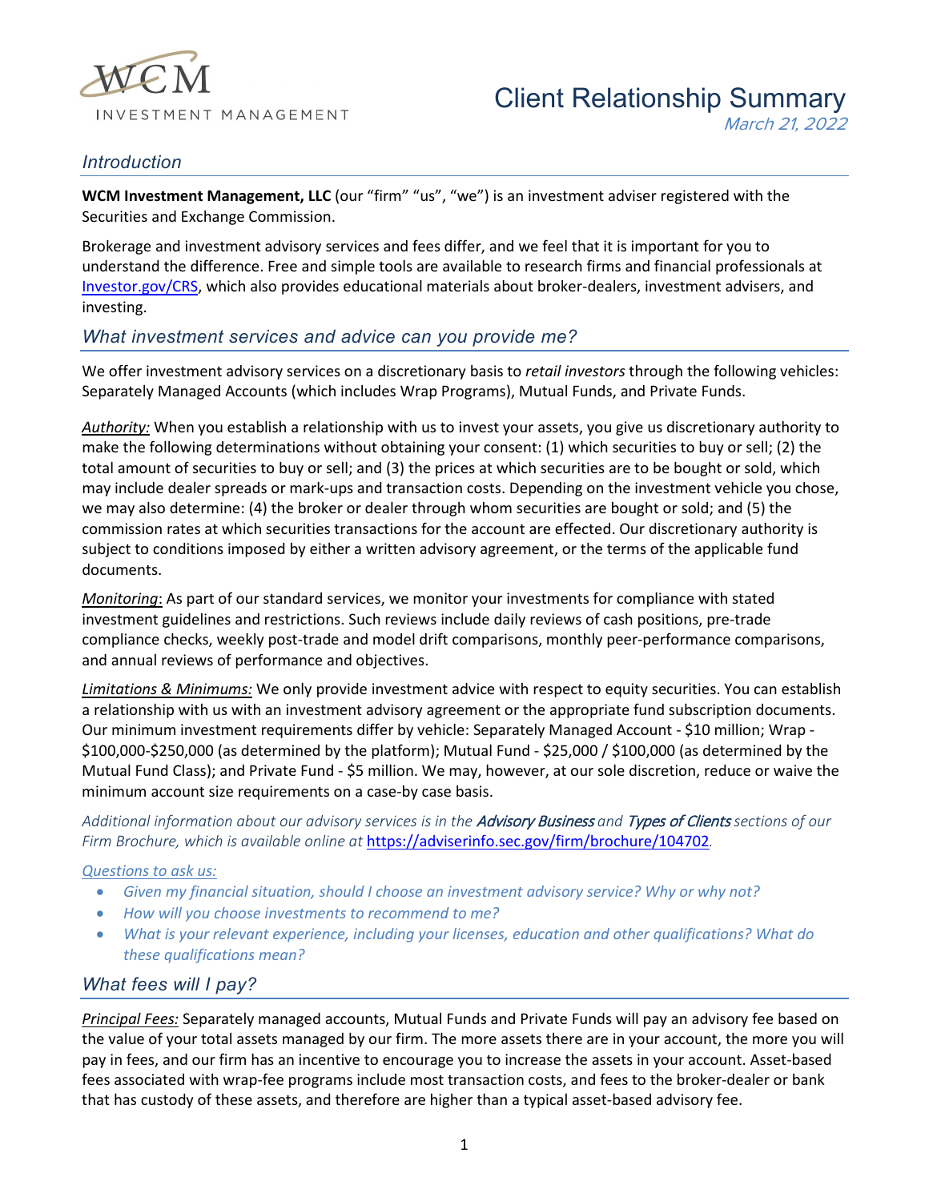WCM INVESTMENT MANAGEMENT

# Client Relationship Summary

*March 21, 2022*

## *Introduction*

**WCM Investment Management, LLC** (our "firm" "us", "we") is an investment adviser registered with the Securities and Exchange Commission.

Brokerage and investment advisory services and fees differ, and we feel that it is important for you to understand the difference. Free and simple tools are available to research firms and financial professionals at [Investor.gov/CRS](Investor.gov/CRS), which also provides educational materials about broker-dealers, investment advisers, and investing.

## *What investment services and advice can you provide me?*

We offer investment advisory services on a discretionary basis to *retail investors* through the following vehicles: Separately Managed Accounts (which includes Wrap Programs), Mutual Funds, and Private Funds.

*Authority:* When you establish a relationship with us to invest your assets, you give us discretionary authority to make the following determinations without obtaining your consent: (1) which securities to buy or sell; (2) the total amount of securities to buy or sell; and (3) the prices at which securities are to be bought or sold, which may include dealer spreads or mark-ups and transaction costs. Depending on the investment vehicle you chose, we may also determine: (4) the broker or dealer through whom securities are bought or sold; and (5) the commission rates at which securities transactions for the account are effected. Our discretionary authority is subject to conditions imposed by either a written advisory agreement, or the terms of the applicable fund documents.

*Monitoring*: As part of our standard services, we monitor your investments for compliance with stated investment guidelines and restrictions. Such reviews include daily reviews of cash positions, pre-trade compliance checks, weekly post-trade and model drift comparisons, monthly peer-performance comparisons, and annual reviews of performance and objectives.

*Limitations & Minimums:* We only provide investment advice with respect to equity securities. You can establish a relationship with us with an investment advisory agreement or the appropriate fund subscription documents. Our minimum investment requirements differ by vehicle: Separately Managed Account - $10 million; Wrap - $100,000-$250,000 (as determined by the platform); Mutual Fund - $25,000 / $100,000 (as determined by the Mutual Fund Class); and Private Fund - $5 million. We may, however, at our sole discretion, reduce or waive the minimum account size requirements on a case-by case basis.

*Additional information about our advisory services is in the **Advisory Business** and **Types of Clients** sections of our Firm Brochure, which is available online at* [https://adviserinfo.sec.gov/firm/brochure/104702](https://adviserinfo.sec.gov/firm/brochure/104702).

*Questions to ask us:*

- *Given my financial situation, should I choose an investment advisory service? Why or why not?*
- *How will you choose investments to recommend to me?*
- *What is your relevant experience, including your licenses, education and other qualifications? What do these qualifications mean?*

## *What fees will I pay?*

*Principal Fees:* Separately managed accounts, Mutual Funds and Private Funds will pay an advisory fee based on the value of your total assets managed by our firm. The more assets there are in your account, the more you will pay in fees, and our firm has an incentive to encourage you to increase the assets in your account. Asset-based fees associated with wrap-fee programs include most transaction costs, and fees to the broker-dealer or bank that has custody of these assets, and therefore are higher than a typical asset-based advisory fee.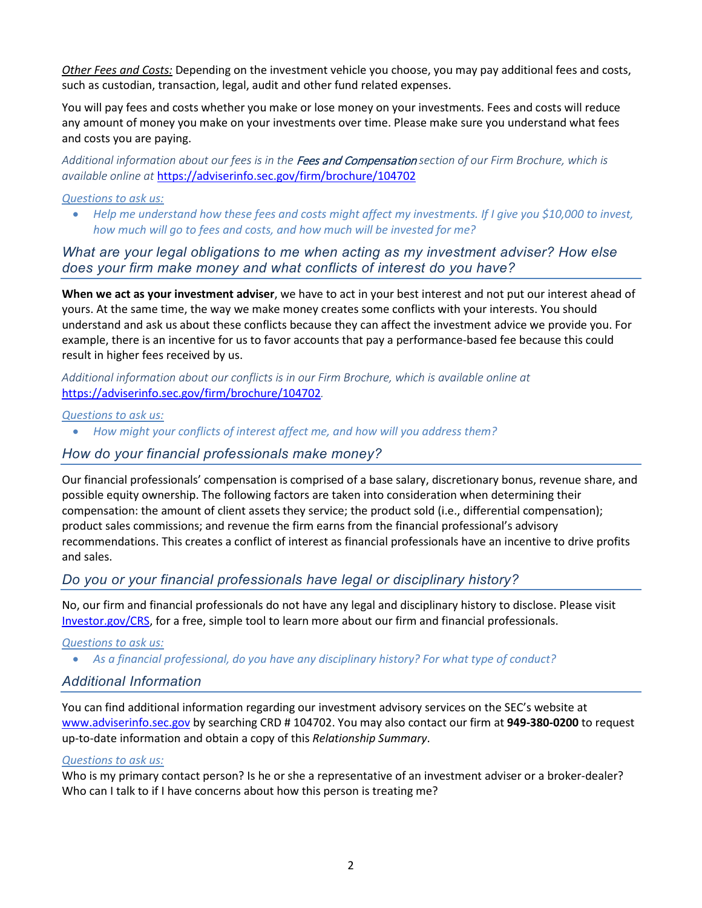*Other Fees and Costs:* Depending on the investment vehicle you choose, you may pay additional fees and costs, such as custodian, transaction, legal, audit and other fund related expenses.

You will pay fees and costs whether you make or lose money on your investments. Fees and costs will reduce any amount of money you make on your investments over time. Please make sure you understand what fees and costs you are paying.

*Additional information about our fees is in the **Fees and Compensation** section of our Firm Brochure, which is available online at* https://adviserinfo.sec.gov/firm/brochure/104702

*Questions to ask us:*

- *Help me understand how these fees and costs might affect my investments. If I give you $10,000 to invest, how much will go to fees and costs, and how much will be invested for me?*

## What are your legal obligations to me when acting as my investment adviser? How else does your firm make money and what conflicts of interest do you have?

**When we act as your investment adviser**, we have to act in your best interest and not put our interest ahead of yours. At the same time, the way we make money creates some conflicts with your interests. You should understand and ask us about these conflicts because they can affect the investment advice we provide you. For example, there is an incentive for us to favor accounts that pay a performance-based fee because this could result in higher fees received by us.

*Additional information about our conflicts is in our Firm Brochure, which is available online at* https://adviserinfo.sec.gov/firm/brochure/104702.

*Questions to ask us:*

- *How might your conflicts of interest affect me, and how will you address them?*

## How do your financial professionals make money?

Our financial professionals' compensation is comprised of a base salary, discretionary bonus, revenue share, and possible equity ownership. The following factors are taken into consideration when determining their compensation: the amount of client assets they service; the product sold (i.e., differential compensation); product sales commissions; and revenue the firm earns from the financial professional's advisory recommendations. This creates a conflict of interest as financial professionals have an incentive to drive profits and sales.

## Do you or your financial professionals have legal or disciplinary history?

No, our firm and financial professionals do not have any legal and disciplinary history to disclose. Please visit Investor.gov/CRS, for a free, simple tool to learn more about our firm and financial professionals.

*Questions to ask us:*

- *As a financial professional, do you have any disciplinary history? For what type of conduct?*

## Additional Information

You can find additional information regarding our investment advisory services on the SEC's website at www.adviserinfo.sec.gov by searching CRD # 104702. You may also contact our firm at **949-380-0200** to request up-to-date information and obtain a copy of this *Relationship Summary*.

*Questions to ask us:*

Who is my primary contact person? Is he or she a representative of an investment adviser or a broker-dealer? Who can I talk to if I have concerns about how this person is treating me?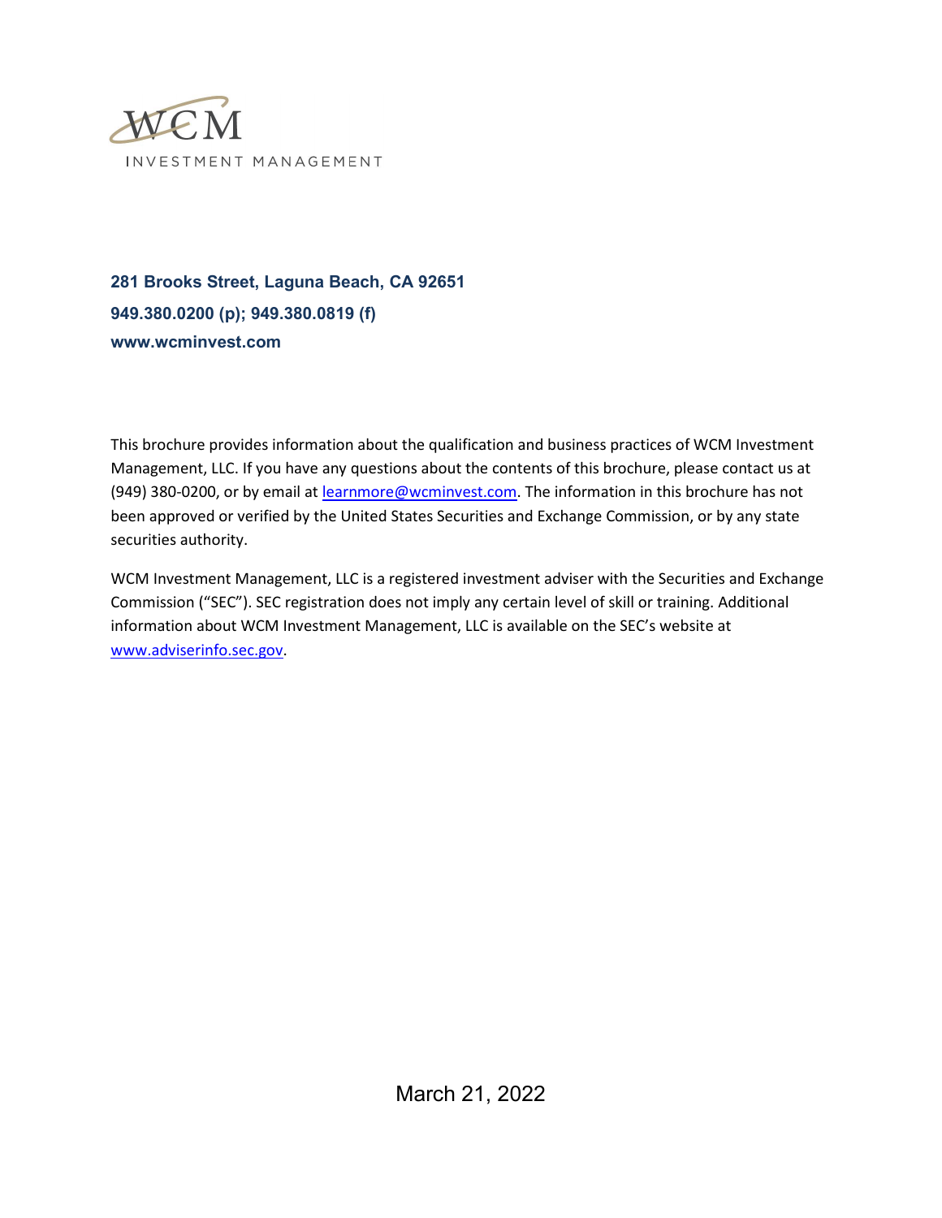WCM

INVESTMENT MANAGEMENT

**281 Brooks Street, Laguna Beach, CA 92651**

**949.380.0200 (p); 949.380.0819 (f)**

**www.wcminvest.com**

This brochure provides information about the qualification and business practices of WCM Investment Management, LLC. If you have any questions about the contents of this brochure, please contact us at (949) 380-0200, or by email at learnmore@wcminvest.com. The information in this brochure has not been approved or verified by the United States Securities and Exchange Commission, or by any state securities authority.

WCM Investment Management, LLC is a registered investment adviser with the Securities and Exchange Commission ("SEC"). SEC registration does not imply any certain level of skill or training. Additional information about WCM Investment Management, LLC is available on the SEC's website at www.adviserinfo.sec.gov.

March 21, 2022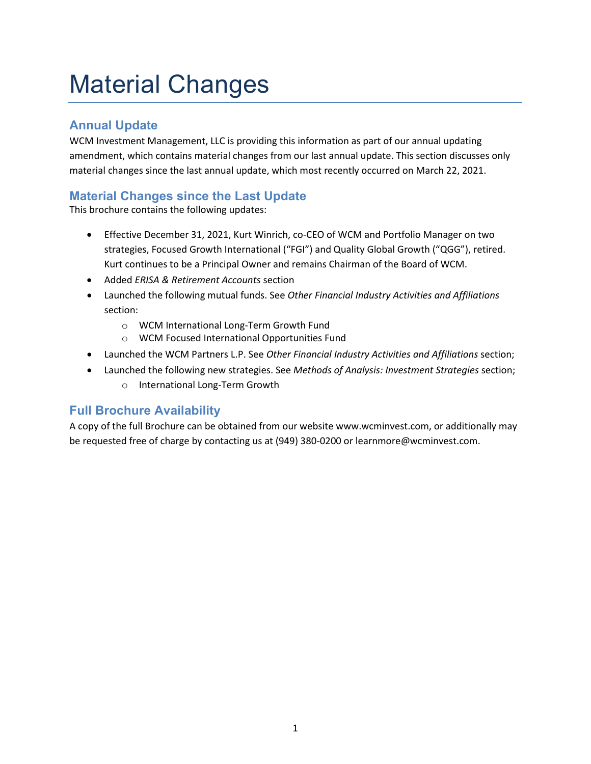# Material Changes

## Annual Update

WCM Investment Management, LLC is providing this information as part of our annual updating amendment, which contains material changes from our last annual update. This section discusses only material changes since the last annual update, which most recently occurred on March 22, 2021.

## Material Changes since the Last Update

This brochure contains the following updates:

- Effective December 31, 2021, Kurt Winrich, co-CEO of WCM and Portfolio Manager on two strategies, Focused Growth International ("FGI") and Quality Global Growth ("QGG"), retired. Kurt continues to be a Principal Owner and remains Chairman of the Board of WCM.
- Added *ERISA & Retirement Accounts* section
- Launched the following mutual funds. See *Other Financial Industry Activities and Affiliations* section:
  - WCM International Long-Term Growth Fund
  - WCM Focused International Opportunities Fund
- Launched the WCM Partners L.P. See *Other Financial Industry Activities and Affiliations* section;
- Launched the following new strategies. See *Methods of Analysis: Investment Strategies* section;
  - International Long-Term Growth

## Full Brochure Availability

A copy of the full Brochure can be obtained from our website www.wcminvest.com, or additionally may be requested free of charge by contacting us at (949) 380-0200 or learnmore@wcminvest.com.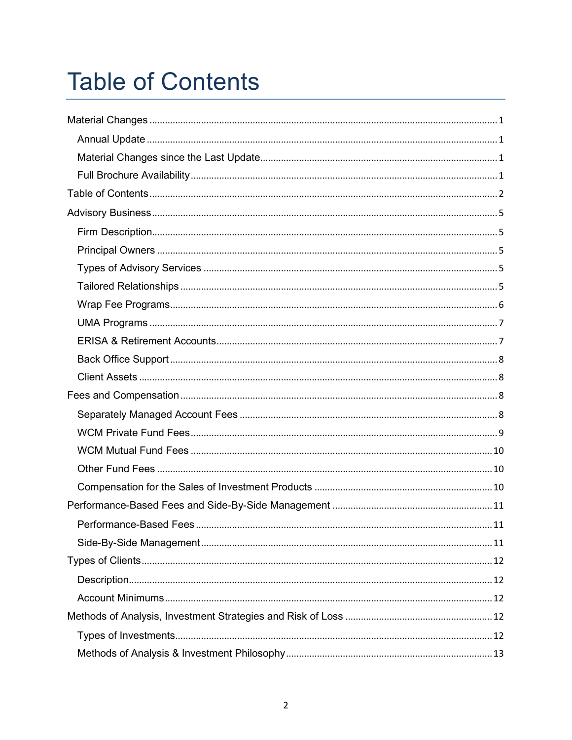# Table of Contents

Material Changes ... 1

- Annual Update ... 1
- Material Changes since the Last Update ... 1
- Full Brochure Availability ... 1

Table of Contents ... 2

Advisory Business ... 5

- Firm Description ... 5
- Principal Owners ... 5
- Types of Advisory Services ... 5
- Tailored Relationships ... 5
- Wrap Fee Programs ... 6
- UMA Programs ... 7
- ERISA & Retirement Accounts ... 7
- Back Office Support ... 8
- Client Assets ... 8

Fees and Compensation ... 8

- Separately Managed Account Fees ... 8
- WCM Private Fund Fees ... 9
- WCM Mutual Fund Fees ... 10
- Other Fund Fees ... 10
- Compensation for the Sales of Investment Products ... 10

Performance-Based Fees and Side-By-Side Management ... 11

- Performance-Based Fees ... 11
- Side-By-Side Management ... 11

Types of Clients ... 12

- Description ... 12
- Account Minimums ... 12

Methods of Analysis, Investment Strategies and Risk of Loss ... 12

- Types of Investments ... 12
- Methods of Analysis & Investment Philosophy ... 13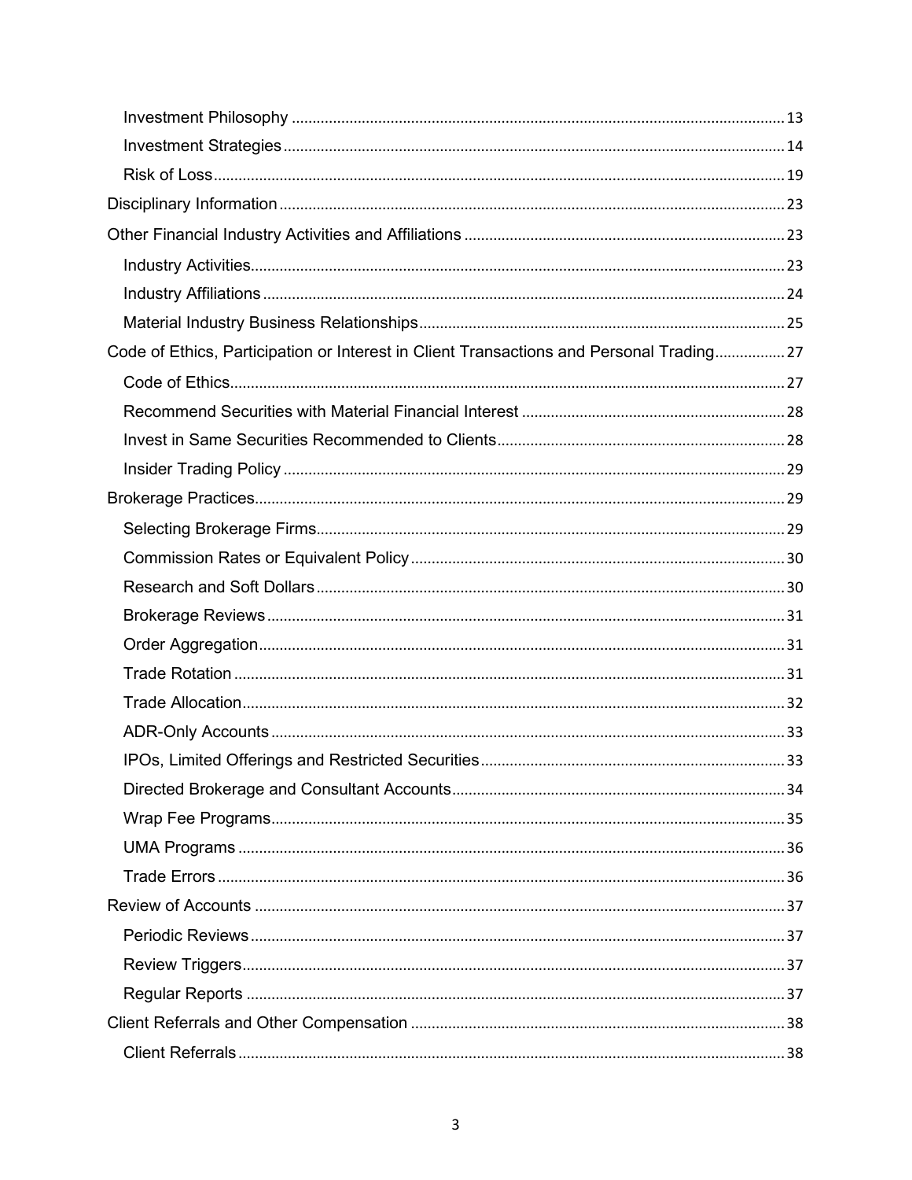- Investment Philosophy ........ 13
- Investment Strategies ........ 14
- Risk of Loss ........ 19

Disciplinary Information ........ 23

Other Financial Industry Activities and Affiliations ........ 23

- Industry Activities ........ 23
- Industry Affiliations ........ 24
- Material Industry Business Relationships ........ 25

Code of Ethics, Participation or Interest in Client Transactions and Personal Trading ........ 27

- Code of Ethics ........ 27
- Recommend Securities with Material Financial Interest ........ 28
- Invest in Same Securities Recommended to Clients ........ 28
- Insider Trading Policy ........ 29

Brokerage Practices ........ 29

- Selecting Brokerage Firms ........ 29
- Commission Rates or Equivalent Policy ........ 30
- Research and Soft Dollars ........ 30
- Brokerage Reviews ........ 31
- Order Aggregation ........ 31
- Trade Rotation ........ 31
- Trade Allocation ........ 32
- ADR-Only Accounts ........ 33
- IPOs, Limited Offerings and Restricted Securities ........ 33
- Directed Brokerage and Consultant Accounts ........ 34
- Wrap Fee Programs ........ 35
- UMA Programs ........ 36
- Trade Errors ........ 36

Review of Accounts ........ 37

- Periodic Reviews ........ 37
- Review Triggers ........ 37
- Regular Reports ........ 37

Client Referrals and Other Compensation ........ 38

- Client Referrals ........ 38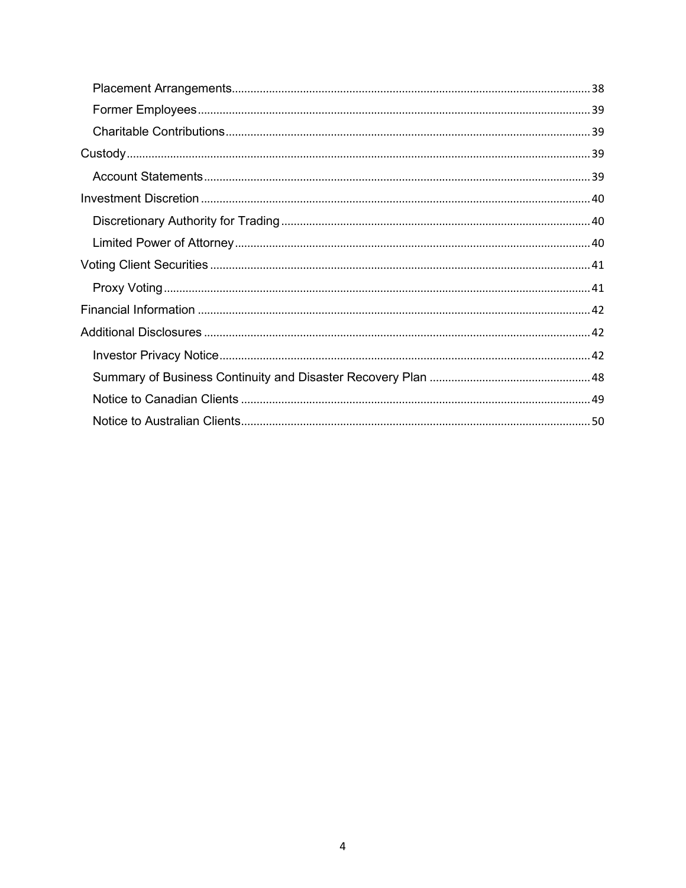- Placement Arrangements ........ 38
- Former Employees ........ 39
- Charitable Contributions ........ 39

Custody ........ 39

- Account Statements ........ 39

Investment Discretion ........ 40

- Discretionary Authority for Trading ........ 40
- Limited Power of Attorney ........ 40

Voting Client Securities ........ 41

- Proxy Voting ........ 41

Financial Information ........ 42

Additional Disclosures ........ 42

- Investor Privacy Notice ........ 42
- Summary of Business Continuity and Disaster Recovery Plan ........ 48
- Notice to Canadian Clients ........ 49
- Notice to Australian Clients ........ 50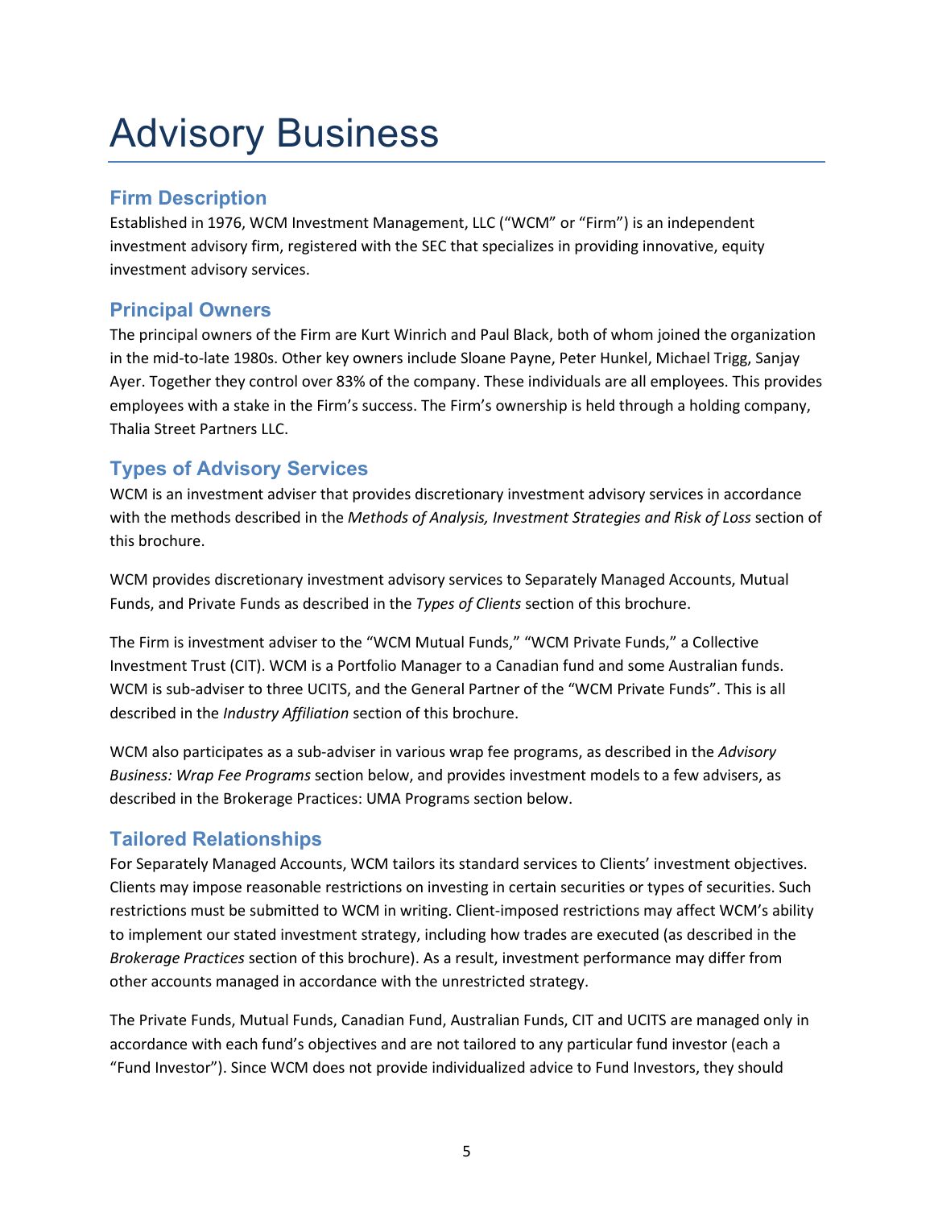# Advisory Business

## Firm Description

Established in 1976, WCM Investment Management, LLC ("WCM" or "Firm") is an independent investment advisory firm, registered with the SEC that specializes in providing innovative, equity investment advisory services.

## Principal Owners

The principal owners of the Firm are Kurt Winrich and Paul Black, both of whom joined the organization in the mid-to-late 1980s. Other key owners include Sloane Payne, Peter Hunkel, Michael Trigg, Sanjay Ayer. Together they control over 83% of the company. These individuals are all employees. This provides employees with a stake in the Firm's success. The Firm's ownership is held through a holding company, Thalia Street Partners LLC.

## Types of Advisory Services

WCM is an investment adviser that provides discretionary investment advisory services in accordance with the methods described in the *Methods of Analysis, Investment Strategies and Risk of Loss* section of this brochure.

WCM provides discretionary investment advisory services to Separately Managed Accounts, Mutual Funds, and Private Funds as described in the *Types of Clients* section of this brochure.

The Firm is investment adviser to the "WCM Mutual Funds," "WCM Private Funds," a Collective Investment Trust (CIT). WCM is a Portfolio Manager to a Canadian fund and some Australian funds. WCM is sub-adviser to three UCITS, and the General Partner of the "WCM Private Funds". This is all described in the *Industry Affiliation* section of this brochure.

WCM also participates as a sub-adviser in various wrap fee programs, as described in the *Advisory Business: Wrap Fee Programs* section below, and provides investment models to a few advisers, as described in the Brokerage Practices: UMA Programs section below.

## Tailored Relationships

For Separately Managed Accounts, WCM tailors its standard services to Clients' investment objectives. Clients may impose reasonable restrictions on investing in certain securities or types of securities. Such restrictions must be submitted to WCM in writing. Client-imposed restrictions may affect WCM's ability to implement our stated investment strategy, including how trades are executed (as described in the *Brokerage Practices* section of this brochure). As a result, investment performance may differ from other accounts managed in accordance with the unrestricted strategy.

The Private Funds, Mutual Funds, Canadian Fund, Australian Funds, CIT and UCITS are managed only in accordance with each fund's objectives and are not tailored to any particular fund investor (each a "Fund Investor"). Since WCM does not provide individualized advice to Fund Investors, they should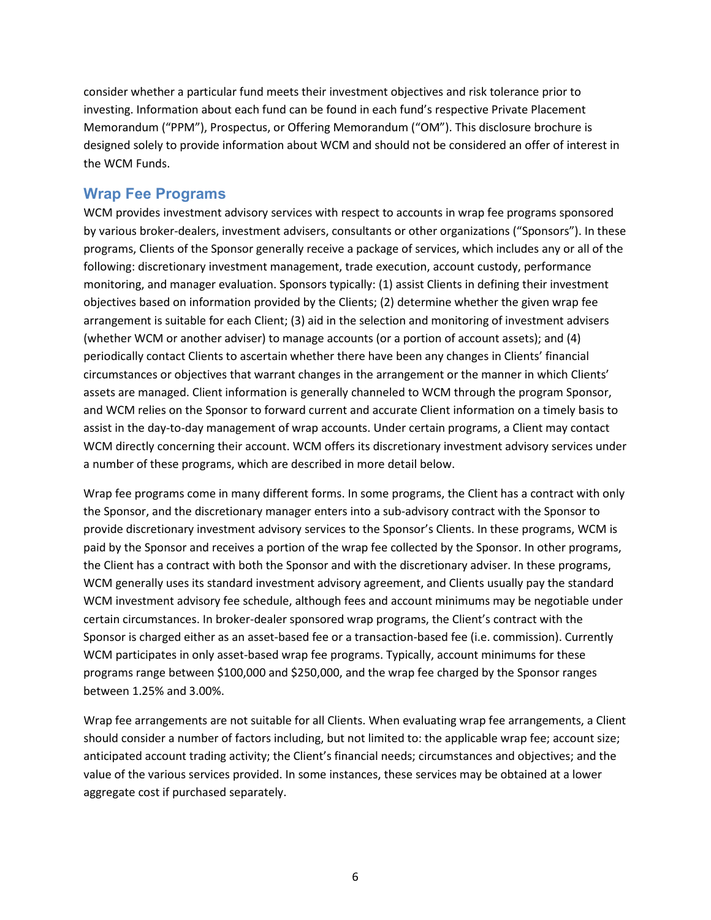consider whether a particular fund meets their investment objectives and risk tolerance prior to investing. Information about each fund can be found in each fund's respective Private Placement Memorandum ("PPM"), Prospectus, or Offering Memorandum ("OM"). This disclosure brochure is designed solely to provide information about WCM and should not be considered an offer of interest in the WCM Funds.

## Wrap Fee Programs

WCM provides investment advisory services with respect to accounts in wrap fee programs sponsored by various broker-dealers, investment advisers, consultants or other organizations ("Sponsors"). In these programs, Clients of the Sponsor generally receive a package of services, which includes any or all of the following: discretionary investment management, trade execution, account custody, performance monitoring, and manager evaluation. Sponsors typically: (1) assist Clients in defining their investment objectives based on information provided by the Clients; (2) determine whether the given wrap fee arrangement is suitable for each Client; (3) aid in the selection and monitoring of investment advisers (whether WCM or another adviser) to manage accounts (or a portion of account assets); and (4) periodically contact Clients to ascertain whether there have been any changes in Clients' financial circumstances or objectives that warrant changes in the arrangement or the manner in which Clients' assets are managed. Client information is generally channeled to WCM through the program Sponsor, and WCM relies on the Sponsor to forward current and accurate Client information on a timely basis to assist in the day-to-day management of wrap accounts. Under certain programs, a Client may contact WCM directly concerning their account. WCM offers its discretionary investment advisory services under a number of these programs, which are described in more detail below.

Wrap fee programs come in many different forms. In some programs, the Client has a contract with only the Sponsor, and the discretionary manager enters into a sub-advisory contract with the Sponsor to provide discretionary investment advisory services to the Sponsor's Clients. In these programs, WCM is paid by the Sponsor and receives a portion of the wrap fee collected by the Sponsor. In other programs, the Client has a contract with both the Sponsor and with the discretionary adviser. In these programs, WCM generally uses its standard investment advisory agreement, and Clients usually pay the standard WCM investment advisory fee schedule, although fees and account minimums may be negotiable under certain circumstances. In broker-dealer sponsored wrap programs, the Client's contract with the Sponsor is charged either as an asset-based fee or a transaction-based fee (i.e. commission). Currently WCM participates in only asset-based wrap fee programs. Typically, account minimums for these programs range between $100,000 and $250,000, and the wrap fee charged by the Sponsor ranges between 1.25% and 3.00%.

Wrap fee arrangements are not suitable for all Clients. When evaluating wrap fee arrangements, a Client should consider a number of factors including, but not limited to: the applicable wrap fee; account size; anticipated account trading activity; the Client's financial needs; circumstances and objectives; and the value of the various services provided. In some instances, these services may be obtained at a lower aggregate cost if purchased separately.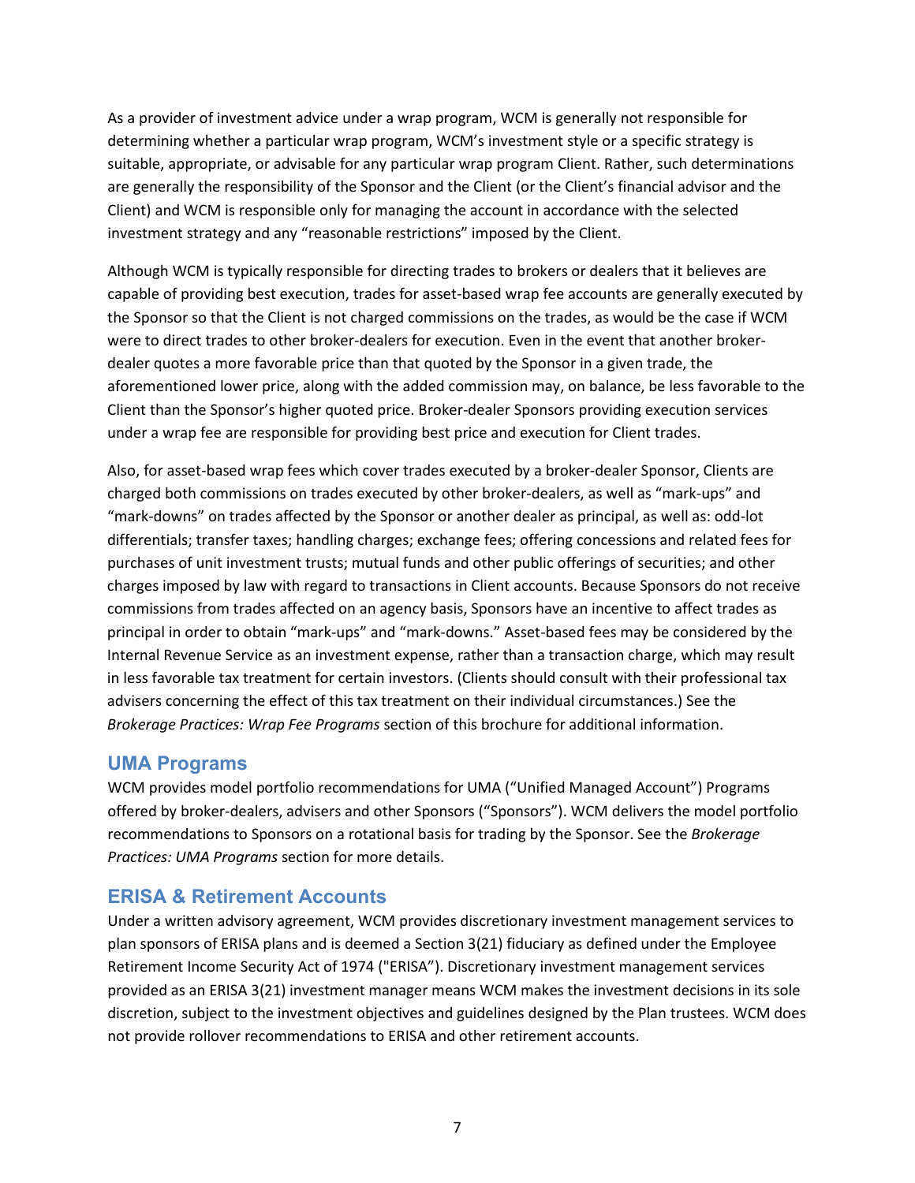As a provider of investment advice under a wrap program, WCM is generally not responsible for determining whether a particular wrap program, WCM's investment style or a specific strategy is suitable, appropriate, or advisable for any particular wrap program Client. Rather, such determinations are generally the responsibility of the Sponsor and the Client (or the Client's financial advisor and the Client) and WCM is responsible only for managing the account in accordance with the selected investment strategy and any "reasonable restrictions" imposed by the Client.

Although WCM is typically responsible for directing trades to brokers or dealers that it believes are capable of providing best execution, trades for asset-based wrap fee accounts are generally executed by the Sponsor so that the Client is not charged commissions on the trades, as would be the case if WCM were to direct trades to other broker-dealers for execution. Even in the event that another broker-dealer quotes a more favorable price than that quoted by the Sponsor in a given trade, the aforementioned lower price, along with the added commission may, on balance, be less favorable to the Client than the Sponsor's higher quoted price. Broker-dealer Sponsors providing execution services under a wrap fee are responsible for providing best price and execution for Client trades.

Also, for asset-based wrap fees which cover trades executed by a broker-dealer Sponsor, Clients are charged both commissions on trades executed by other broker-dealers, as well as "mark-ups" and "mark-downs" on trades affected by the Sponsor or another dealer as principal, as well as: odd-lot differentials; transfer taxes; handling charges; exchange fees; offering concessions and related fees for purchases of unit investment trusts; mutual funds and other public offerings of securities; and other charges imposed by law with regard to transactions in Client accounts. Because Sponsors do not receive commissions from trades affected on an agency basis, Sponsors have an incentive to affect trades as principal in order to obtain "mark-ups" and "mark-downs." Asset-based fees may be considered by the Internal Revenue Service as an investment expense, rather than a transaction charge, which may result in less favorable tax treatment for certain investors. (Clients should consult with their professional tax advisers concerning the effect of this tax treatment on their individual circumstances.) See the *Brokerage Practices: Wrap Fee Programs* section of this brochure for additional information.

## UMA Programs

WCM provides model portfolio recommendations for UMA ("Unified Managed Account") Programs offered by broker-dealers, advisers and other Sponsors ("Sponsors"). WCM delivers the model portfolio recommendations to Sponsors on a rotational basis for trading by the Sponsor. See the *Brokerage Practices: UMA Programs* section for more details.

## ERISA & Retirement Accounts

Under a written advisory agreement, WCM provides discretionary investment management services to plan sponsors of ERISA plans and is deemed a Section 3(21) fiduciary as defined under the Employee Retirement Income Security Act of 1974 ("ERISA"). Discretionary investment management services provided as an ERISA 3(21) investment manager means WCM makes the investment decisions in its sole discretion, subject to the investment objectives and guidelines designed by the Plan trustees. WCM does not provide rollover recommendations to ERISA and other retirement accounts.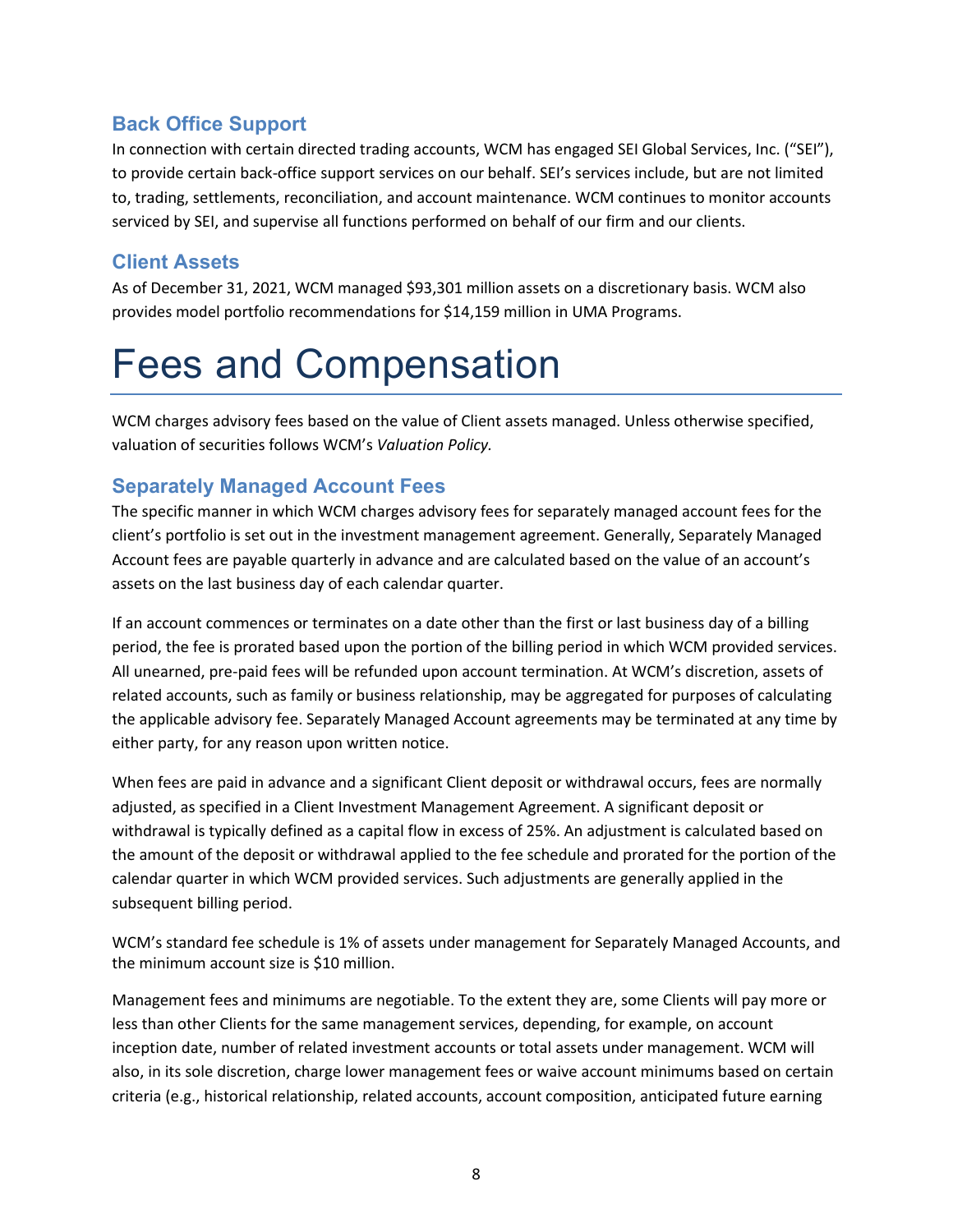## Back Office Support

In connection with certain directed trading accounts, WCM has engaged SEI Global Services, Inc. ("SEI"), to provide certain back-office support services on our behalf. SEI's services include, but are not limited to, trading, settlements, reconciliation, and account maintenance. WCM continues to monitor accounts serviced by SEI, and supervise all functions performed on behalf of our firm and our clients.

## Client Assets

As of December 31, 2021, WCM managed $93,301 million assets on a discretionary basis. WCM also provides model portfolio recommendations for $14,159 million in UMA Programs.

# Fees and Compensation

WCM charges advisory fees based on the value of Client assets managed. Unless otherwise specified, valuation of securities follows WCM's *Valuation Policy.*

## Separately Managed Account Fees

The specific manner in which WCM charges advisory fees for separately managed account fees for the client's portfolio is set out in the investment management agreement. Generally, Separately Managed Account fees are payable quarterly in advance and are calculated based on the value of an account's assets on the last business day of each calendar quarter.

If an account commences or terminates on a date other than the first or last business day of a billing period, the fee is prorated based upon the portion of the billing period in which WCM provided services. All unearned, pre-paid fees will be refunded upon account termination. At WCM's discretion, assets of related accounts, such as family or business relationship, may be aggregated for purposes of calculating the applicable advisory fee. Separately Managed Account agreements may be terminated at any time by either party, for any reason upon written notice.

When fees are paid in advance and a significant Client deposit or withdrawal occurs, fees are normally adjusted, as specified in a Client Investment Management Agreement. A significant deposit or withdrawal is typically defined as a capital flow in excess of 25%. An adjustment is calculated based on the amount of the deposit or withdrawal applied to the fee schedule and prorated for the portion of the calendar quarter in which WCM provided services. Such adjustments are generally applied in the subsequent billing period.

WCM's standard fee schedule is 1% of assets under management for Separately Managed Accounts, and the minimum account size is $10 million.

Management fees and minimums are negotiable. To the extent they are, some Clients will pay more or less than other Clients for the same management services, depending, for example, on account inception date, number of related investment accounts or total assets under management. WCM will also, in its sole discretion, charge lower management fees or waive account minimums based on certain criteria (e.g., historical relationship, related accounts, account composition, anticipated future earning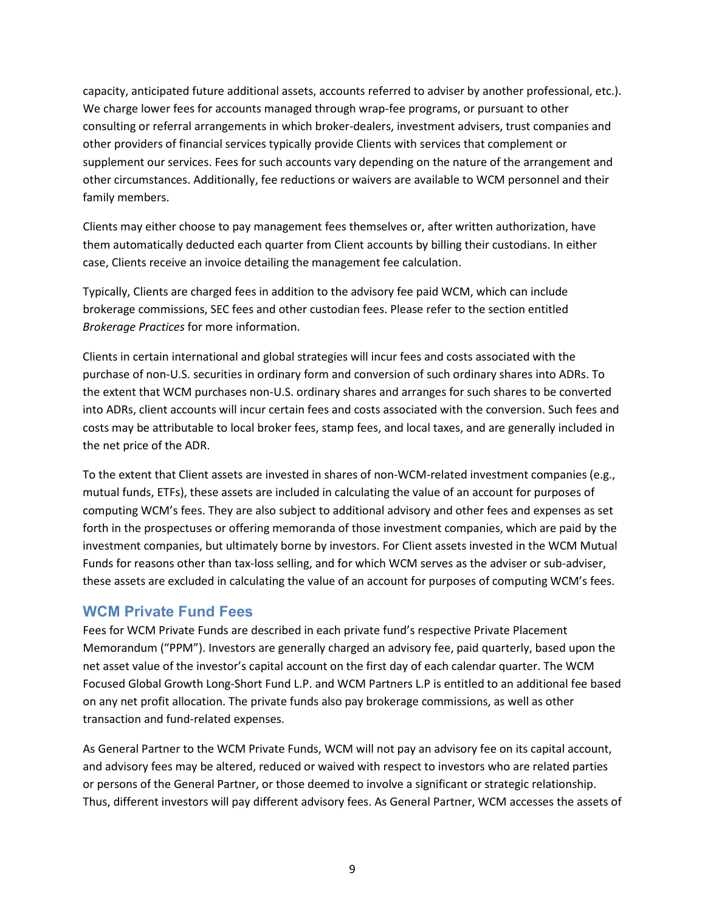capacity, anticipated future additional assets, accounts referred to adviser by another professional, etc.). We charge lower fees for accounts managed through wrap-fee programs, or pursuant to other consulting or referral arrangements in which broker-dealers, investment advisers, trust companies and other providers of financial services typically provide Clients with services that complement or supplement our services. Fees for such accounts vary depending on the nature of the arrangement and other circumstances. Additionally, fee reductions or waivers are available to WCM personnel and their family members.

Clients may either choose to pay management fees themselves or, after written authorization, have them automatically deducted each quarter from Client accounts by billing their custodians. In either case, Clients receive an invoice detailing the management fee calculation.

Typically, Clients are charged fees in addition to the advisory fee paid WCM, which can include brokerage commissions, SEC fees and other custodian fees. Please refer to the section entitled *Brokerage Practices* for more information.

Clients in certain international and global strategies will incur fees and costs associated with the purchase of non-U.S. securities in ordinary form and conversion of such ordinary shares into ADRs. To the extent that WCM purchases non-U.S. ordinary shares and arranges for such shares to be converted into ADRs, client accounts will incur certain fees and costs associated with the conversion. Such fees and costs may be attributable to local broker fees, stamp fees, and local taxes, and are generally included in the net price of the ADR.

To the extent that Client assets are invested in shares of non-WCM-related investment companies (e.g., mutual funds, ETFs), these assets are included in calculating the value of an account for purposes of computing WCM's fees. They are also subject to additional advisory and other fees and expenses as set forth in the prospectuses or offering memoranda of those investment companies, which are paid by the investment companies, but ultimately borne by investors. For Client assets invested in the WCM Mutual Funds for reasons other than tax-loss selling, and for which WCM serves as the adviser or sub-adviser, these assets are excluded in calculating the value of an account for purposes of computing WCM's fees.

## WCM Private Fund Fees

Fees for WCM Private Funds are described in each private fund's respective Private Placement Memorandum ("PPM"). Investors are generally charged an advisory fee, paid quarterly, based upon the net asset value of the investor's capital account on the first day of each calendar quarter. The WCM Focused Global Growth Long-Short Fund L.P. and WCM Partners L.P is entitled to an additional fee based on any net profit allocation. The private funds also pay brokerage commissions, as well as other transaction and fund-related expenses.

As General Partner to the WCM Private Funds, WCM will not pay an advisory fee on its capital account, and advisory fees may be altered, reduced or waived with respect to investors who are related parties or persons of the General Partner, or those deemed to involve a significant or strategic relationship. Thus, different investors will pay different advisory fees. As General Partner, WCM accesses the assets of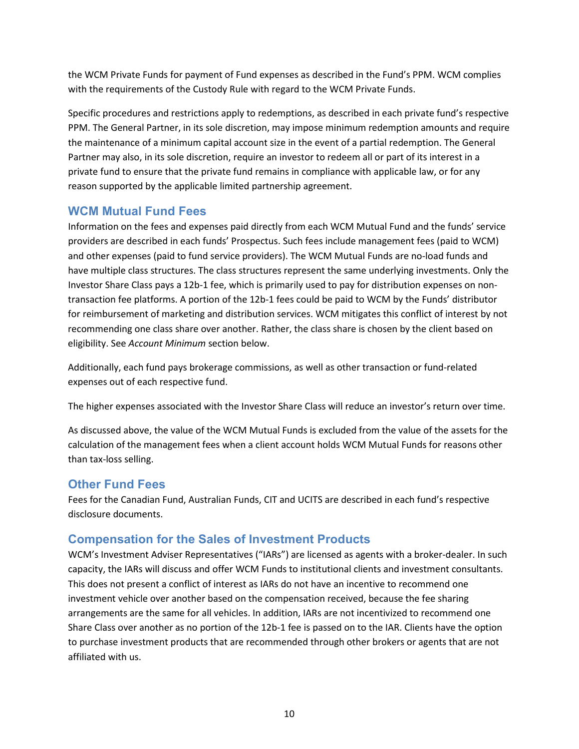the WCM Private Funds for payment of Fund expenses as described in the Fund's PPM. WCM complies with the requirements of the Custody Rule with regard to the WCM Private Funds.

Specific procedures and restrictions apply to redemptions, as described in each private fund's respective PPM. The General Partner, in its sole discretion, may impose minimum redemption amounts and require the maintenance of a minimum capital account size in the event of a partial redemption. The General Partner may also, in its sole discretion, require an investor to redeem all or part of its interest in a private fund to ensure that the private fund remains in compliance with applicable law, or for any reason supported by the applicable limited partnership agreement.

## WCM Mutual Fund Fees

Information on the fees and expenses paid directly from each WCM Mutual Fund and the funds' service providers are described in each funds' Prospectus. Such fees include management fees (paid to WCM) and other expenses (paid to fund service providers). The WCM Mutual Funds are no-load funds and have multiple class structures. The class structures represent the same underlying investments. Only the Investor Share Class pays a 12b-1 fee, which is primarily used to pay for distribution expenses on non-transaction fee platforms. A portion of the 12b-1 fees could be paid to WCM by the Funds' distributor for reimbursement of marketing and distribution services. WCM mitigates this conflict of interest by not recommending one class share over another. Rather, the class share is chosen by the client based on eligibility. See *Account Minimum* section below.

Additionally, each fund pays brokerage commissions, as well as other transaction or fund-related expenses out of each respective fund.

The higher expenses associated with the Investor Share Class will reduce an investor's return over time.

As discussed above, the value of the WCM Mutual Funds is excluded from the value of the assets for the calculation of the management fees when a client account holds WCM Mutual Funds for reasons other than tax-loss selling.

## Other Fund Fees

Fees for the Canadian Fund, Australian Funds, CIT and UCITS are described in each fund's respective disclosure documents.

## Compensation for the Sales of Investment Products

WCM's Investment Adviser Representatives ("IARs") are licensed as agents with a broker-dealer. In such capacity, the IARs will discuss and offer WCM Funds to institutional clients and investment consultants. This does not present a conflict of interest as IARs do not have an incentive to recommend one investment vehicle over another based on the compensation received, because the fee sharing arrangements are the same for all vehicles. In addition, IARs are not incentivized to recommend one Share Class over another as no portion of the 12b-1 fee is passed on to the IAR. Clients have the option to purchase investment products that are recommended through other brokers or agents that are not affiliated with us.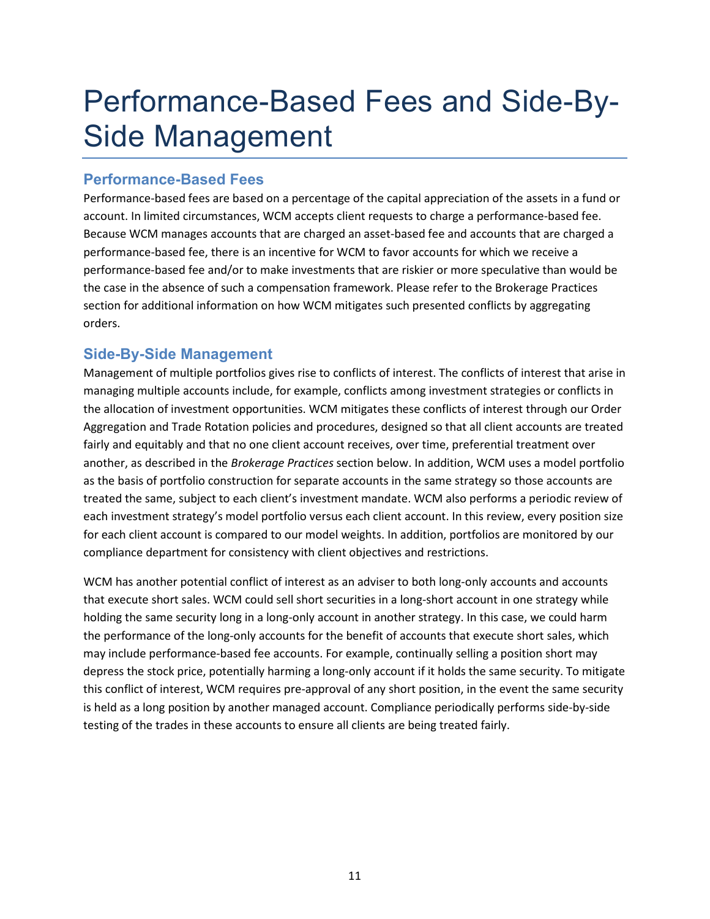# Performance-Based Fees and Side-By-Side Management

## Performance-Based Fees

Performance-based fees are based on a percentage of the capital appreciation of the assets in a fund or account. In limited circumstances, WCM accepts client requests to charge a performance-based fee. Because WCM manages accounts that are charged an asset-based fee and accounts that are charged a performance-based fee, there is an incentive for WCM to favor accounts for which we receive a performance-based fee and/or to make investments that are riskier or more speculative than would be the case in the absence of such a compensation framework. Please refer to the Brokerage Practices section for additional information on how WCM mitigates such presented conflicts by aggregating orders.

## Side-By-Side Management

Management of multiple portfolios gives rise to conflicts of interest. The conflicts of interest that arise in managing multiple accounts include, for example, conflicts among investment strategies or conflicts in the allocation of investment opportunities. WCM mitigates these conflicts of interest through our Order Aggregation and Trade Rotation policies and procedures, designed so that all client accounts are treated fairly and equitably and that no one client account receives, over time, preferential treatment over another, as described in the *Brokerage Practices* section below. In addition, WCM uses a model portfolio as the basis of portfolio construction for separate accounts in the same strategy so those accounts are treated the same, subject to each client's investment mandate. WCM also performs a periodic review of each investment strategy's model portfolio versus each client account. In this review, every position size for each client account is compared to our model weights. In addition, portfolios are monitored by our compliance department for consistency with client objectives and restrictions.

WCM has another potential conflict of interest as an adviser to both long-only accounts and accounts that execute short sales. WCM could sell short securities in a long-short account in one strategy while holding the same security long in a long-only account in another strategy. In this case, we could harm the performance of the long-only accounts for the benefit of accounts that execute short sales, which may include performance-based fee accounts. For example, continually selling a position short may depress the stock price, potentially harming a long-only account if it holds the same security. To mitigate this conflict of interest, WCM requires pre-approval of any short position, in the event the same security is held as a long position by another managed account. Compliance periodically performs side-by-side testing of the trades in these accounts to ensure all clients are being treated fairly.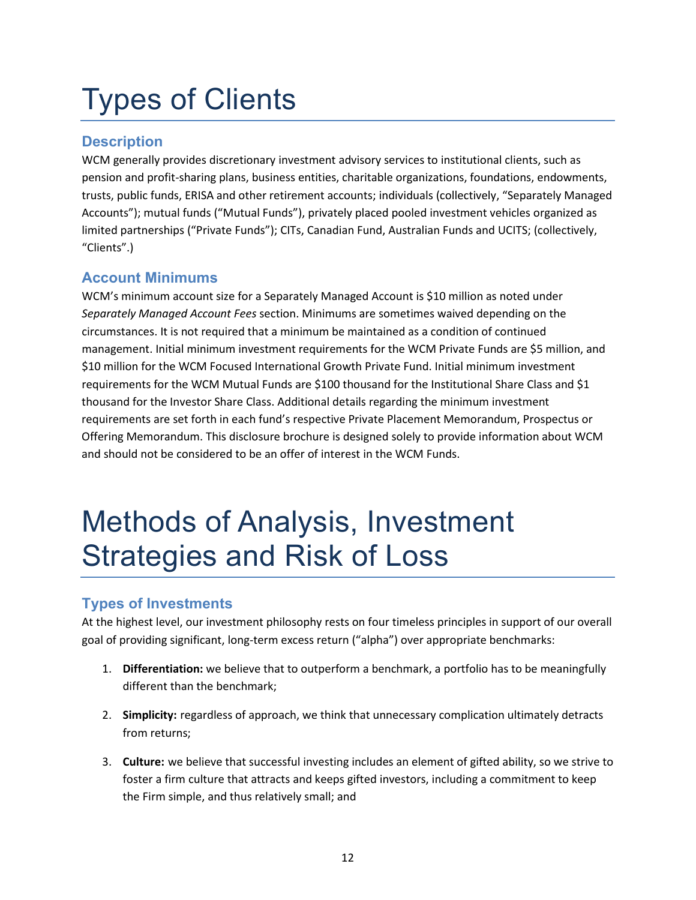# Types of Clients

## Description

WCM generally provides discretionary investment advisory services to institutional clients, such as pension and profit-sharing plans, business entities, charitable organizations, foundations, endowments, trusts, public funds, ERISA and other retirement accounts; individuals (collectively, "Separately Managed Accounts"); mutual funds ("Mutual Funds"), privately placed pooled investment vehicles organized as limited partnerships ("Private Funds"); CITs, Canadian Fund, Australian Funds and UCITS; (collectively, "Clients".)

## Account Minimums

WCM's minimum account size for a Separately Managed Account is $10 million as noted under *Separately Managed Account Fees* section. Minimums are sometimes waived depending on the circumstances. It is not required that a minimum be maintained as a condition of continued management. Initial minimum investment requirements for the WCM Private Funds are $5 million, and $10 million for the WCM Focused International Growth Private Fund. Initial minimum investment requirements for the WCM Mutual Funds are $100 thousand for the Institutional Share Class and $1 thousand for the Investor Share Class. Additional details regarding the minimum investment requirements are set forth in each fund's respective Private Placement Memorandum, Prospectus or Offering Memorandum. This disclosure brochure is designed solely to provide information about WCM and should not be considered to be an offer of interest in the WCM Funds.

# Methods of Analysis, Investment Strategies and Risk of Loss

## Types of Investments

At the highest level, our investment philosophy rests on four timeless principles in support of our overall goal of providing significant, long-term excess return ("alpha") over appropriate benchmarks:

1. **Differentiation:** we believe that to outperform a benchmark, a portfolio has to be meaningfully different than the benchmark;
2. **Simplicity:** regardless of approach, we think that unnecessary complication ultimately detracts from returns;
3. **Culture:** we believe that successful investing includes an element of gifted ability, so we strive to foster a firm culture that attracts and keeps gifted investors, including a commitment to keep the Firm simple, and thus relatively small; and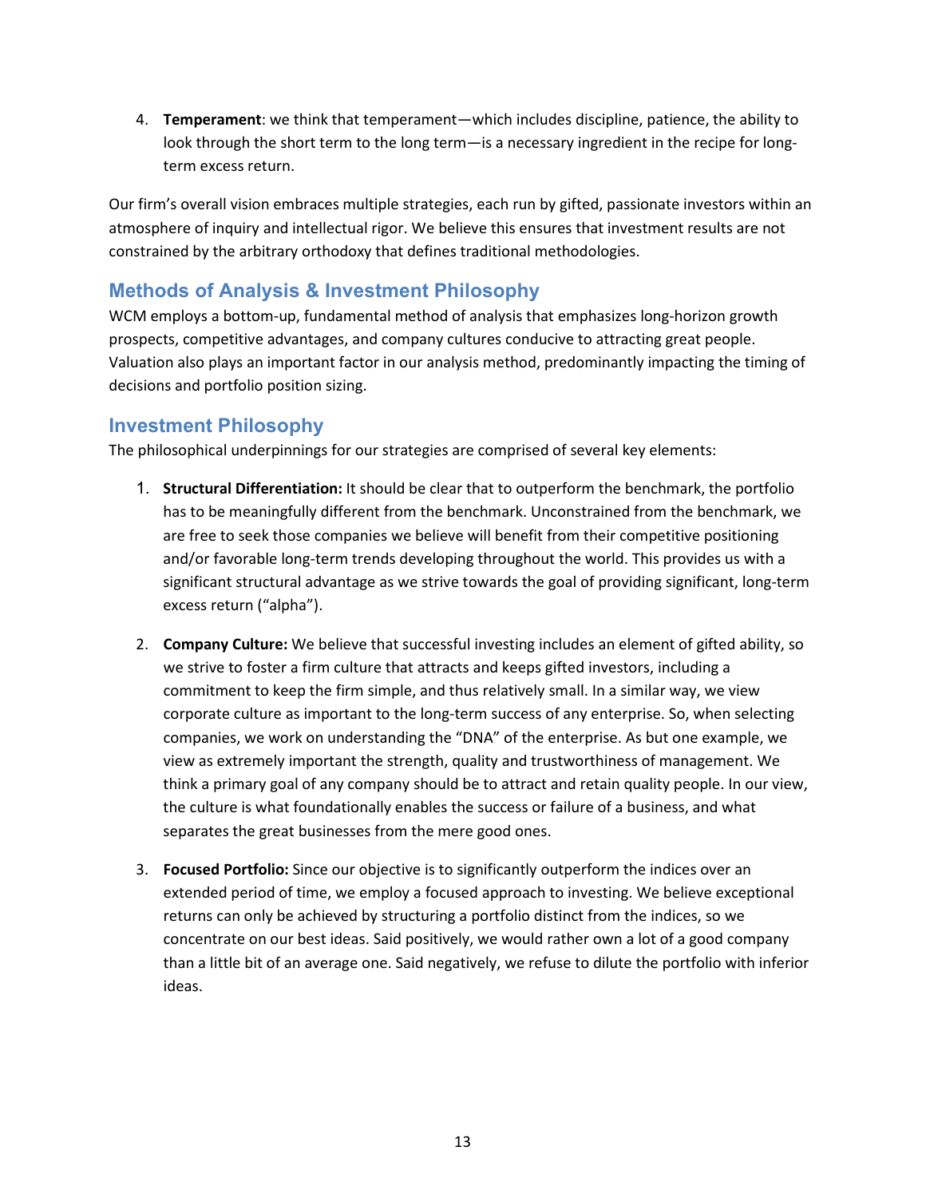4. **Temperament**: we think that temperament—which includes discipline, patience, the ability to look through the short term to the long term—is a necessary ingredient in the recipe for long-term excess return.

Our firm's overall vision embraces multiple strategies, each run by gifted, passionate investors within an atmosphere of inquiry and intellectual rigor. We believe this ensures that investment results are not constrained by the arbitrary orthodoxy that defines traditional methodologies.

## Methods of Analysis & Investment Philosophy

WCM employs a bottom-up, fundamental method of analysis that emphasizes long-horizon growth prospects, competitive advantages, and company cultures conducive to attracting great people. Valuation also plays an important factor in our analysis method, predominantly impacting the timing of decisions and portfolio position sizing.

## Investment Philosophy

The philosophical underpinnings for our strategies are comprised of several key elements:

1. **Structural Differentiation:** It should be clear that to outperform the benchmark, the portfolio has to be meaningfully different from the benchmark. Unconstrained from the benchmark, we are free to seek those companies we believe will benefit from their competitive positioning and/or favorable long-term trends developing throughout the world. This provides us with a significant structural advantage as we strive towards the goal of providing significant, long-term excess return ("alpha").

2. **Company Culture:** We believe that successful investing includes an element of gifted ability, so we strive to foster a firm culture that attracts and keeps gifted investors, including a commitment to keep the firm simple, and thus relatively small. In a similar way, we view corporate culture as important to the long-term success of any enterprise. So, when selecting companies, we work on understanding the "DNA" of the enterprise. As but one example, we view as extremely important the strength, quality and trustworthiness of management. We think a primary goal of any company should be to attract and retain quality people. In our view, the culture is what foundationally enables the success or failure of a business, and what separates the great businesses from the mere good ones.

3. **Focused Portfolio:** Since our objective is to significantly outperform the indices over an extended period of time, we employ a focused approach to investing. We believe exceptional returns can only be achieved by structuring a portfolio distinct from the indices, so we concentrate on our best ideas. Said positively, we would rather own a lot of a good company than a little bit of an average one. Said negatively, we refuse to dilute the portfolio with inferior ideas.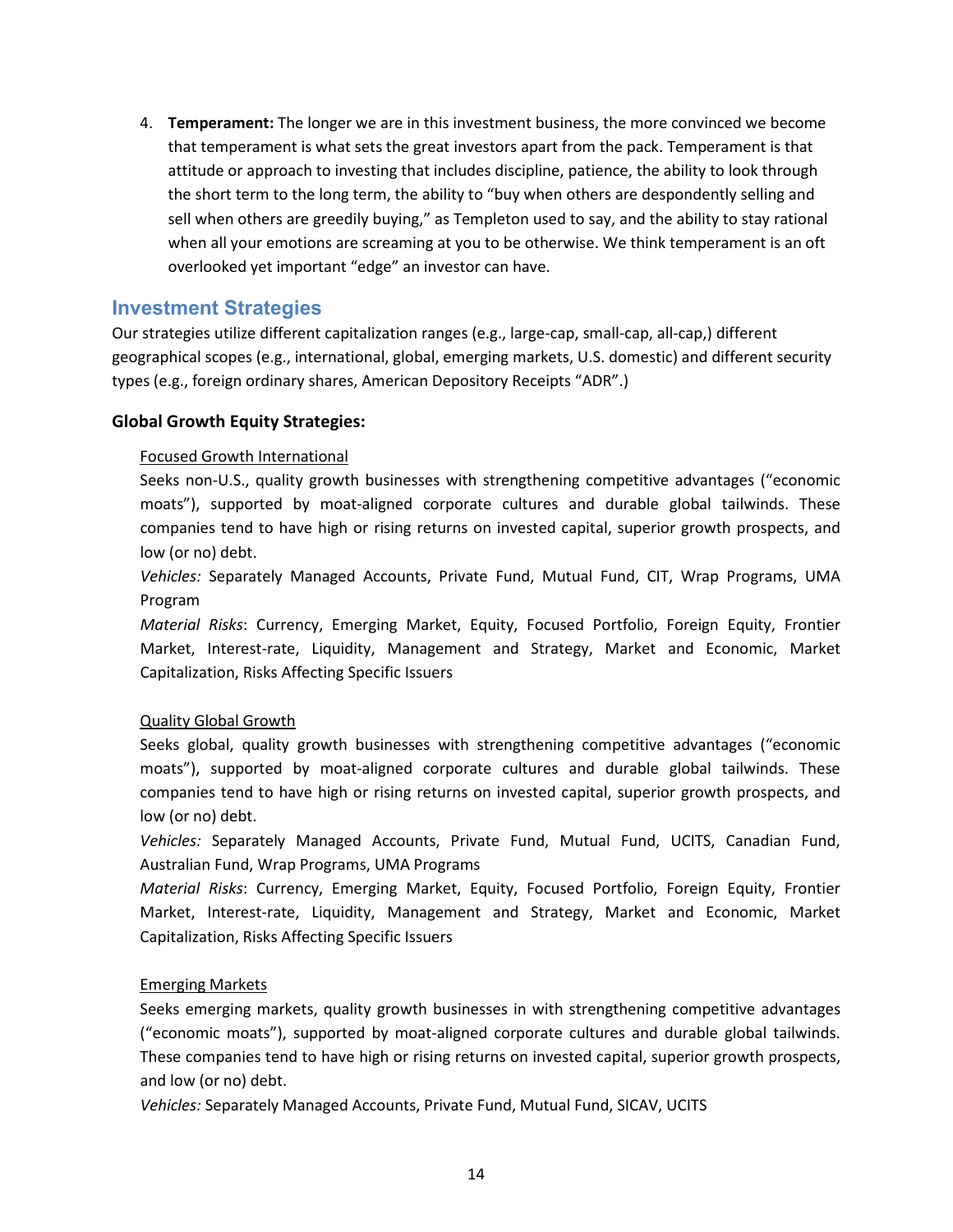4. **Temperament:** The longer we are in this investment business, the more convinced we become that temperament is what sets the great investors apart from the pack. Temperament is that attitude or approach to investing that includes discipline, patience, the ability to look through the short term to the long term, the ability to "buy when others are despondently selling and sell when others are greedily buying," as Templeton used to say, and the ability to stay rational when all your emotions are screaming at you to be otherwise. We think temperament is an oft overlooked yet important "edge" an investor can have.

## Investment Strategies

Our strategies utilize different capitalization ranges (e.g., large-cap, small-cap, all-cap,) different geographical scopes (e.g., international, global, emerging markets, U.S. domestic) and different security types (e.g., foreign ordinary shares, American Depository Receipts "ADR".)

### Global Growth Equity Strategies:

Focused Growth International

Seeks non-U.S., quality growth businesses with strengthening competitive advantages ("economic moats"), supported by moat-aligned corporate cultures and durable global tailwinds. These companies tend to have high or rising returns on invested capital, superior growth prospects, and low (or no) debt.

*Vehicles:* Separately Managed Accounts, Private Fund, Mutual Fund, CIT, Wrap Programs, UMA Program

*Material Risks*: Currency, Emerging Market, Equity, Focused Portfolio, Foreign Equity, Frontier Market, Interest-rate, Liquidity, Management and Strategy, Market and Economic, Market Capitalization, Risks Affecting Specific Issuers

Quality Global Growth

Seeks global, quality growth businesses with strengthening competitive advantages ("economic moats"), supported by moat-aligned corporate cultures and durable global tailwinds. These companies tend to have high or rising returns on invested capital, superior growth prospects, and low (or no) debt.

*Vehicles:* Separately Managed Accounts, Private Fund, Mutual Fund, UCITS, Canadian Fund, Australian Fund, Wrap Programs, UMA Programs

*Material Risks*: Currency, Emerging Market, Equity, Focused Portfolio, Foreign Equity, Frontier Market, Interest-rate, Liquidity, Management and Strategy, Market and Economic, Market Capitalization, Risks Affecting Specific Issuers

Emerging Markets

Seeks emerging markets, quality growth businesses in with strengthening competitive advantages ("economic moats"), supported by moat-aligned corporate cultures and durable global tailwinds. These companies tend to have high or rising returns on invested capital, superior growth prospects, and low (or no) debt.

*Vehicles:* Separately Managed Accounts, Private Fund, Mutual Fund, SICAV, UCITS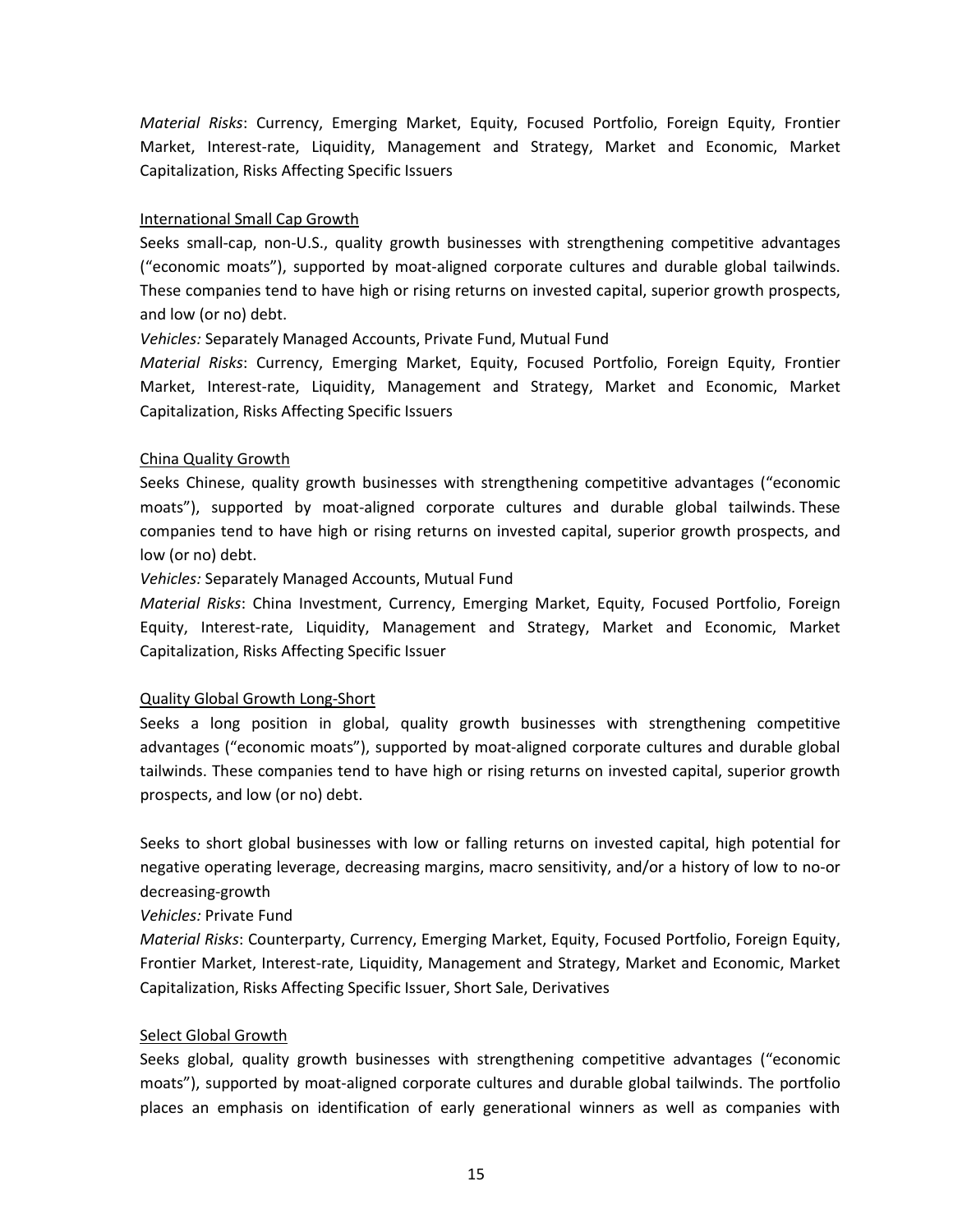*Material Risks*: Currency, Emerging Market, Equity, Focused Portfolio, Foreign Equity, Frontier Market, Interest-rate, Liquidity, Management and Strategy, Market and Economic, Market Capitalization, Risks Affecting Specific Issuers

International Small Cap Growth

Seeks small-cap, non-U.S., quality growth businesses with strengthening competitive advantages ("economic moats"), supported by moat-aligned corporate cultures and durable global tailwinds. These companies tend to have high or rising returns on invested capital, superior growth prospects, and low (or no) debt.

*Vehicles:* Separately Managed Accounts, Private Fund, Mutual Fund

*Material Risks*: Currency, Emerging Market, Equity, Focused Portfolio, Foreign Equity, Frontier Market, Interest-rate, Liquidity, Management and Strategy, Market and Economic, Market Capitalization, Risks Affecting Specific Issuers

China Quality Growth

Seeks Chinese, quality growth businesses with strengthening competitive advantages ("economic moats"), supported by moat-aligned corporate cultures and durable global tailwinds. These companies tend to have high or rising returns on invested capital, superior growth prospects, and low (or no) debt.

*Vehicles:* Separately Managed Accounts, Mutual Fund

*Material Risks*: China Investment, Currency, Emerging Market, Equity, Focused Portfolio, Foreign Equity, Interest-rate, Liquidity, Management and Strategy, Market and Economic, Market Capitalization, Risks Affecting Specific Issuer

Quality Global Growth Long-Short

Seeks a long position in global, quality growth businesses with strengthening competitive advantages ("economic moats"), supported by moat-aligned corporate cultures and durable global tailwinds. These companies tend to have high or rising returns on invested capital, superior growth prospects, and low (or no) debt.

Seeks to short global businesses with low or falling returns on invested capital, high potential for negative operating leverage, decreasing margins, macro sensitivity, and/or a history of low to no-or decreasing-growth

*Vehicles:* Private Fund

*Material Risks*: Counterparty, Currency, Emerging Market, Equity, Focused Portfolio, Foreign Equity, Frontier Market, Interest-rate, Liquidity, Management and Strategy, Market and Economic, Market Capitalization, Risks Affecting Specific Issuer, Short Sale, Derivatives

Select Global Growth

Seeks global, quality growth businesses with strengthening competitive advantages ("economic moats"), supported by moat-aligned corporate cultures and durable global tailwinds. The portfolio places an emphasis on identification of early generational winners as well as companies with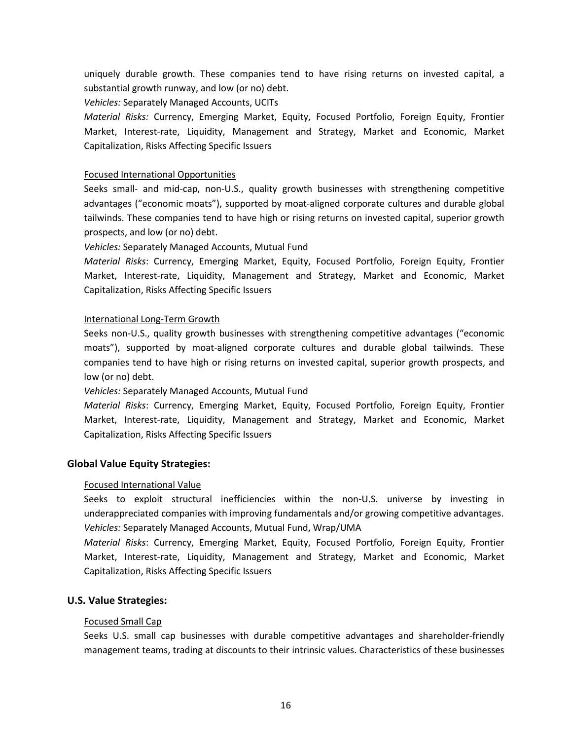uniquely durable growth. These companies tend to have rising returns on invested capital, a substantial growth runway, and low (or no) debt.

*Vehicles:* Separately Managed Accounts, UCITs

*Material Risks:* Currency, Emerging Market, Equity, Focused Portfolio, Foreign Equity, Frontier Market, Interest-rate, Liquidity, Management and Strategy, Market and Economic, Market Capitalization, Risks Affecting Specific Issuers

<u>Focused International Opportunities</u>

Seeks small- and mid-cap, non-U.S., quality growth businesses with strengthening competitive advantages ("economic moats"), supported by moat-aligned corporate cultures and durable global tailwinds. These companies tend to have high or rising returns on invested capital, superior growth prospects, and low (or no) debt.

*Vehicles:* Separately Managed Accounts, Mutual Fund

*Material Risks*: Currency, Emerging Market, Equity, Focused Portfolio, Foreign Equity, Frontier Market, Interest-rate, Liquidity, Management and Strategy, Market and Economic, Market Capitalization, Risks Affecting Specific Issuers

<u>International Long-Term Growth</u>

Seeks non-U.S., quality growth businesses with strengthening competitive advantages ("economic moats"), supported by moat-aligned corporate cultures and durable global tailwinds. These companies tend to have high or rising returns on invested capital, superior growth prospects, and low (or no) debt.

*Vehicles:* Separately Managed Accounts, Mutual Fund

*Material Risks*: Currency, Emerging Market, Equity, Focused Portfolio, Foreign Equity, Frontier Market, Interest-rate, Liquidity, Management and Strategy, Market and Economic, Market Capitalization, Risks Affecting Specific Issuers

### Global Value Equity Strategies:

<u>Focused International Value</u>

Seeks to exploit structural inefficiencies within the non-U.S. universe by investing in underappreciated companies with improving fundamentals and/or growing competitive advantages.

*Vehicles:* Separately Managed Accounts, Mutual Fund, Wrap/UMA

*Material Risks*: Currency, Emerging Market, Equity, Focused Portfolio, Foreign Equity, Frontier Market, Interest-rate, Liquidity, Management and Strategy, Market and Economic, Market Capitalization, Risks Affecting Specific Issuers

### U.S. Value Strategies:

<u>Focused Small Cap</u>

Seeks U.S. small cap businesses with durable competitive advantages and shareholder-friendly management teams, trading at discounts to their intrinsic values. Characteristics of these businesses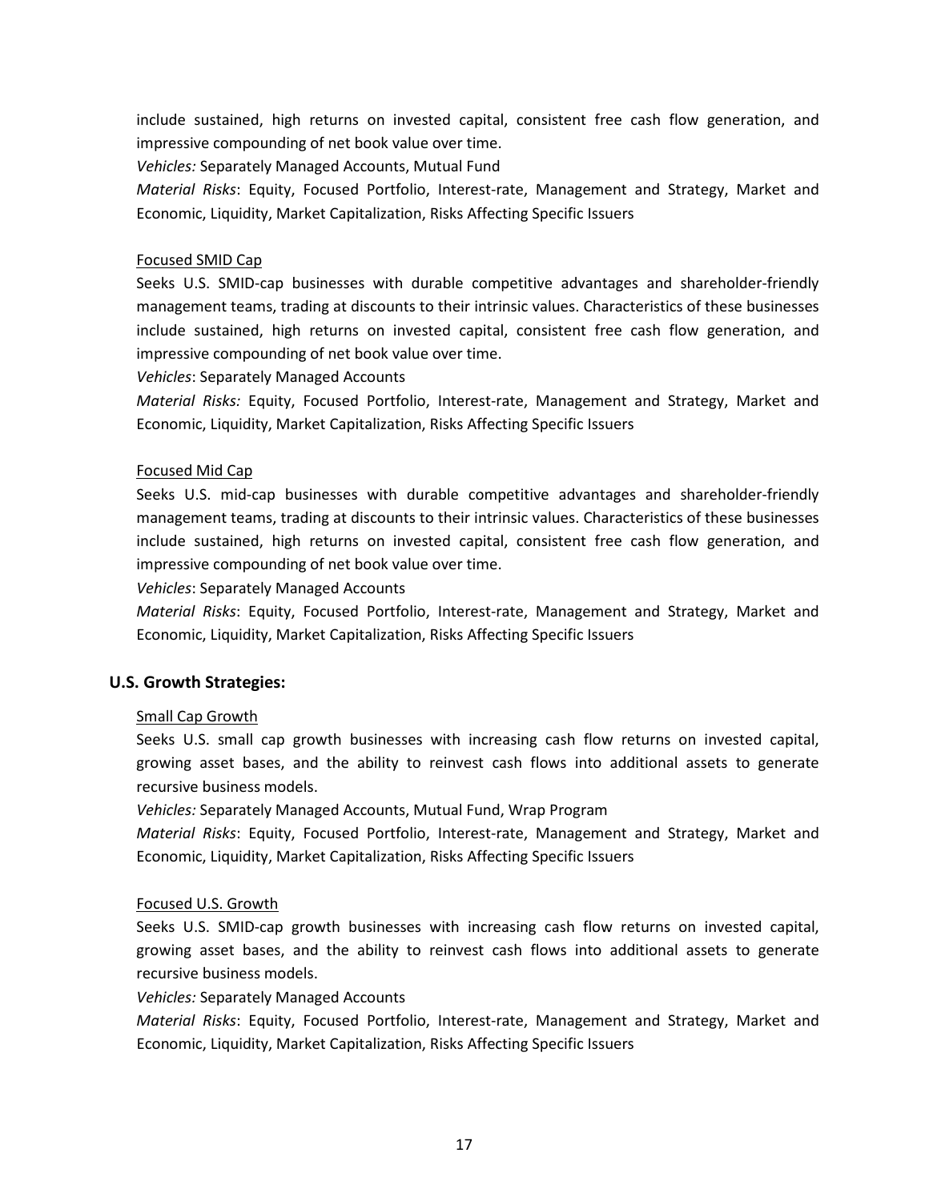include sustained, high returns on invested capital, consistent free cash flow generation, and impressive compounding of net book value over time.

*Vehicles:* Separately Managed Accounts, Mutual Fund

*Material Risks*: Equity, Focused Portfolio, Interest-rate, Management and Strategy, Market and Economic, Liquidity, Market Capitalization, Risks Affecting Specific Issuers

Focused SMID Cap

Seeks U.S. SMID-cap businesses with durable competitive advantages and shareholder-friendly management teams, trading at discounts to their intrinsic values. Characteristics of these businesses include sustained, high returns on invested capital, consistent free cash flow generation, and impressive compounding of net book value over time.

*Vehicles*: Separately Managed Accounts

*Material Risks:* Equity, Focused Portfolio, Interest-rate, Management and Strategy, Market and Economic, Liquidity, Market Capitalization, Risks Affecting Specific Issuers

Focused Mid Cap

Seeks U.S. mid-cap businesses with durable competitive advantages and shareholder-friendly management teams, trading at discounts to their intrinsic values. Characteristics of these businesses include sustained, high returns on invested capital, consistent free cash flow generation, and impressive compounding of net book value over time.

*Vehicles*: Separately Managed Accounts

*Material Risks*: Equity, Focused Portfolio, Interest-rate, Management and Strategy, Market and Economic, Liquidity, Market Capitalization, Risks Affecting Specific Issuers

### U.S. Growth Strategies:

Small Cap Growth

Seeks U.S. small cap growth businesses with increasing cash flow returns on invested capital, growing asset bases, and the ability to reinvest cash flows into additional assets to generate recursive business models.

*Vehicles:* Separately Managed Accounts, Mutual Fund, Wrap Program

*Material Risks*: Equity, Focused Portfolio, Interest-rate, Management and Strategy, Market and Economic, Liquidity, Market Capitalization, Risks Affecting Specific Issuers

Focused U.S. Growth

Seeks U.S. SMID-cap growth businesses with increasing cash flow returns on invested capital, growing asset bases, and the ability to reinvest cash flows into additional assets to generate recursive business models.

*Vehicles:* Separately Managed Accounts

*Material Risks*: Equity, Focused Portfolio, Interest-rate, Management and Strategy, Market and Economic, Liquidity, Market Capitalization, Risks Affecting Specific Issuers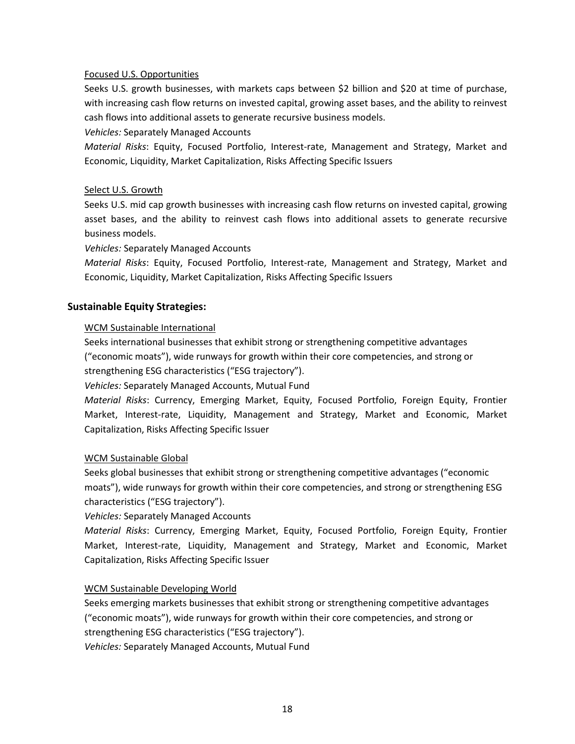Focused U.S. Opportunities

Seeks U.S. growth businesses, with markets caps between $2 billion and $20 at time of purchase, with increasing cash flow returns on invested capital, growing asset bases, and the ability to reinvest cash flows into additional assets to generate recursive business models.

*Vehicles:* Separately Managed Accounts

*Material Risks*: Equity, Focused Portfolio, Interest-rate, Management and Strategy, Market and Economic, Liquidity, Market Capitalization, Risks Affecting Specific Issuers

Select U.S. Growth

Seeks U.S. mid cap growth businesses with increasing cash flow returns on invested capital, growing asset bases, and the ability to reinvest cash flows into additional assets to generate recursive business models.

*Vehicles:* Separately Managed Accounts

*Material Risks*: Equity, Focused Portfolio, Interest-rate, Management and Strategy, Market and Economic, Liquidity, Market Capitalization, Risks Affecting Specific Issuers

**Sustainable Equity Strategies:**

WCM Sustainable International

Seeks international businesses that exhibit strong or strengthening competitive advantages ("economic moats"), wide runways for growth within their core competencies, and strong or strengthening ESG characteristics ("ESG trajectory").

*Vehicles:* Separately Managed Accounts, Mutual Fund

*Material Risks*: Currency, Emerging Market, Equity, Focused Portfolio, Foreign Equity, Frontier Market, Interest-rate, Liquidity, Management and Strategy, Market and Economic, Market Capitalization, Risks Affecting Specific Issuer

WCM Sustainable Global

Seeks global businesses that exhibit strong or strengthening competitive advantages ("economic moats"), wide runways for growth within their core competencies, and strong or strengthening ESG characteristics ("ESG trajectory").

*Vehicles:* Separately Managed Accounts

*Material Risks*: Currency, Emerging Market, Equity, Focused Portfolio, Foreign Equity, Frontier Market, Interest-rate, Liquidity, Management and Strategy, Market and Economic, Market Capitalization, Risks Affecting Specific Issuer

WCM Sustainable Developing World

Seeks emerging markets businesses that exhibit strong or strengthening competitive advantages ("economic moats"), wide runways for growth within their core competencies, and strong or strengthening ESG characteristics ("ESG trajectory").

*Vehicles:* Separately Managed Accounts, Mutual Fund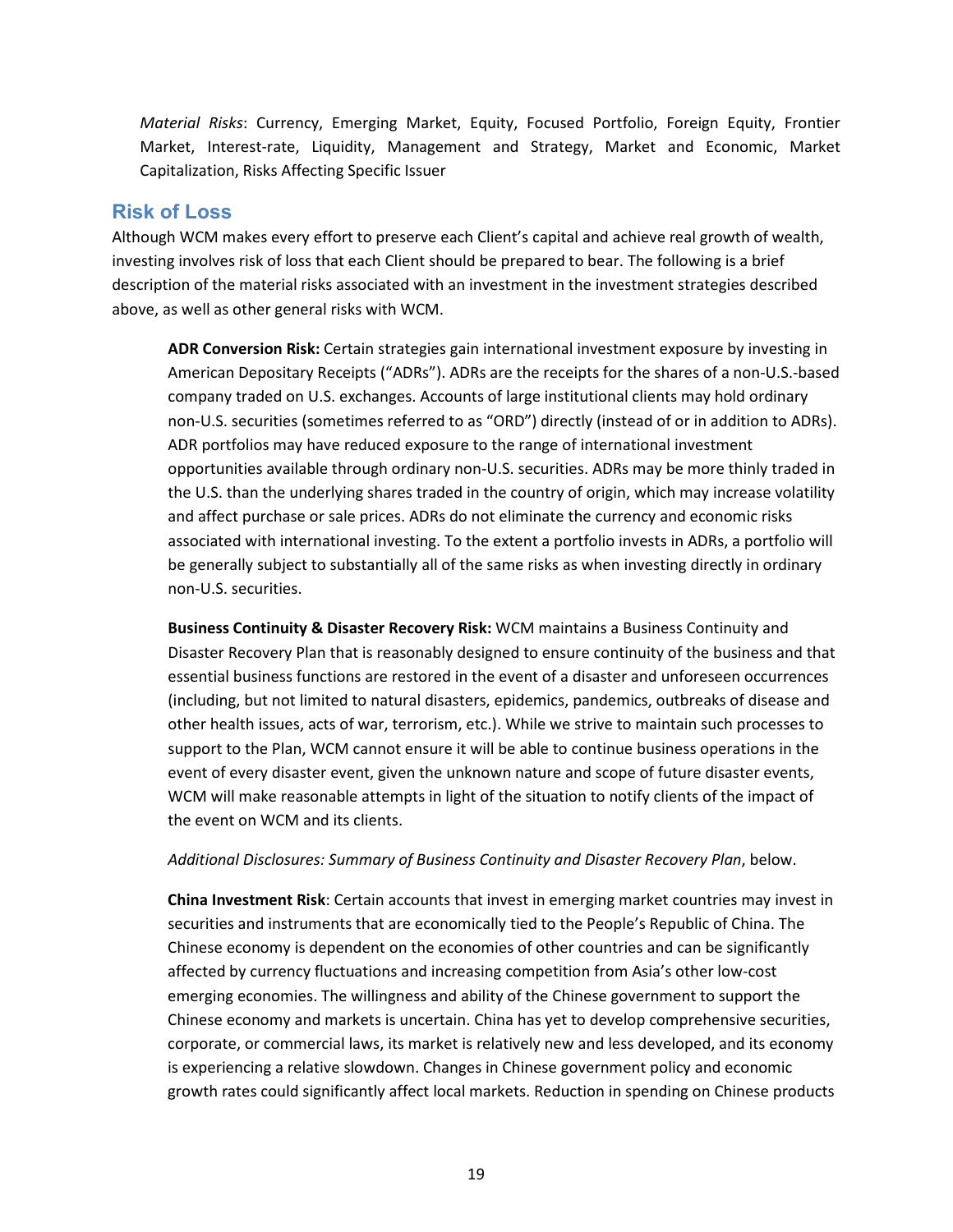*Material Risks*: Currency, Emerging Market, Equity, Focused Portfolio, Foreign Equity, Frontier Market, Interest-rate, Liquidity, Management and Strategy, Market and Economic, Market Capitalization, Risks Affecting Specific Issuer

## Risk of Loss

Although WCM makes every effort to preserve each Client's capital and achieve real growth of wealth, investing involves risk of loss that each Client should be prepared to bear. The following is a brief description of the material risks associated with an investment in the investment strategies described above, as well as other general risks with WCM.

**ADR Conversion Risk:** Certain strategies gain international investment exposure by investing in American Depositary Receipts ("ADRs"). ADRs are the receipts for the shares of a non-U.S.-based company traded on U.S. exchanges. Accounts of large institutional clients may hold ordinary non-U.S. securities (sometimes referred to as "ORD") directly (instead of or in addition to ADRs). ADR portfolios may have reduced exposure to the range of international investment opportunities available through ordinary non-U.S. securities. ADRs may be more thinly traded in the U.S. than the underlying shares traded in the country of origin, which may increase volatility and affect purchase or sale prices. ADRs do not eliminate the currency and economic risks associated with international investing. To the extent a portfolio invests in ADRs, a portfolio will be generally subject to substantially all of the same risks as when investing directly in ordinary non-U.S. securities.

**Business Continuity & Disaster Recovery Risk:** WCM maintains a Business Continuity and Disaster Recovery Plan that is reasonably designed to ensure continuity of the business and that essential business functions are restored in the event of a disaster and unforeseen occurrences (including, but not limited to natural disasters, epidemics, pandemics, outbreaks of disease and other health issues, acts of war, terrorism, etc.). While we strive to maintain such processes to support to the Plan, WCM cannot ensure it will be able to continue business operations in the event of every disaster event, given the unknown nature and scope of future disaster events, WCM will make reasonable attempts in light of the situation to notify clients of the impact of the event on WCM and its clients.

*Additional Disclosures: Summary of Business Continuity and Disaster Recovery Plan*, below.

**China Investment Risk**: Certain accounts that invest in emerging market countries may invest in securities and instruments that are economically tied to the People's Republic of China. The Chinese economy is dependent on the economies of other countries and can be significantly affected by currency fluctuations and increasing competition from Asia's other low-cost emerging economies. The willingness and ability of the Chinese government to support the Chinese economy and markets is uncertain. China has yet to develop comprehensive securities, corporate, or commercial laws, its market is relatively new and less developed, and its economy is experiencing a relative slowdown. Changes in Chinese government policy and economic growth rates could significantly affect local markets. Reduction in spending on Chinese products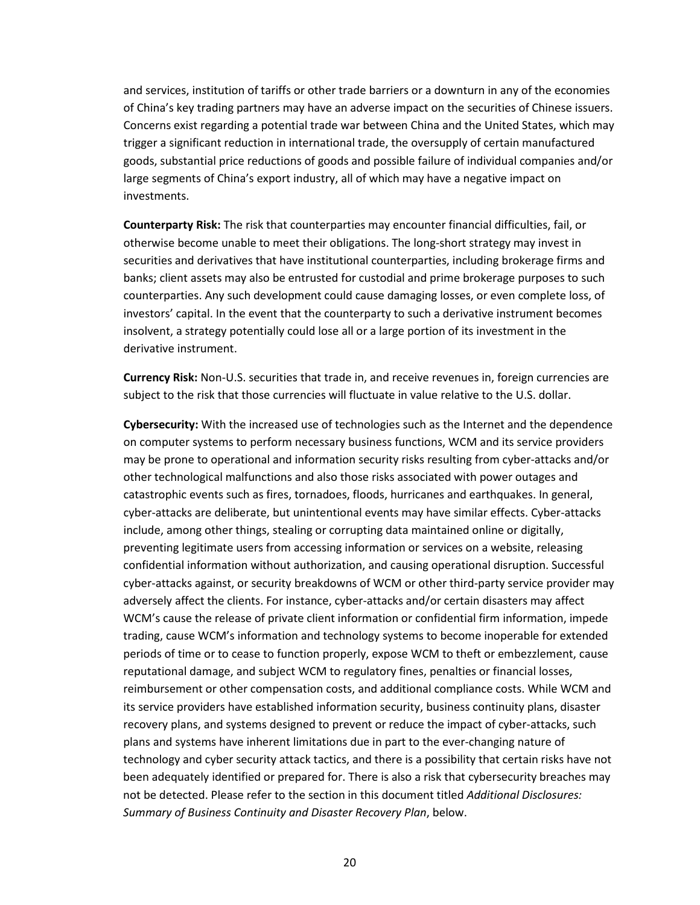and services, institution of tariffs or other trade barriers or a downturn in any of the economies of China's key trading partners may have an adverse impact on the securities of Chinese issuers. Concerns exist regarding a potential trade war between China and the United States, which may trigger a significant reduction in international trade, the oversupply of certain manufactured goods, substantial price reductions of goods and possible failure of individual companies and/or large segments of China's export industry, all of which may have a negative impact on investments.

**Counterparty Risk:** The risk that counterparties may encounter financial difficulties, fail, or otherwise become unable to meet their obligations. The long-short strategy may invest in securities and derivatives that have institutional counterparties, including brokerage firms and banks; client assets may also be entrusted for custodial and prime brokerage purposes to such counterparties. Any such development could cause damaging losses, or even complete loss, of investors' capital. In the event that the counterparty to such a derivative instrument becomes insolvent, a strategy potentially could lose all or a large portion of its investment in the derivative instrument.

**Currency Risk:** Non-U.S. securities that trade in, and receive revenues in, foreign currencies are subject to the risk that those currencies will fluctuate in value relative to the U.S. dollar.

**Cybersecurity:** With the increased use of technologies such as the Internet and the dependence on computer systems to perform necessary business functions, WCM and its service providers may be prone to operational and information security risks resulting from cyber-attacks and/or other technological malfunctions and also those risks associated with power outages and catastrophic events such as fires, tornadoes, floods, hurricanes and earthquakes. In general, cyber-attacks are deliberate, but unintentional events may have similar effects. Cyber-attacks include, among other things, stealing or corrupting data maintained online or digitally, preventing legitimate users from accessing information or services on a website, releasing confidential information without authorization, and causing operational disruption. Successful cyber-attacks against, or security breakdowns of WCM or other third-party service provider may adversely affect the clients. For instance, cyber-attacks and/or certain disasters may affect WCM's cause the release of private client information or confidential firm information, impede trading, cause WCM's information and technology systems to become inoperable for extended periods of time or to cease to function properly, expose WCM to theft or embezzlement, cause reputational damage, and subject WCM to regulatory fines, penalties or financial losses, reimbursement or other compensation costs, and additional compliance costs. While WCM and its service providers have established information security, business continuity plans, disaster recovery plans, and systems designed to prevent or reduce the impact of cyber-attacks, such plans and systems have inherent limitations due in part to the ever-changing nature of technology and cyber security attack tactics, and there is a possibility that certain risks have not been adequately identified or prepared for. There is also a risk that cybersecurity breaches may not be detected. Please refer to the section in this document titled *Additional Disclosures: Summary of Business Continuity and Disaster Recovery Plan*, below.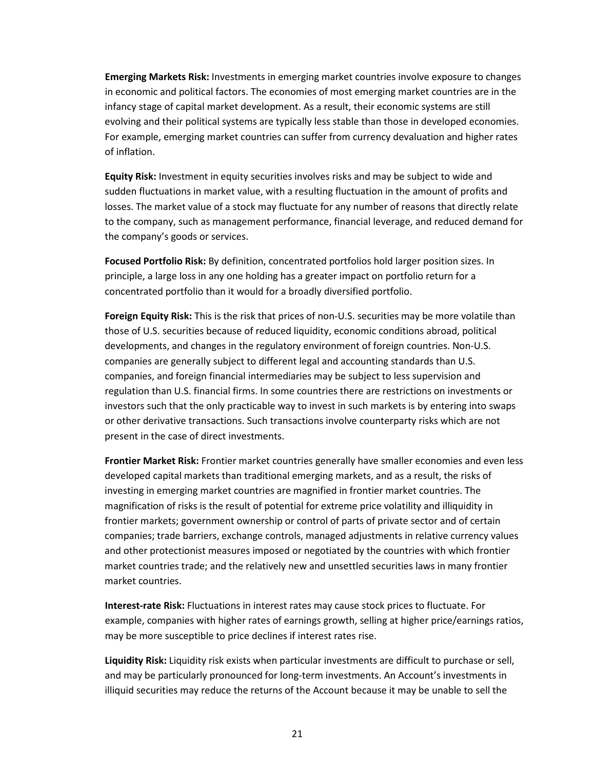**Emerging Markets Risk:** Investments in emerging market countries involve exposure to changes in economic and political factors. The economies of most emerging market countries are in the infancy stage of capital market development. As a result, their economic systems are still evolving and their political systems are typically less stable than those in developed economies. For example, emerging market countries can suffer from currency devaluation and higher rates of inflation.

**Equity Risk:** Investment in equity securities involves risks and may be subject to wide and sudden fluctuations in market value, with a resulting fluctuation in the amount of profits and losses. The market value of a stock may fluctuate for any number of reasons that directly relate to the company, such as management performance, financial leverage, and reduced demand for the company's goods or services.

**Focused Portfolio Risk:** By definition, concentrated portfolios hold larger position sizes. In principle, a large loss in any one holding has a greater impact on portfolio return for a concentrated portfolio than it would for a broadly diversified portfolio.

**Foreign Equity Risk:** This is the risk that prices of non-U.S. securities may be more volatile than those of U.S. securities because of reduced liquidity, economic conditions abroad, political developments, and changes in the regulatory environment of foreign countries. Non-U.S. companies are generally subject to different legal and accounting standards than U.S. companies, and foreign financial intermediaries may be subject to less supervision and regulation than U.S. financial firms. In some countries there are restrictions on investments or investors such that the only practicable way to invest in such markets is by entering into swaps or other derivative transactions. Such transactions involve counterparty risks which are not present in the case of direct investments.

**Frontier Market Risk:** Frontier market countries generally have smaller economies and even less developed capital markets than traditional emerging markets, and as a result, the risks of investing in emerging market countries are magnified in frontier market countries. The magnification of risks is the result of potential for extreme price volatility and illiquidity in frontier markets; government ownership or control of parts of private sector and of certain companies; trade barriers, exchange controls, managed adjustments in relative currency values and other protectionist measures imposed or negotiated by the countries with which frontier market countries trade; and the relatively new and unsettled securities laws in many frontier market countries.

**Interest-rate Risk:** Fluctuations in interest rates may cause stock prices to fluctuate. For example, companies with higher rates of earnings growth, selling at higher price/earnings ratios, may be more susceptible to price declines if interest rates rise.

**Liquidity Risk:** Liquidity risk exists when particular investments are difficult to purchase or sell, and may be particularly pronounced for long-term investments. An Account's investments in illiquid securities may reduce the returns of the Account because it may be unable to sell the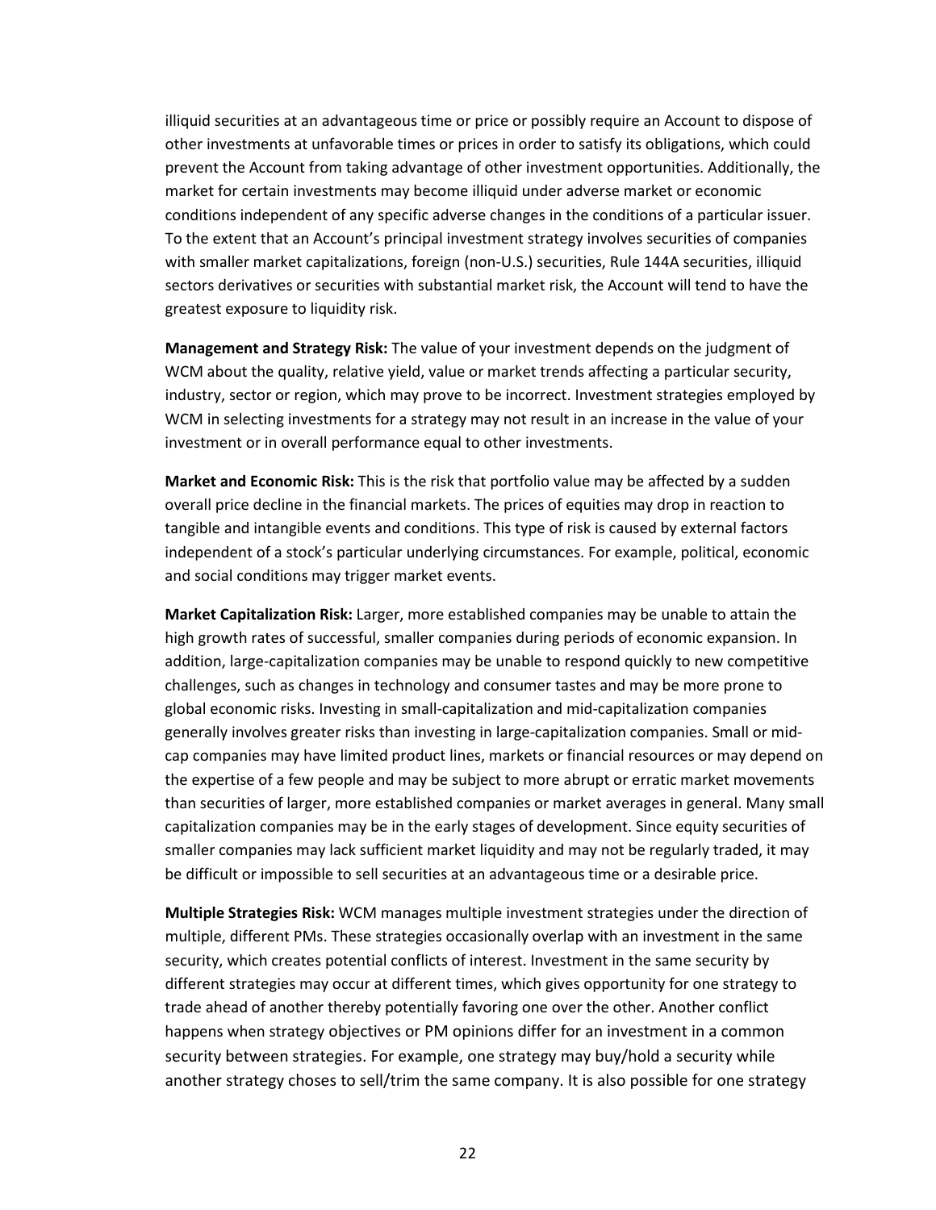illiquid securities at an advantageous time or price or possibly require an Account to dispose of other investments at unfavorable times or prices in order to satisfy its obligations, which could prevent the Account from taking advantage of other investment opportunities. Additionally, the market for certain investments may become illiquid under adverse market or economic conditions independent of any specific adverse changes in the conditions of a particular issuer. To the extent that an Account's principal investment strategy involves securities of companies with smaller market capitalizations, foreign (non-U.S.) securities, Rule 144A securities, illiquid sectors derivatives or securities with substantial market risk, the Account will tend to have the greatest exposure to liquidity risk.

**Management and Strategy Risk:** The value of your investment depends on the judgment of WCM about the quality, relative yield, value or market trends affecting a particular security, industry, sector or region, which may prove to be incorrect. Investment strategies employed by WCM in selecting investments for a strategy may not result in an increase in the value of your investment or in overall performance equal to other investments.

**Market and Economic Risk:** This is the risk that portfolio value may be affected by a sudden overall price decline in the financial markets. The prices of equities may drop in reaction to tangible and intangible events and conditions. This type of risk is caused by external factors independent of a stock's particular underlying circumstances. For example, political, economic and social conditions may trigger market events.

**Market Capitalization Risk:** Larger, more established companies may be unable to attain the high growth rates of successful, smaller companies during periods of economic expansion. In addition, large-capitalization companies may be unable to respond quickly to new competitive challenges, such as changes in technology and consumer tastes and may be more prone to global economic risks. Investing in small-capitalization and mid-capitalization companies generally involves greater risks than investing in large-capitalization companies. Small or mid-cap companies may have limited product lines, markets or financial resources or may depend on the expertise of a few people and may be subject to more abrupt or erratic market movements than securities of larger, more established companies or market averages in general. Many small capitalization companies may be in the early stages of development. Since equity securities of smaller companies may lack sufficient market liquidity and may not be regularly traded, it may be difficult or impossible to sell securities at an advantageous time or a desirable price.

**Multiple Strategies Risk:** WCM manages multiple investment strategies under the direction of multiple, different PMs. These strategies occasionally overlap with an investment in the same security, which creates potential conflicts of interest. Investment in the same security by different strategies may occur at different times, which gives opportunity for one strategy to trade ahead of another thereby potentially favoring one over the other. Another conflict happens when strategy objectives or PM opinions differ for an investment in a common security between strategies. For example, one strategy may buy/hold a security while another strategy choses to sell/trim the same company. It is also possible for one strategy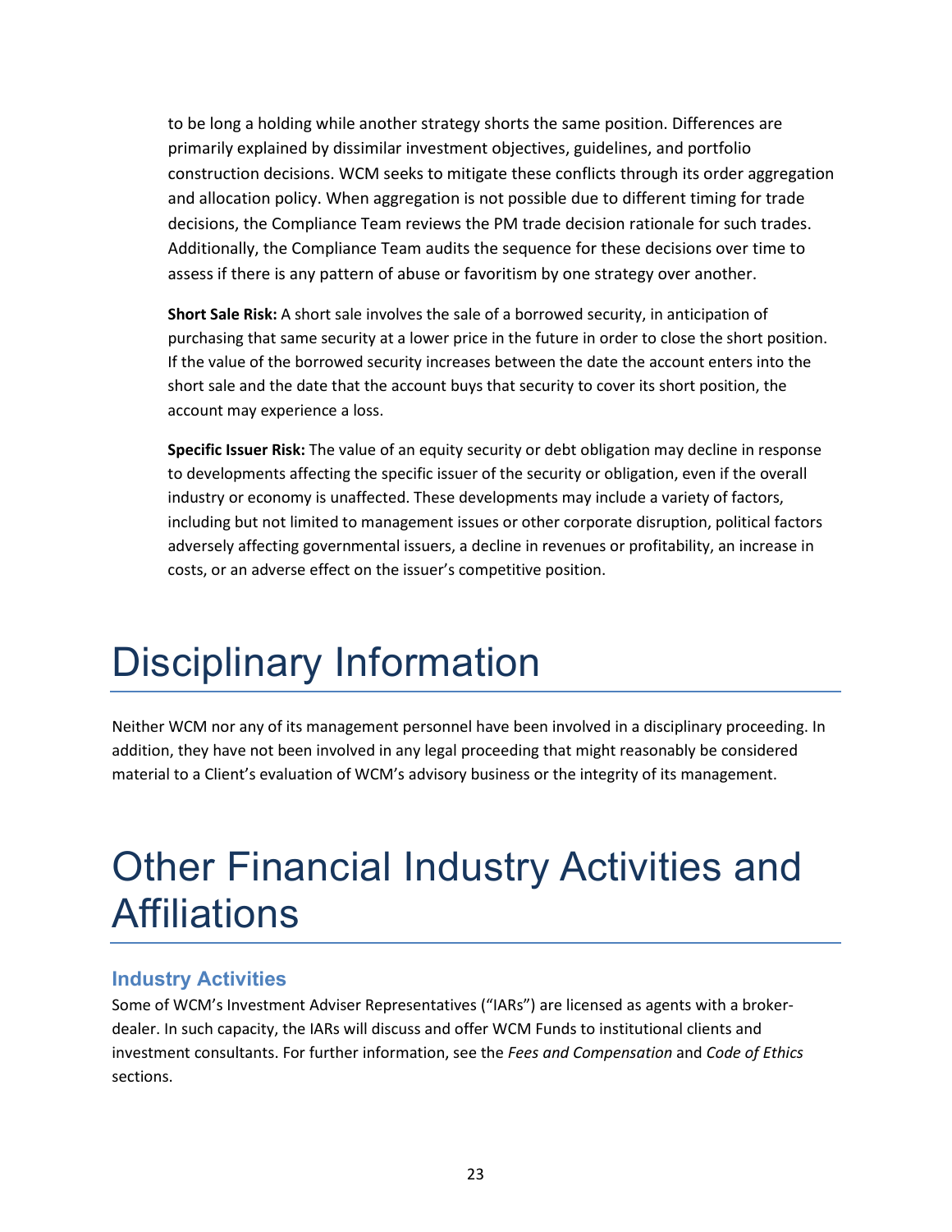to be long a holding while another strategy shorts the same position. Differences are primarily explained by dissimilar investment objectives, guidelines, and portfolio construction decisions. WCM seeks to mitigate these conflicts through its order aggregation and allocation policy. When aggregation is not possible due to different timing for trade decisions, the Compliance Team reviews the PM trade decision rationale for such trades. Additionally, the Compliance Team audits the sequence for these decisions over time to assess if there is any pattern of abuse or favoritism by one strategy over another.

**Short Sale Risk:** A short sale involves the sale of a borrowed security, in anticipation of purchasing that same security at a lower price in the future in order to close the short position. If the value of the borrowed security increases between the date the account enters into the short sale and the date that the account buys that security to cover its short position, the account may experience a loss.

**Specific Issuer Risk:** The value of an equity security or debt obligation may decline in response to developments affecting the specific issuer of the security or obligation, even if the overall industry or economy is unaffected. These developments may include a variety of factors, including but not limited to management issues or other corporate disruption, political factors adversely affecting governmental issuers, a decline in revenues or profitability, an increase in costs, or an adverse effect on the issuer's competitive position.

# Disciplinary Information

Neither WCM nor any of its management personnel have been involved in a disciplinary proceeding. In addition, they have not been involved in any legal proceeding that might reasonably be considered material to a Client's evaluation of WCM's advisory business or the integrity of its management.

# Other Financial Industry Activities and Affiliations

## Industry Activities

Some of WCM's Investment Adviser Representatives ("IARs") are licensed as agents with a broker-dealer. In such capacity, the IARs will discuss and offer WCM Funds to institutional clients and investment consultants. For further information, see the *Fees and Compensation* and *Code of Ethics* sections.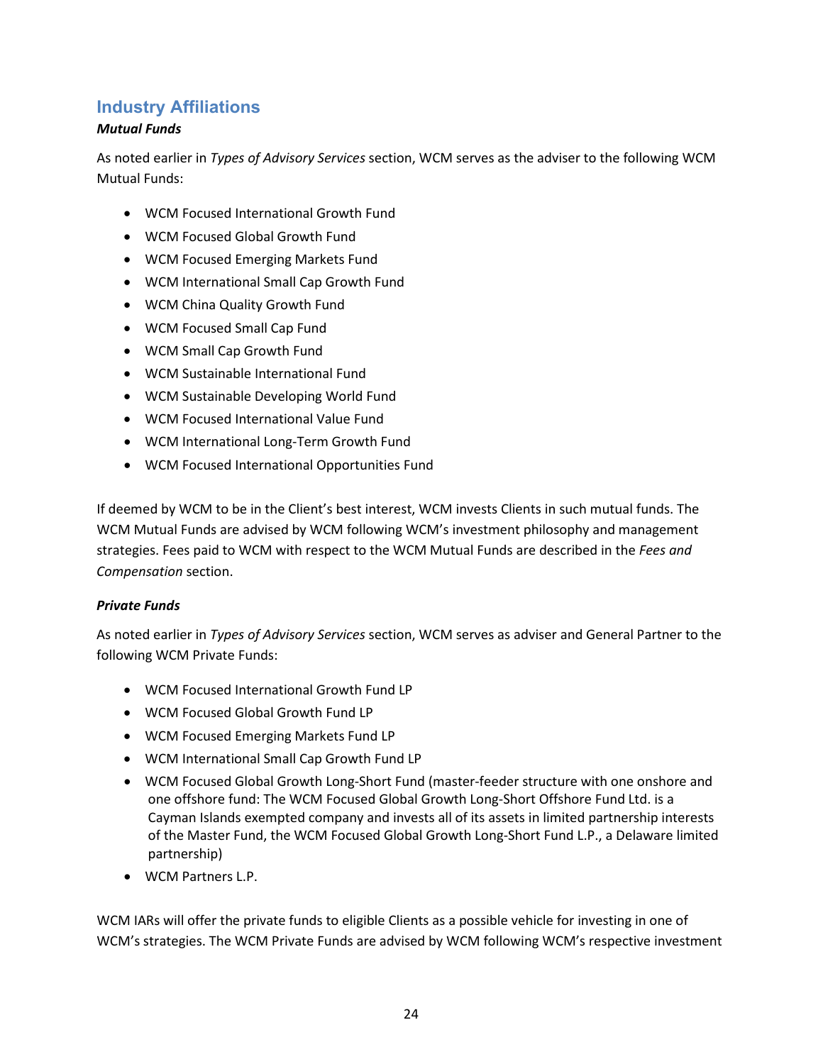## Industry Affiliations

***Mutual Funds***

As noted earlier in *Types of Advisory Services* section, WCM serves as the adviser to the following WCM Mutual Funds:

- WCM Focused International Growth Fund
- WCM Focused Global Growth Fund
- WCM Focused Emerging Markets Fund
- WCM International Small Cap Growth Fund
- WCM China Quality Growth Fund
- WCM Focused Small Cap Fund
- WCM Small Cap Growth Fund
- WCM Sustainable International Fund
- WCM Sustainable Developing World Fund
- WCM Focused International Value Fund
- WCM International Long-Term Growth Fund
- WCM Focused International Opportunities Fund

If deemed by WCM to be in the Client's best interest, WCM invests Clients in such mutual funds. The WCM Mutual Funds are advised by WCM following WCM's investment philosophy and management strategies. Fees paid to WCM with respect to the WCM Mutual Funds are described in the *Fees and Compensation* section.

***Private Funds***

As noted earlier in *Types of Advisory Services* section, WCM serves as adviser and General Partner to the following WCM Private Funds:

- WCM Focused International Growth Fund LP
- WCM Focused Global Growth Fund LP
- WCM Focused Emerging Markets Fund LP
- WCM International Small Cap Growth Fund LP
- WCM Focused Global Growth Long-Short Fund (master-feeder structure with one onshore and one offshore fund: The WCM Focused Global Growth Long-Short Offshore Fund Ltd. is a Cayman Islands exempted company and invests all of its assets in limited partnership interests of the Master Fund, the WCM Focused Global Growth Long-Short Fund L.P., a Delaware limited partnership)
- WCM Partners L.P.

WCM IARs will offer the private funds to eligible Clients as a possible vehicle for investing in one of WCM's strategies. The WCM Private Funds are advised by WCM following WCM's respective investment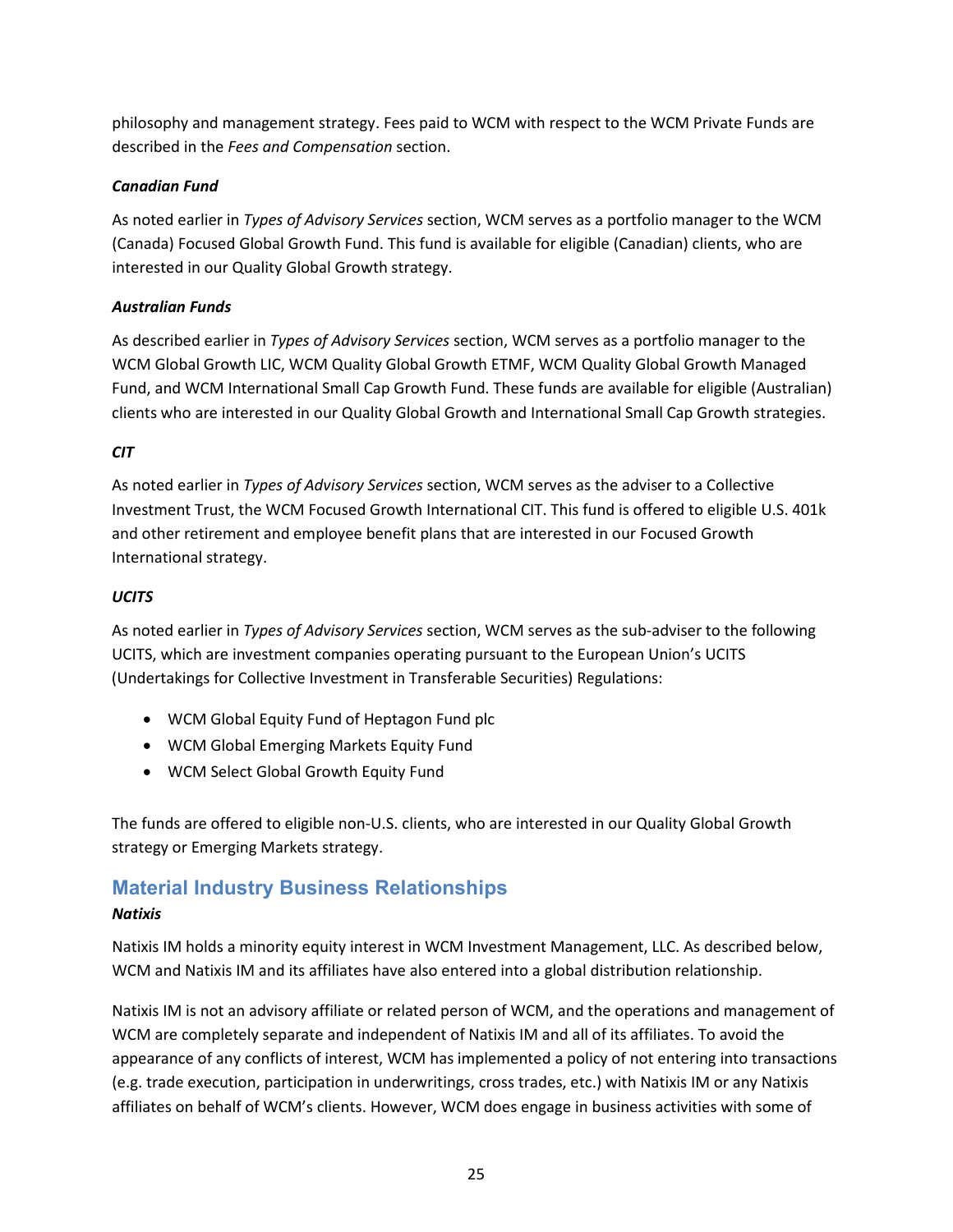philosophy and management strategy. Fees paid to WCM with respect to the WCM Private Funds are described in the *Fees and Compensation* section.

***Canadian Fund***

As noted earlier in *Types of Advisory Services* section, WCM serves as a portfolio manager to the WCM (Canada) Focused Global Growth Fund. This fund is available for eligible (Canadian) clients, who are interested in our Quality Global Growth strategy.

***Australian Funds***

As described earlier in *Types of Advisory Services* section, WCM serves as a portfolio manager to the WCM Global Growth LIC, WCM Quality Global Growth ETMF, WCM Quality Global Growth Managed Fund, and WCM International Small Cap Growth Fund. These funds are available for eligible (Australian) clients who are interested in our Quality Global Growth and International Small Cap Growth strategies.

***CIT***

As noted earlier in *Types of Advisory Services* section, WCM serves as the adviser to a Collective Investment Trust, the WCM Focused Growth International CIT. This fund is offered to eligible U.S. 401k and other retirement and employee benefit plans that are interested in our Focused Growth International strategy.

***UCITS***

As noted earlier in *Types of Advisory Services* section, WCM serves as the sub-adviser to the following UCITS, which are investment companies operating pursuant to the European Union's UCITS (Undertakings for Collective Investment in Transferable Securities) Regulations:

- WCM Global Equity Fund of Heptagon Fund plc
- WCM Global Emerging Markets Equity Fund
- WCM Select Global Growth Equity Fund

The funds are offered to eligible non-U.S. clients, who are interested in our Quality Global Growth strategy or Emerging Markets strategy.

## Material Industry Business Relationships

***Natixis***

Natixis IM holds a minority equity interest in WCM Investment Management, LLC. As described below, WCM and Natixis IM and its affiliates have also entered into a global distribution relationship.

Natixis IM is not an advisory affiliate or related person of WCM, and the operations and management of WCM are completely separate and independent of Natixis IM and all of its affiliates. To avoid the appearance of any conflicts of interest, WCM has implemented a policy of not entering into transactions (e.g. trade execution, participation in underwritings, cross trades, etc.) with Natixis IM or any Natixis affiliates on behalf of WCM's clients. However, WCM does engage in business activities with some of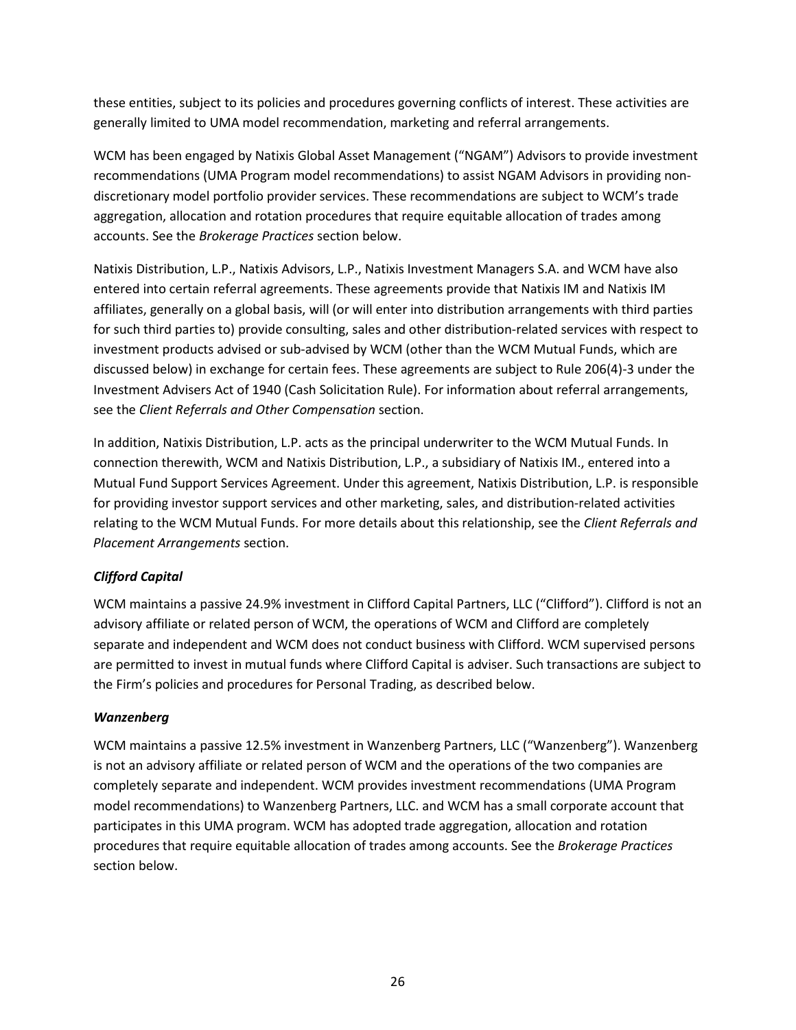these entities, subject to its policies and procedures governing conflicts of interest. These activities are generally limited to UMA model recommendation, marketing and referral arrangements.

WCM has been engaged by Natixis Global Asset Management ("NGAM") Advisors to provide investment recommendations (UMA Program model recommendations) to assist NGAM Advisors in providing non-discretionary model portfolio provider services. These recommendations are subject to WCM's trade aggregation, allocation and rotation procedures that require equitable allocation of trades among accounts. See the *Brokerage Practices* section below.

Natixis Distribution, L.P., Natixis Advisors, L.P., Natixis Investment Managers S.A. and WCM have also entered into certain referral agreements. These agreements provide that Natixis IM and Natixis IM affiliates, generally on a global basis, will (or will enter into distribution arrangements with third parties for such third parties to) provide consulting, sales and other distribution-related services with respect to investment products advised or sub-advised by WCM (other than the WCM Mutual Funds, which are discussed below) in exchange for certain fees. These agreements are subject to Rule 206(4)-3 under the Investment Advisers Act of 1940 (Cash Solicitation Rule). For information about referral arrangements, see the *Client Referrals and Other Compensation* section.

In addition, Natixis Distribution, L.P. acts as the principal underwriter to the WCM Mutual Funds. In connection therewith, WCM and Natixis Distribution, L.P., a subsidiary of Natixis IM., entered into a Mutual Fund Support Services Agreement. Under this agreement, Natixis Distribution, L.P. is responsible for providing investor support services and other marketing, sales, and distribution-related activities relating to the WCM Mutual Funds. For more details about this relationship, see the *Client Referrals and Placement Arrangements* section.

### *Clifford Capital*

WCM maintains a passive 24.9% investment in Clifford Capital Partners, LLC ("Clifford"). Clifford is not an advisory affiliate or related person of WCM, the operations of WCM and Clifford are completely separate and independent and WCM does not conduct business with Clifford. WCM supervised persons are permitted to invest in mutual funds where Clifford Capital is adviser. Such transactions are subject to the Firm's policies and procedures for Personal Trading, as described below.

### *Wanzenberg*

WCM maintains a passive 12.5% investment in Wanzenberg Partners, LLC ("Wanzenberg"). Wanzenberg is not an advisory affiliate or related person of WCM and the operations of the two companies are completely separate and independent. WCM provides investment recommendations (UMA Program model recommendations) to Wanzenberg Partners, LLC. and WCM has a small corporate account that participates in this UMA program. WCM has adopted trade aggregation, allocation and rotation procedures that require equitable allocation of trades among accounts. See the *Brokerage Practices* section below.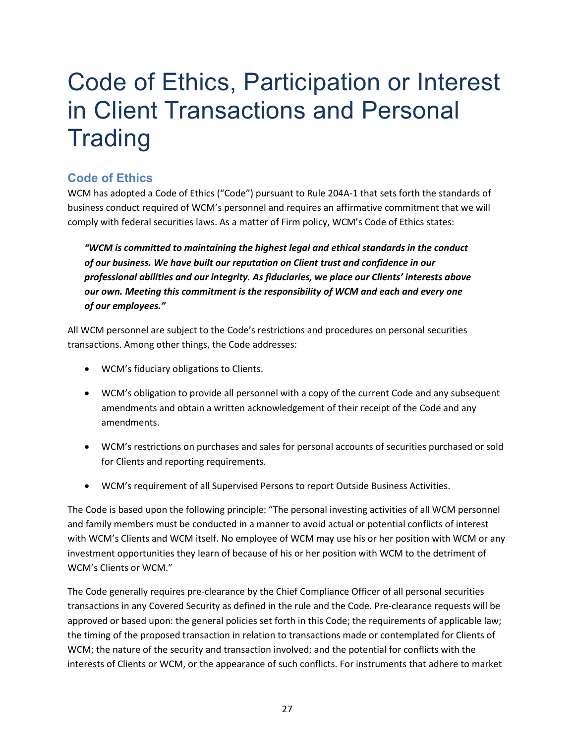# Code of Ethics, Participation or Interest in Client Transactions and Personal Trading

## Code of Ethics

WCM has adopted a Code of Ethics ("Code") pursuant to Rule 204A-1 that sets forth the standards of business conduct required of WCM's personnel and requires an affirmative commitment that we will comply with federal securities laws. As a matter of Firm policy, WCM's Code of Ethics states:

> ***"WCM is committed to maintaining the highest legal and ethical standards in the conduct of our business. We have built our reputation on Client trust and confidence in our professional abilities and our integrity. As fiduciaries, we place our Clients' interests above our own. Meeting this commitment is the responsibility of WCM and each and every one of our employees."***

All WCM personnel are subject to the Code's restrictions and procedures on personal securities transactions. Among other things, the Code addresses:

- WCM's fiduciary obligations to Clients.
- WCM's obligation to provide all personnel with a copy of the current Code and any subsequent amendments and obtain a written acknowledgement of their receipt of the Code and any amendments.
- WCM's restrictions on purchases and sales for personal accounts of securities purchased or sold for Clients and reporting requirements.
- WCM's requirement of all Supervised Persons to report Outside Business Activities.

The Code is based upon the following principle: "The personal investing activities of all WCM personnel and family members must be conducted in a manner to avoid actual or potential conflicts of interest with WCM's Clients and WCM itself. No employee of WCM may use his or her position with WCM or any investment opportunities they learn of because of his or her position with WCM to the detriment of WCM's Clients or WCM."

The Code generally requires pre-clearance by the Chief Compliance Officer of all personal securities transactions in any Covered Security as defined in the rule and the Code. Pre-clearance requests will be approved or based upon: the general policies set forth in this Code; the requirements of applicable law; the timing of the proposed transaction in relation to transactions made or contemplated for Clients of WCM; the nature of the security and transaction involved; and the potential for conflicts with the interests of Clients or WCM, or the appearance of such conflicts. For instruments that adhere to market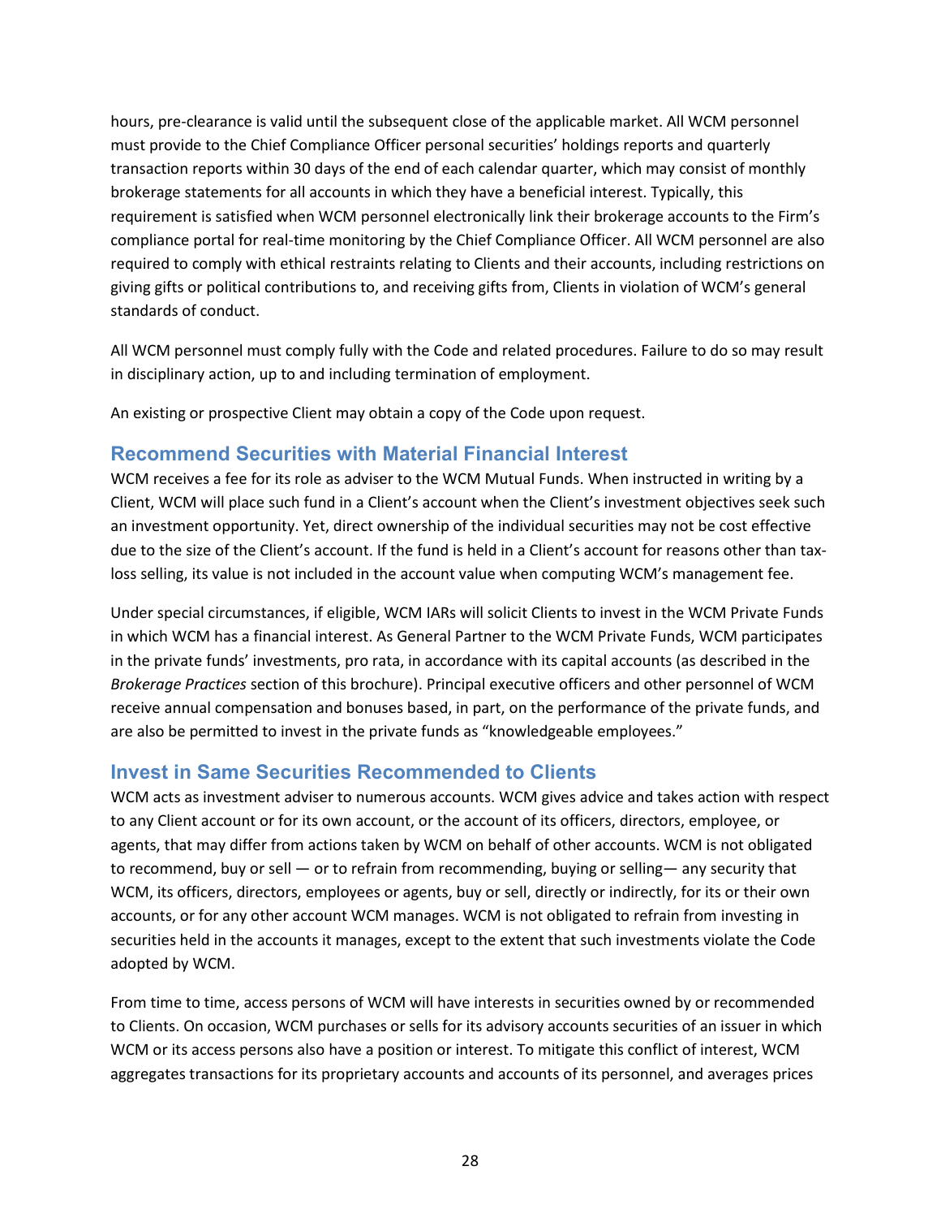hours, pre-clearance is valid until the subsequent close of the applicable market. All WCM personnel must provide to the Chief Compliance Officer personal securities' holdings reports and quarterly transaction reports within 30 days of the end of each calendar quarter, which may consist of monthly brokerage statements for all accounts in which they have a beneficial interest. Typically, this requirement is satisfied when WCM personnel electronically link their brokerage accounts to the Firm's compliance portal for real-time monitoring by the Chief Compliance Officer. All WCM personnel are also required to comply with ethical restraints relating to Clients and their accounts, including restrictions on giving gifts or political contributions to, and receiving gifts from, Clients in violation of WCM's general standards of conduct.

All WCM personnel must comply fully with the Code and related procedures. Failure to do so may result in disciplinary action, up to and including termination of employment.

An existing or prospective Client may obtain a copy of the Code upon request.

## Recommend Securities with Material Financial Interest

WCM receives a fee for its role as adviser to the WCM Mutual Funds. When instructed in writing by a Client, WCM will place such fund in a Client's account when the Client's investment objectives seek such an investment opportunity. Yet, direct ownership of the individual securities may not be cost effective due to the size of the Client's account. If the fund is held in a Client's account for reasons other than tax-loss selling, its value is not included in the account value when computing WCM's management fee.

Under special circumstances, if eligible, WCM IARs will solicit Clients to invest in the WCM Private Funds in which WCM has a financial interest. As General Partner to the WCM Private Funds, WCM participates in the private funds' investments, pro rata, in accordance with its capital accounts (as described in the *Brokerage Practices* section of this brochure). Principal executive officers and other personnel of WCM receive annual compensation and bonuses based, in part, on the performance of the private funds, and are also be permitted to invest in the private funds as "knowledgeable employees."

## Invest in Same Securities Recommended to Clients

WCM acts as investment adviser to numerous accounts. WCM gives advice and takes action with respect to any Client account or for its own account, or the account of its officers, directors, employee, or agents, that may differ from actions taken by WCM on behalf of other accounts. WCM is not obligated to recommend, buy or sell — or to refrain from recommending, buying or selling— any security that WCM, its officers, directors, employees or agents, buy or sell, directly or indirectly, for its or their own accounts, or for any other account WCM manages. WCM is not obligated to refrain from investing in securities held in the accounts it manages, except to the extent that such investments violate the Code adopted by WCM.

From time to time, access persons of WCM will have interests in securities owned by or recommended to Clients. On occasion, WCM purchases or sells for its advisory accounts securities of an issuer in which WCM or its access persons also have a position or interest. To mitigate this conflict of interest, WCM aggregates transactions for its proprietary accounts and accounts of its personnel, and averages prices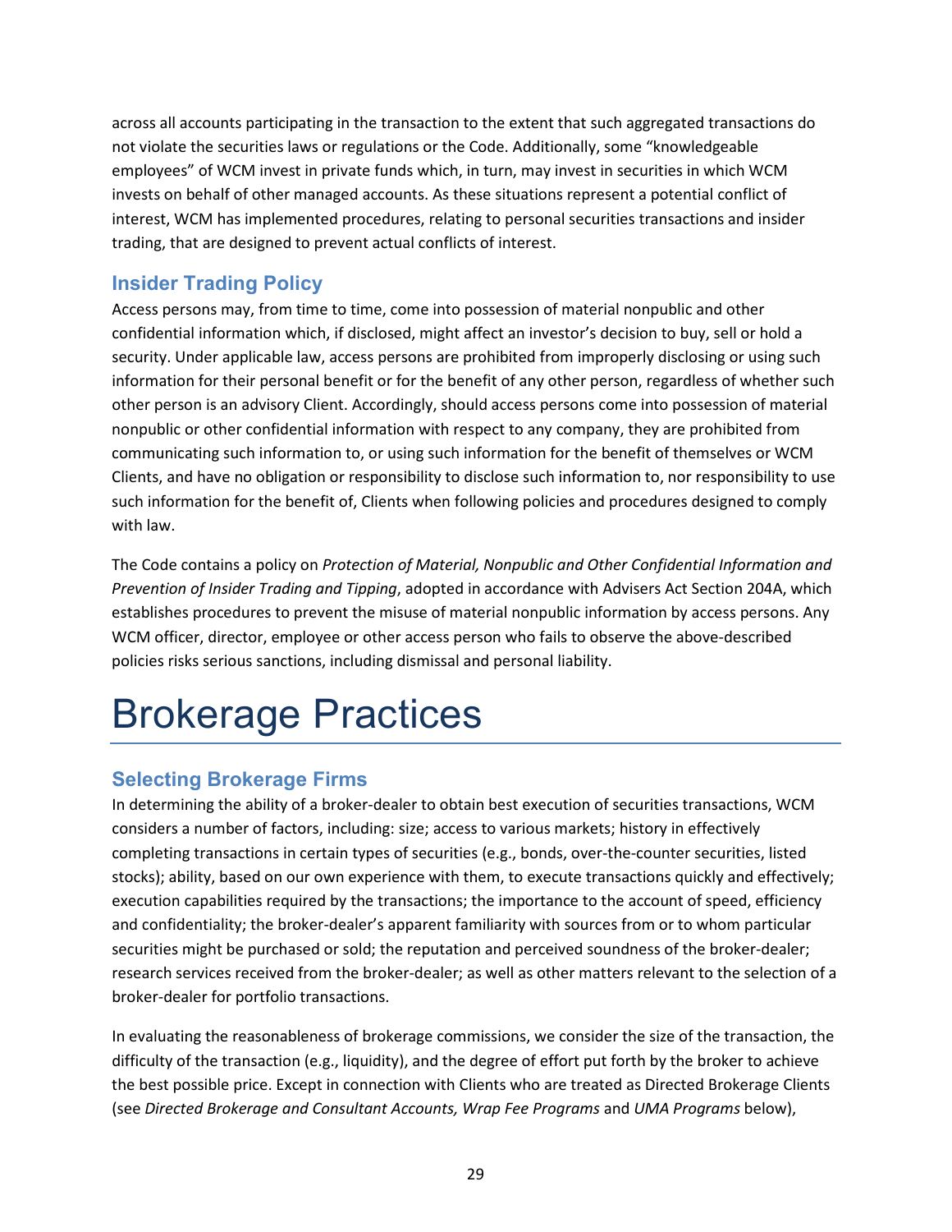across all accounts participating in the transaction to the extent that such aggregated transactions do not violate the securities laws or regulations or the Code. Additionally, some "knowledgeable employees" of WCM invest in private funds which, in turn, may invest in securities in which WCM invests on behalf of other managed accounts. As these situations represent a potential conflict of interest, WCM has implemented procedures, relating to personal securities transactions and insider trading, that are designed to prevent actual conflicts of interest.

## Insider Trading Policy

Access persons may, from time to time, come into possession of material nonpublic and other confidential information which, if disclosed, might affect an investor's decision to buy, sell or hold a security. Under applicable law, access persons are prohibited from improperly disclosing or using such information for their personal benefit or for the benefit of any other person, regardless of whether such other person is an advisory Client. Accordingly, should access persons come into possession of material nonpublic or other confidential information with respect to any company, they are prohibited from communicating such information to, or using such information for the benefit of themselves or WCM Clients, and have no obligation or responsibility to disclose such information to, nor responsibility to use such information for the benefit of, Clients when following policies and procedures designed to comply with law.

The Code contains a policy on *Protection of Material, Nonpublic and Other Confidential Information and Prevention of Insider Trading and Tipping*, adopted in accordance with Advisers Act Section 204A, which establishes procedures to prevent the misuse of material nonpublic information by access persons. Any WCM officer, director, employee or other access person who fails to observe the above-described policies risks serious sanctions, including dismissal and personal liability.

# Brokerage Practices

## Selecting Brokerage Firms

In determining the ability of a broker-dealer to obtain best execution of securities transactions, WCM considers a number of factors, including: size; access to various markets; history in effectively completing transactions in certain types of securities (e.g., bonds, over-the-counter securities, listed stocks); ability, based on our own experience with them, to execute transactions quickly and effectively; execution capabilities required by the transactions; the importance to the account of speed, efficiency and confidentiality; the broker-dealer's apparent familiarity with sources from or to whom particular securities might be purchased or sold; the reputation and perceived soundness of the broker-dealer; research services received from the broker-dealer; as well as other matters relevant to the selection of a broker-dealer for portfolio transactions.

In evaluating the reasonableness of brokerage commissions, we consider the size of the transaction, the difficulty of the transaction (e.g., liquidity), and the degree of effort put forth by the broker to achieve the best possible price. Except in connection with Clients who are treated as Directed Brokerage Clients (see *Directed Brokerage and Consultant Accounts, Wrap Fee Programs* and *UMA Programs* below),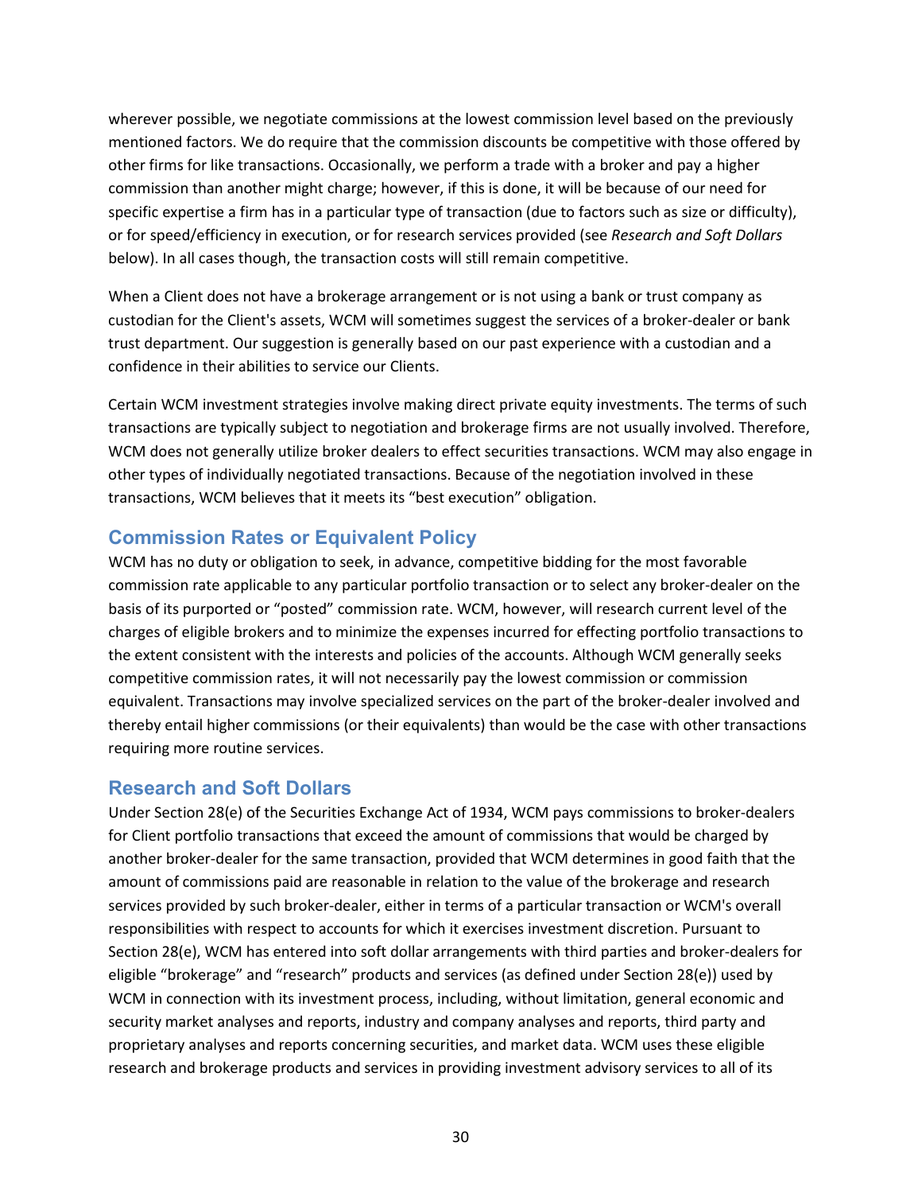wherever possible, we negotiate commissions at the lowest commission level based on the previously mentioned factors. We do require that the commission discounts be competitive with those offered by other firms for like transactions. Occasionally, we perform a trade with a broker and pay a higher commission than another might charge; however, if this is done, it will be because of our need for specific expertise a firm has in a particular type of transaction (due to factors such as size or difficulty), or for speed/efficiency in execution, or for research services provided (see *Research and Soft Dollars* below). In all cases though, the transaction costs will still remain competitive.

When a Client does not have a brokerage arrangement or is not using a bank or trust company as custodian for the Client's assets, WCM will sometimes suggest the services of a broker-dealer or bank trust department. Our suggestion is generally based on our past experience with a custodian and a confidence in their abilities to service our Clients.

Certain WCM investment strategies involve making direct private equity investments. The terms of such transactions are typically subject to negotiation and brokerage firms are not usually involved. Therefore, WCM does not generally utilize broker dealers to effect securities transactions. WCM may also engage in other types of individually negotiated transactions. Because of the negotiation involved in these transactions, WCM believes that it meets its "best execution" obligation.

## Commission Rates or Equivalent Policy

WCM has no duty or obligation to seek, in advance, competitive bidding for the most favorable commission rate applicable to any particular portfolio transaction or to select any broker-dealer on the basis of its purported or "posted" commission rate. WCM, however, will research current level of the charges of eligible brokers and to minimize the expenses incurred for effecting portfolio transactions to the extent consistent with the interests and policies of the accounts. Although WCM generally seeks competitive commission rates, it will not necessarily pay the lowest commission or commission equivalent. Transactions may involve specialized services on the part of the broker-dealer involved and thereby entail higher commissions (or their equivalents) than would be the case with other transactions requiring more routine services.

## Research and Soft Dollars

Under Section 28(e) of the Securities Exchange Act of 1934, WCM pays commissions to broker-dealers for Client portfolio transactions that exceed the amount of commissions that would be charged by another broker-dealer for the same transaction, provided that WCM determines in good faith that the amount of commissions paid are reasonable in relation to the value of the brokerage and research services provided by such broker-dealer, either in terms of a particular transaction or WCM's overall responsibilities with respect to accounts for which it exercises investment discretion. Pursuant to Section 28(e), WCM has entered into soft dollar arrangements with third parties and broker-dealers for eligible "brokerage" and "research" products and services (as defined under Section 28(e)) used by WCM in connection with its investment process, including, without limitation, general economic and security market analyses and reports, industry and company analyses and reports, third party and proprietary analyses and reports concerning securities, and market data. WCM uses these eligible research and brokerage products and services in providing investment advisory services to all of its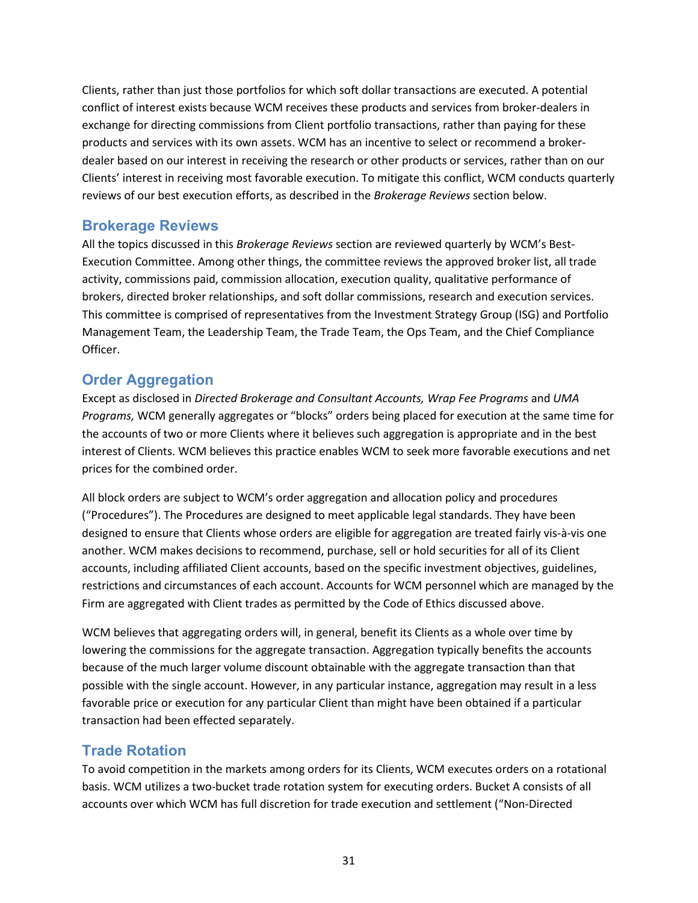Clients, rather than just those portfolios for which soft dollar transactions are executed. A potential conflict of interest exists because WCM receives these products and services from broker-dealers in exchange for directing commissions from Client portfolio transactions, rather than paying for these products and services with its own assets. WCM has an incentive to select or recommend a broker-dealer based on our interest in receiving the research or other products or services, rather than on our Clients' interest in receiving most favorable execution. To mitigate this conflict, WCM conducts quarterly reviews of our best execution efforts, as described in the *Brokerage Reviews* section below.

## Brokerage Reviews

All the topics discussed in this *Brokerage Reviews* section are reviewed quarterly by WCM's Best-Execution Committee. Among other things, the committee reviews the approved broker list, all trade activity, commissions paid, commission allocation, execution quality, qualitative performance of brokers, directed broker relationships, and soft dollar commissions, research and execution services. This committee is comprised of representatives from the Investment Strategy Group (ISG) and Portfolio Management Team, the Leadership Team, the Trade Team, the Ops Team, and the Chief Compliance Officer.

## Order Aggregation

Except as disclosed in *Directed Brokerage and Consultant Accounts, Wrap Fee Programs* and *UMA Programs,* WCM generally aggregates or "blocks" orders being placed for execution at the same time for the accounts of two or more Clients where it believes such aggregation is appropriate and in the best interest of Clients. WCM believes this practice enables WCM to seek more favorable executions and net prices for the combined order.

All block orders are subject to WCM's order aggregation and allocation policy and procedures ("Procedures"). The Procedures are designed to meet applicable legal standards. They have been designed to ensure that Clients whose orders are eligible for aggregation are treated fairly vis-à-vis one another. WCM makes decisions to recommend, purchase, sell or hold securities for all of its Client accounts, including affiliated Client accounts, based on the specific investment objectives, guidelines, restrictions and circumstances of each account. Accounts for WCM personnel which are managed by the Firm are aggregated with Client trades as permitted by the Code of Ethics discussed above.

WCM believes that aggregating orders will, in general, benefit its Clients as a whole over time by lowering the commissions for the aggregate transaction. Aggregation typically benefits the accounts because of the much larger volume discount obtainable with the aggregate transaction than that possible with the single account. However, in any particular instance, aggregation may result in a less favorable price or execution for any particular Client than might have been obtained if a particular transaction had been effected separately.

## Trade Rotation

To avoid competition in the markets among orders for its Clients, WCM executes orders on a rotational basis. WCM utilizes a two-bucket trade rotation system for executing orders. Bucket A consists of all accounts over which WCM has full discretion for trade execution and settlement ("Non-Directed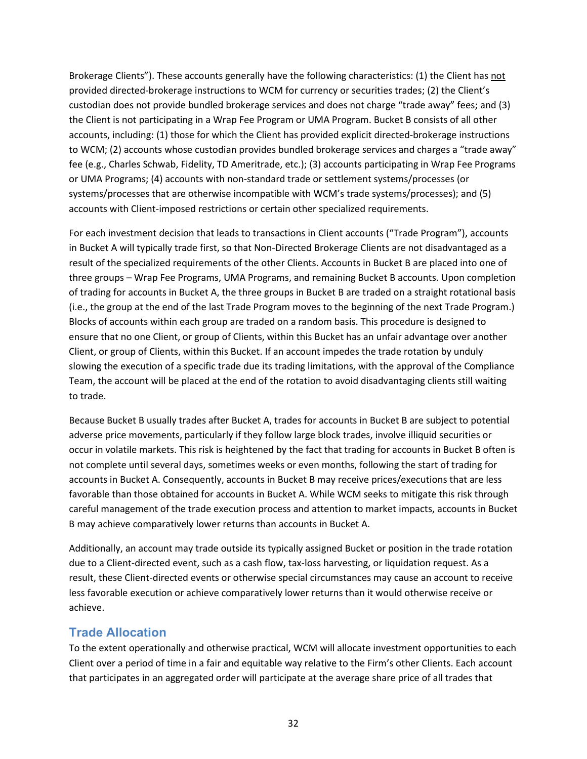Brokerage Clients"). These accounts generally have the following characteristics: (1) the Client has not provided directed-brokerage instructions to WCM for currency or securities trades; (2) the Client's custodian does not provide bundled brokerage services and does not charge "trade away" fees; and (3) the Client is not participating in a Wrap Fee Program or UMA Program. Bucket B consists of all other accounts, including: (1) those for which the Client has provided explicit directed-brokerage instructions to WCM; (2) accounts whose custodian provides bundled brokerage services and charges a "trade away" fee (e.g., Charles Schwab, Fidelity, TD Ameritrade, etc.); (3) accounts participating in Wrap Fee Programs or UMA Programs; (4) accounts with non-standard trade or settlement systems/processes (or systems/processes that are otherwise incompatible with WCM's trade systems/processes); and (5) accounts with Client-imposed restrictions or certain other specialized requirements.

For each investment decision that leads to transactions in Client accounts ("Trade Program"), accounts in Bucket A will typically trade first, so that Non-Directed Brokerage Clients are not disadvantaged as a result of the specialized requirements of the other Clients. Accounts in Bucket B are placed into one of three groups – Wrap Fee Programs, UMA Programs, and remaining Bucket B accounts. Upon completion of trading for accounts in Bucket A, the three groups in Bucket B are traded on a straight rotational basis (i.e., the group at the end of the last Trade Program moves to the beginning of the next Trade Program.) Blocks of accounts within each group are traded on a random basis. This procedure is designed to ensure that no one Client, or group of Clients, within this Bucket has an unfair advantage over another Client, or group of Clients, within this Bucket. If an account impedes the trade rotation by unduly slowing the execution of a specific trade due its trading limitations, with the approval of the Compliance Team, the account will be placed at the end of the rotation to avoid disadvantaging clients still waiting to trade.

Because Bucket B usually trades after Bucket A, trades for accounts in Bucket B are subject to potential adverse price movements, particularly if they follow large block trades, involve illiquid securities or occur in volatile markets. This risk is heightened by the fact that trading for accounts in Bucket B often is not complete until several days, sometimes weeks or even months, following the start of trading for accounts in Bucket A. Consequently, accounts in Bucket B may receive prices/executions that are less favorable than those obtained for accounts in Bucket A. While WCM seeks to mitigate this risk through careful management of the trade execution process and attention to market impacts, accounts in Bucket B may achieve comparatively lower returns than accounts in Bucket A.

Additionally, an account may trade outside its typically assigned Bucket or position in the trade rotation due to a Client-directed event, such as a cash flow, tax-loss harvesting, or liquidation request. As a result, these Client-directed events or otherwise special circumstances may cause an account to receive less favorable execution or achieve comparatively lower returns than it would otherwise receive or achieve.

## Trade Allocation

To the extent operationally and otherwise practical, WCM will allocate investment opportunities to each Client over a period of time in a fair and equitable way relative to the Firm's other Clients. Each account that participates in an aggregated order will participate at the average share price of all trades that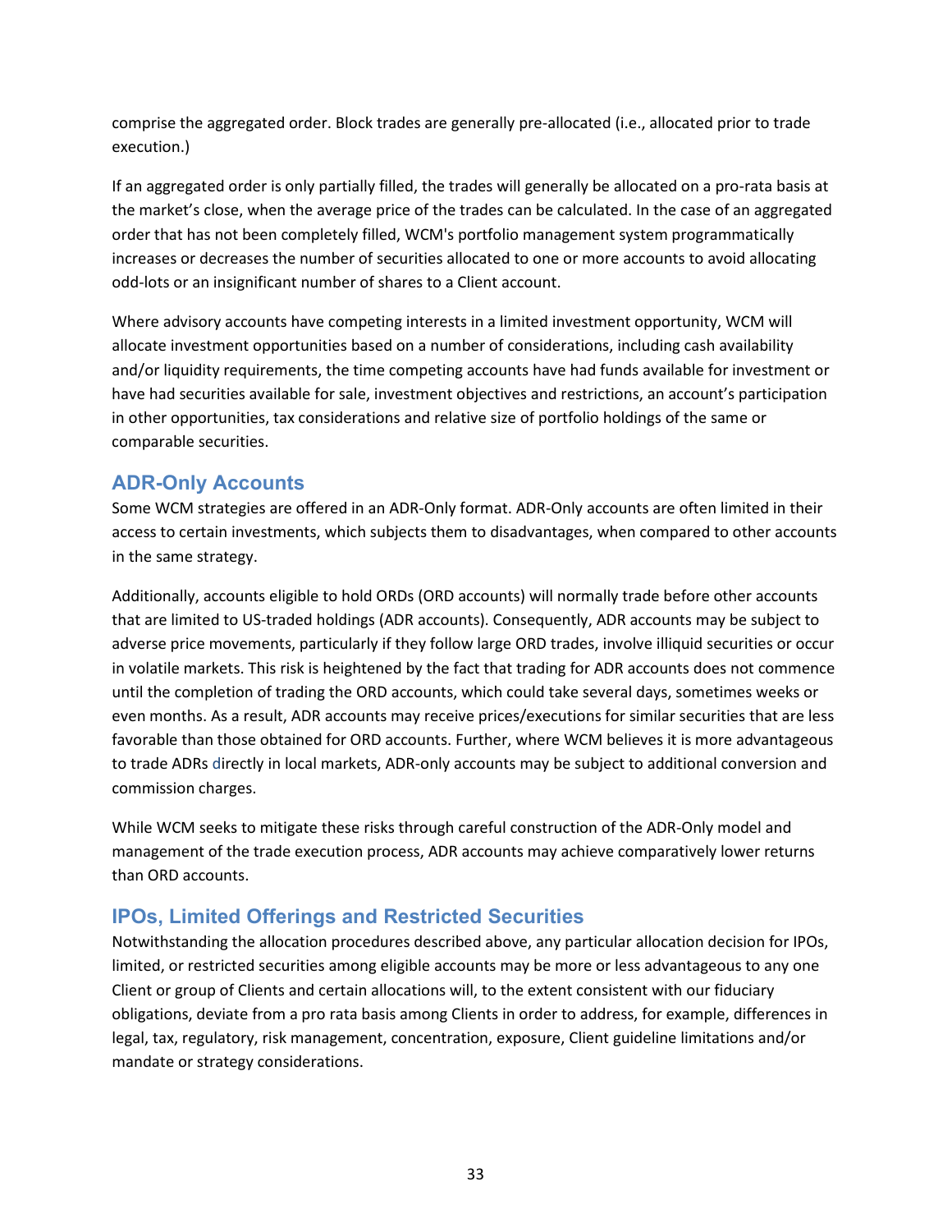comprise the aggregated order. Block trades are generally pre-allocated (i.e., allocated prior to trade execution.)

If an aggregated order is only partially filled, the trades will generally be allocated on a pro-rata basis at the market's close, when the average price of the trades can be calculated. In the case of an aggregated order that has not been completely filled, WCM's portfolio management system programmatically increases or decreases the number of securities allocated to one or more accounts to avoid allocating odd-lots or an insignificant number of shares to a Client account.

Where advisory accounts have competing interests in a limited investment opportunity, WCM will allocate investment opportunities based on a number of considerations, including cash availability and/or liquidity requirements, the time competing accounts have had funds available for investment or have had securities available for sale, investment objectives and restrictions, an account's participation in other opportunities, tax considerations and relative size of portfolio holdings of the same or comparable securities.

## ADR-Only Accounts

Some WCM strategies are offered in an ADR-Only format. ADR-Only accounts are often limited in their access to certain investments, which subjects them to disadvantages, when compared to other accounts in the same strategy.

Additionally, accounts eligible to hold ORDs (ORD accounts) will normally trade before other accounts that are limited to US-traded holdings (ADR accounts). Consequently, ADR accounts may be subject to adverse price movements, particularly if they follow large ORD trades, involve illiquid securities or occur in volatile markets. This risk is heightened by the fact that trading for ADR accounts does not commence until the completion of trading the ORD accounts, which could take several days, sometimes weeks or even months. As a result, ADR accounts may receive prices/executions for similar securities that are less favorable than those obtained for ORD accounts. Further, where WCM believes it is more advantageous to trade ADRs directly in local markets, ADR-only accounts may be subject to additional conversion and commission charges.

While WCM seeks to mitigate these risks through careful construction of the ADR-Only model and management of the trade execution process, ADR accounts may achieve comparatively lower returns than ORD accounts.

## IPOs, Limited Offerings and Restricted Securities

Notwithstanding the allocation procedures described above, any particular allocation decision for IPOs, limited, or restricted securities among eligible accounts may be more or less advantageous to any one Client or group of Clients and certain allocations will, to the extent consistent with our fiduciary obligations, deviate from a pro rata basis among Clients in order to address, for example, differences in legal, tax, regulatory, risk management, concentration, exposure, Client guideline limitations and/or mandate or strategy considerations.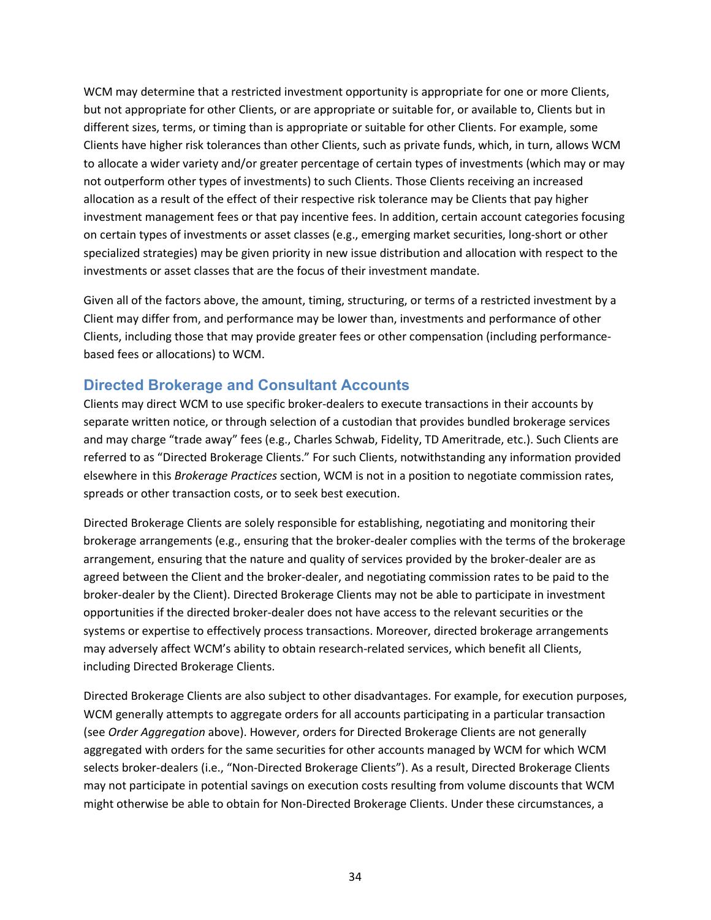WCM may determine that a restricted investment opportunity is appropriate for one or more Clients, but not appropriate for other Clients, or are appropriate or suitable for, or available to, Clients but in different sizes, terms, or timing than is appropriate or suitable for other Clients. For example, some Clients have higher risk tolerances than other Clients, such as private funds, which, in turn, allows WCM to allocate a wider variety and/or greater percentage of certain types of investments (which may or may not outperform other types of investments) to such Clients. Those Clients receiving an increased allocation as a result of the effect of their respective risk tolerance may be Clients that pay higher investment management fees or that pay incentive fees. In addition, certain account categories focusing on certain types of investments or asset classes (e.g., emerging market securities, long-short or other specialized strategies) may be given priority in new issue distribution and allocation with respect to the investments or asset classes that are the focus of their investment mandate.

Given all of the factors above, the amount, timing, structuring, or terms of a restricted investment by a Client may differ from, and performance may be lower than, investments and performance of other Clients, including those that may provide greater fees or other compensation (including performance-based fees or allocations) to WCM.

## Directed Brokerage and Consultant Accounts

Clients may direct WCM to use specific broker-dealers to execute transactions in their accounts by separate written notice, or through selection of a custodian that provides bundled brokerage services and may charge "trade away" fees (e.g., Charles Schwab, Fidelity, TD Ameritrade, etc.). Such Clients are referred to as "Directed Brokerage Clients." For such Clients, notwithstanding any information provided elsewhere in this *Brokerage Practices* section, WCM is not in a position to negotiate commission rates, spreads or other transaction costs, or to seek best execution.

Directed Brokerage Clients are solely responsible for establishing, negotiating and monitoring their brokerage arrangements (e.g., ensuring that the broker-dealer complies with the terms of the brokerage arrangement, ensuring that the nature and quality of services provided by the broker-dealer are as agreed between the Client and the broker-dealer, and negotiating commission rates to be paid to the broker-dealer by the Client). Directed Brokerage Clients may not be able to participate in investment opportunities if the directed broker-dealer does not have access to the relevant securities or the systems or expertise to effectively process transactions. Moreover, directed brokerage arrangements may adversely affect WCM's ability to obtain research-related services, which benefit all Clients, including Directed Brokerage Clients.

Directed Brokerage Clients are also subject to other disadvantages. For example, for execution purposes, WCM generally attempts to aggregate orders for all accounts participating in a particular transaction (see *Order Aggregation* above). However, orders for Directed Brokerage Clients are not generally aggregated with orders for the same securities for other accounts managed by WCM for which WCM selects broker-dealers (i.e., "Non-Directed Brokerage Clients"). As a result, Directed Brokerage Clients may not participate in potential savings on execution costs resulting from volume discounts that WCM might otherwise be able to obtain for Non-Directed Brokerage Clients. Under these circumstances, a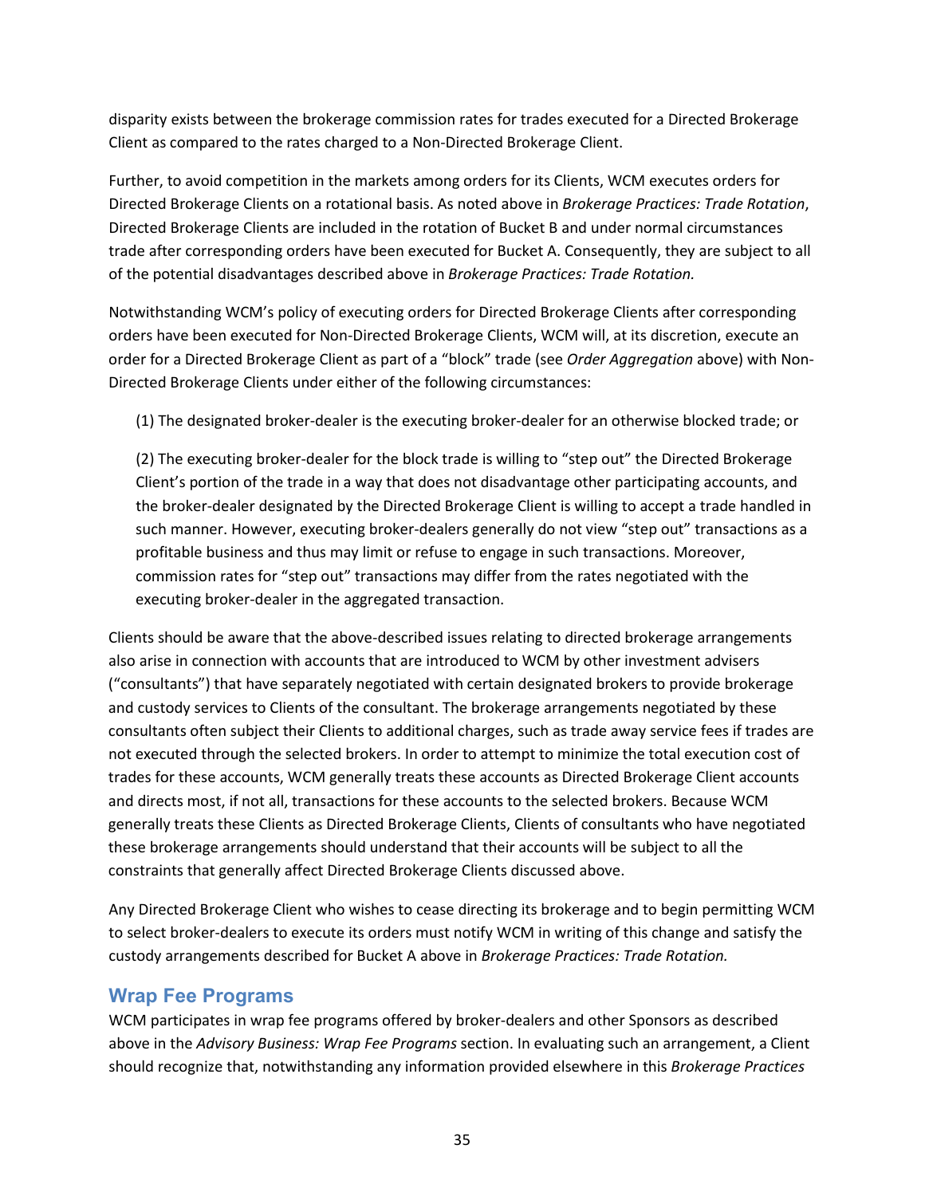disparity exists between the brokerage commission rates for trades executed for a Directed Brokerage Client as compared to the rates charged to a Non-Directed Brokerage Client.

Further, to avoid competition in the markets among orders for its Clients, WCM executes orders for Directed Brokerage Clients on a rotational basis. As noted above in *Brokerage Practices: Trade Rotation*, Directed Brokerage Clients are included in the rotation of Bucket B and under normal circumstances trade after corresponding orders have been executed for Bucket A. Consequently, they are subject to all of the potential disadvantages described above in *Brokerage Practices: Trade Rotation.*

Notwithstanding WCM's policy of executing orders for Directed Brokerage Clients after corresponding orders have been executed for Non-Directed Brokerage Clients, WCM will, at its discretion, execute an order for a Directed Brokerage Client as part of a "block" trade (see *Order Aggregation* above) with Non-Directed Brokerage Clients under either of the following circumstances:

(1) The designated broker-dealer is the executing broker-dealer for an otherwise blocked trade; or

(2) The executing broker-dealer for the block trade is willing to "step out" the Directed Brokerage Client's portion of the trade in a way that does not disadvantage other participating accounts, and the broker-dealer designated by the Directed Brokerage Client is willing to accept a trade handled in such manner. However, executing broker-dealers generally do not view "step out" transactions as a profitable business and thus may limit or refuse to engage in such transactions. Moreover, commission rates for "step out" transactions may differ from the rates negotiated with the executing broker-dealer in the aggregated transaction.

Clients should be aware that the above-described issues relating to directed brokerage arrangements also arise in connection with accounts that are introduced to WCM by other investment advisers ("consultants") that have separately negotiated with certain designated brokers to provide brokerage and custody services to Clients of the consultant. The brokerage arrangements negotiated by these consultants often subject their Clients to additional charges, such as trade away service fees if trades are not executed through the selected brokers. In order to attempt to minimize the total execution cost of trades for these accounts, WCM generally treats these accounts as Directed Brokerage Client accounts and directs most, if not all, transactions for these accounts to the selected brokers. Because WCM generally treats these Clients as Directed Brokerage Clients, Clients of consultants who have negotiated these brokerage arrangements should understand that their accounts will be subject to all the constraints that generally affect Directed Brokerage Clients discussed above.

Any Directed Brokerage Client who wishes to cease directing its brokerage and to begin permitting WCM to select broker-dealers to execute its orders must notify WCM in writing of this change and satisfy the custody arrangements described for Bucket A above in *Brokerage Practices: Trade Rotation.*

## Wrap Fee Programs

WCM participates in wrap fee programs offered by broker-dealers and other Sponsors as described above in the *Advisory Business: Wrap Fee Programs* section. In evaluating such an arrangement, a Client should recognize that, notwithstanding any information provided elsewhere in this *Brokerage Practices*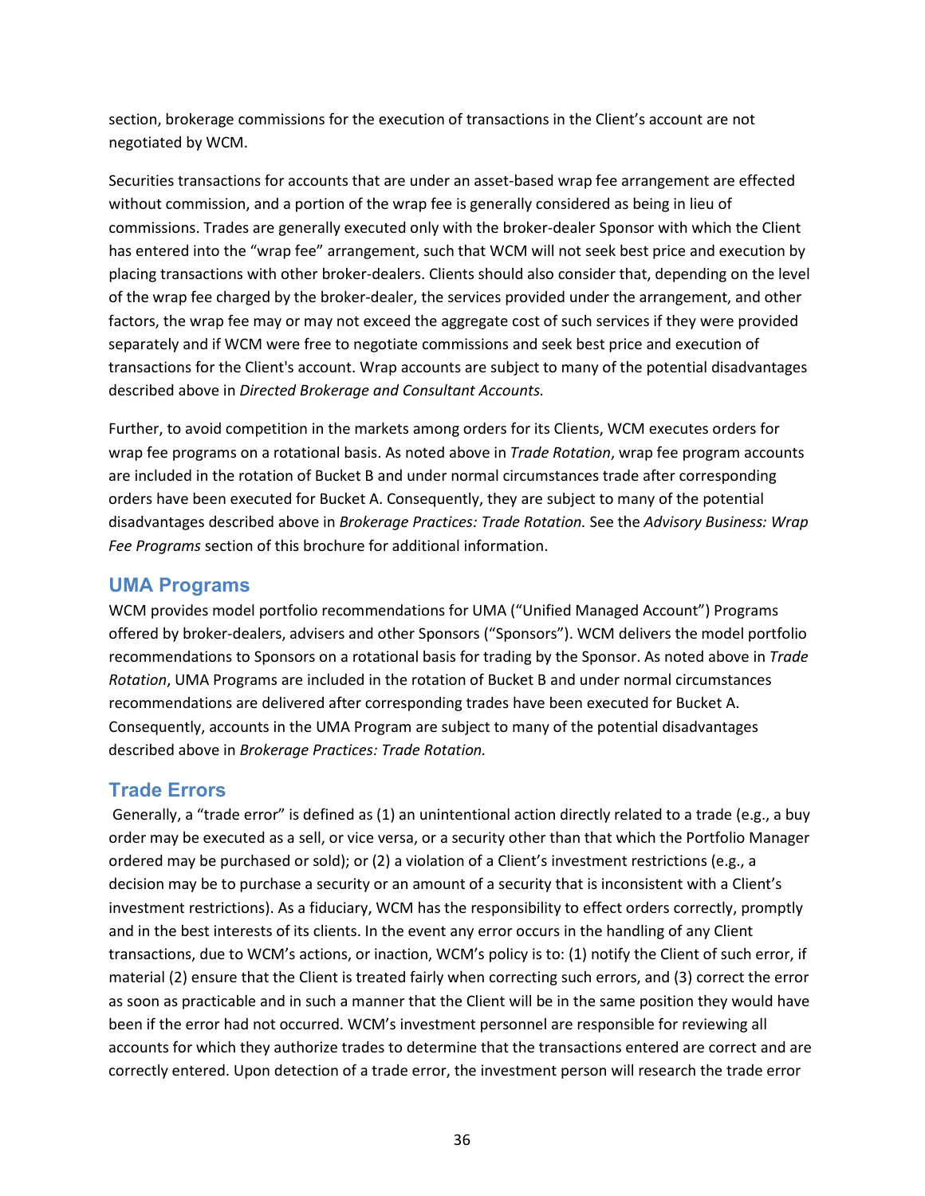section, brokerage commissions for the execution of transactions in the Client's account are not negotiated by WCM.

Securities transactions for accounts that are under an asset-based wrap fee arrangement are effected without commission, and a portion of the wrap fee is generally considered as being in lieu of commissions. Trades are generally executed only with the broker-dealer Sponsor with which the Client has entered into the "wrap fee" arrangement, such that WCM will not seek best price and execution by placing transactions with other broker-dealers. Clients should also consider that, depending on the level of the wrap fee charged by the broker-dealer, the services provided under the arrangement, and other factors, the wrap fee may or may not exceed the aggregate cost of such services if they were provided separately and if WCM were free to negotiate commissions and seek best price and execution of transactions for the Client's account. Wrap accounts are subject to many of the potential disadvantages described above in *Directed Brokerage and Consultant Accounts.*

Further, to avoid competition in the markets among orders for its Clients, WCM executes orders for wrap fee programs on a rotational basis. As noted above in *Trade Rotation*, wrap fee program accounts are included in the rotation of Bucket B and under normal circumstances trade after corresponding orders have been executed for Bucket A. Consequently, they are subject to many of the potential disadvantages described above in *Brokerage Practices: Trade Rotation.* See the *Advisory Business: Wrap Fee Programs* section of this brochure for additional information.

## UMA Programs

WCM provides model portfolio recommendations for UMA ("Unified Managed Account") Programs offered by broker-dealers, advisers and other Sponsors ("Sponsors"). WCM delivers the model portfolio recommendations to Sponsors on a rotational basis for trading by the Sponsor. As noted above in *Trade Rotation*, UMA Programs are included in the rotation of Bucket B and under normal circumstances recommendations are delivered after corresponding trades have been executed for Bucket A. Consequently, accounts in the UMA Program are subject to many of the potential disadvantages described above in *Brokerage Practices: Trade Rotation.*

## Trade Errors

Generally, a "trade error" is defined as (1) an unintentional action directly related to a trade (e.g., a buy order may be executed as a sell, or vice versa, or a security other than that which the Portfolio Manager ordered may be purchased or sold); or (2) a violation of a Client's investment restrictions (e.g., a decision may be to purchase a security or an amount of a security that is inconsistent with a Client's investment restrictions). As a fiduciary, WCM has the responsibility to effect orders correctly, promptly and in the best interests of its clients. In the event any error occurs in the handling of any Client transactions, due to WCM's actions, or inaction, WCM's policy is to: (1) notify the Client of such error, if material (2) ensure that the Client is treated fairly when correcting such errors, and (3) correct the error as soon as practicable and in such a manner that the Client will be in the same position they would have been if the error had not occurred. WCM's investment personnel are responsible for reviewing all accounts for which they authorize trades to determine that the transactions entered are correct and are correctly entered. Upon detection of a trade error, the investment person will research the trade error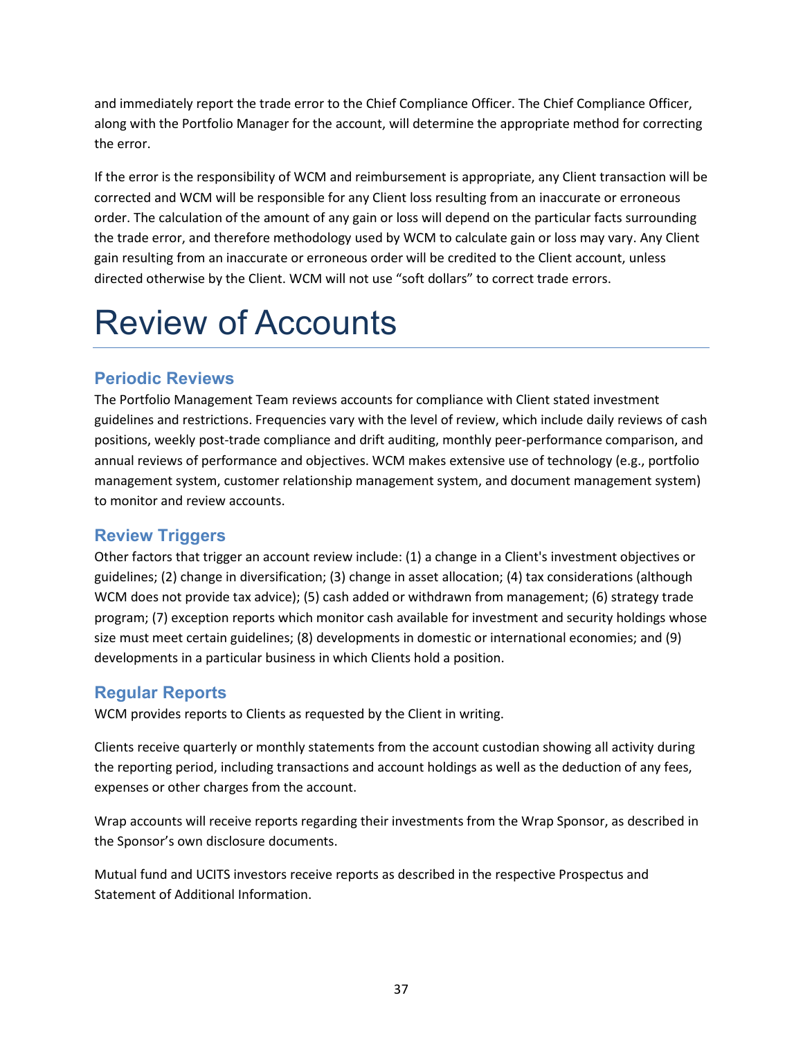and immediately report the trade error to the Chief Compliance Officer. The Chief Compliance Officer, along with the Portfolio Manager for the account, will determine the appropriate method for correcting the error.

If the error is the responsibility of WCM and reimbursement is appropriate, any Client transaction will be corrected and WCM will be responsible for any Client loss resulting from an inaccurate or erroneous order. The calculation of the amount of any gain or loss will depend on the particular facts surrounding the trade error, and therefore methodology used by WCM to calculate gain or loss may vary. Any Client gain resulting from an inaccurate or erroneous order will be credited to the Client account, unless directed otherwise by the Client. WCM will not use "soft dollars" to correct trade errors.

# Review of Accounts

## Periodic Reviews

The Portfolio Management Team reviews accounts for compliance with Client stated investment guidelines and restrictions. Frequencies vary with the level of review, which include daily reviews of cash positions, weekly post-trade compliance and drift auditing, monthly peer-performance comparison, and annual reviews of performance and objectives. WCM makes extensive use of technology (e.g., portfolio management system, customer relationship management system, and document management system) to monitor and review accounts.

## Review Triggers

Other factors that trigger an account review include: (1) a change in a Client's investment objectives or guidelines; (2) change in diversification; (3) change in asset allocation; (4) tax considerations (although WCM does not provide tax advice); (5) cash added or withdrawn from management; (6) strategy trade program; (7) exception reports which monitor cash available for investment and security holdings whose size must meet certain guidelines; (8) developments in domestic or international economies; and (9) developments in a particular business in which Clients hold a position.

## Regular Reports

WCM provides reports to Clients as requested by the Client in writing.

Clients receive quarterly or monthly statements from the account custodian showing all activity during the reporting period, including transactions and account holdings as well as the deduction of any fees, expenses or other charges from the account.

Wrap accounts will receive reports regarding their investments from the Wrap Sponsor, as described in the Sponsor's own disclosure documents.

Mutual fund and UCITS investors receive reports as described in the respective Prospectus and Statement of Additional Information.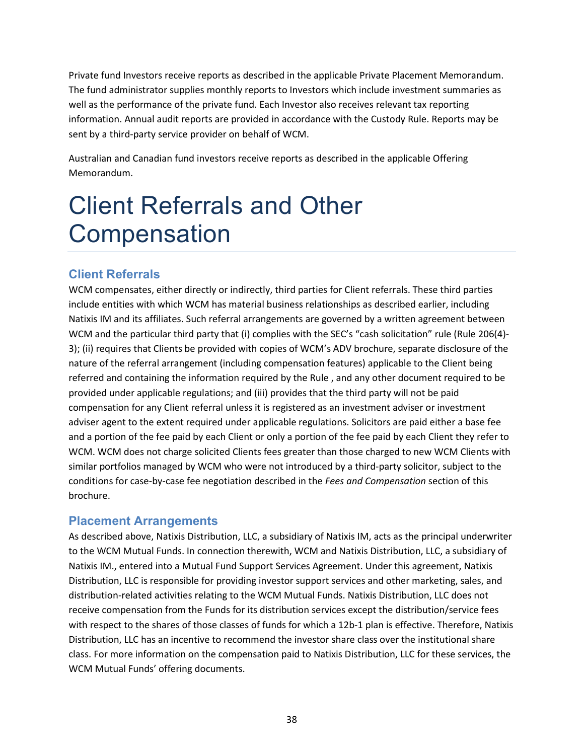Private fund Investors receive reports as described in the applicable Private Placement Memorandum. The fund administrator supplies monthly reports to Investors which include investment summaries as well as the performance of the private fund. Each Investor also receives relevant tax reporting information. Annual audit reports are provided in accordance with the Custody Rule. Reports may be sent by a third-party service provider on behalf of WCM.

Australian and Canadian fund investors receive reports as described in the applicable Offering Memorandum.

# Client Referrals and Other Compensation

## Client Referrals

WCM compensates, either directly or indirectly, third parties for Client referrals. These third parties include entities with which WCM has material business relationships as described earlier, including Natixis IM and its affiliates. Such referral arrangements are governed by a written agreement between WCM and the particular third party that (i) complies with the SEC's "cash solicitation" rule (Rule 206(4)-3); (ii) requires that Clients be provided with copies of WCM's ADV brochure, separate disclosure of the nature of the referral arrangement (including compensation features) applicable to the Client being referred and containing the information required by the Rule , and any other document required to be provided under applicable regulations; and (iii) provides that the third party will not be paid compensation for any Client referral unless it is registered as an investment adviser or investment adviser agent to the extent required under applicable regulations. Solicitors are paid either a base fee and a portion of the fee paid by each Client or only a portion of the fee paid by each Client they refer to WCM. WCM does not charge solicited Clients fees greater than those charged to new WCM Clients with similar portfolios managed by WCM who were not introduced by a third-party solicitor, subject to the conditions for case-by-case fee negotiation described in the *Fees and Compensation* section of this brochure.

## Placement Arrangements

As described above, Natixis Distribution, LLC, a subsidiary of Natixis IM, acts as the principal underwriter to the WCM Mutual Funds. In connection therewith, WCM and Natixis Distribution, LLC, a subsidiary of Natixis IM., entered into a Mutual Fund Support Services Agreement. Under this agreement, Natixis Distribution, LLC is responsible for providing investor support services and other marketing, sales, and distribution-related activities relating to the WCM Mutual Funds. Natixis Distribution, LLC does not receive compensation from the Funds for its distribution services except the distribution/service fees with respect to the shares of those classes of funds for which a 12b-1 plan is effective. Therefore, Natixis Distribution, LLC has an incentive to recommend the investor share class over the institutional share class. For more information on the compensation paid to Natixis Distribution, LLC for these services, the WCM Mutual Funds' offering documents.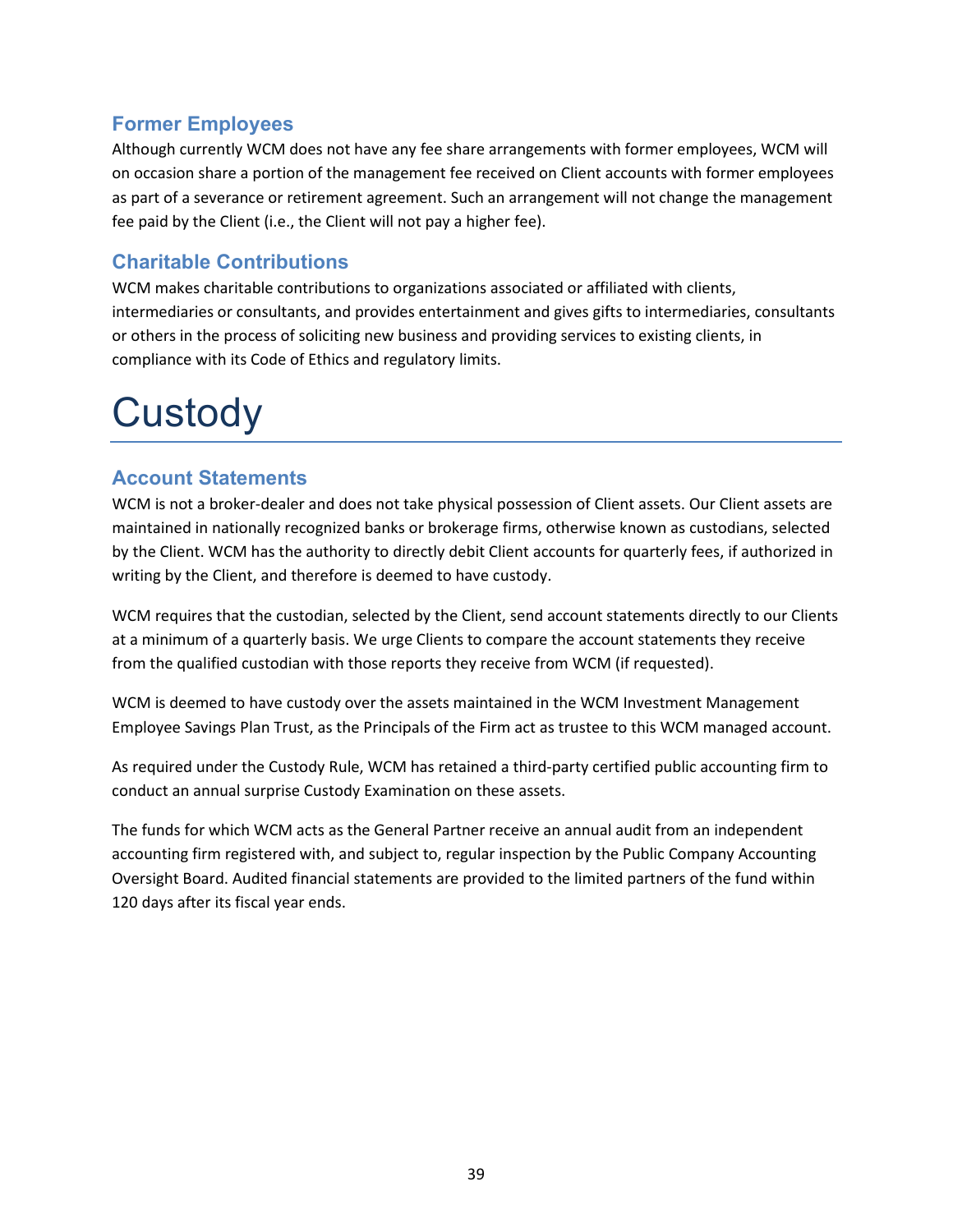## Former Employees

Although currently WCM does not have any fee share arrangements with former employees, WCM will on occasion share a portion of the management fee received on Client accounts with former employees as part of a severance or retirement agreement. Such an arrangement will not change the management fee paid by the Client (i.e., the Client will not pay a higher fee).

## Charitable Contributions

WCM makes charitable contributions to organizations associated or affiliated with clients, intermediaries or consultants, and provides entertainment and gives gifts to intermediaries, consultants or others in the process of soliciting new business and providing services to existing clients, in compliance with its Code of Ethics and regulatory limits.

# Custody

## Account Statements

WCM is not a broker-dealer and does not take physical possession of Client assets. Our Client assets are maintained in nationally recognized banks or brokerage firms, otherwise known as custodians, selected by the Client. WCM has the authority to directly debit Client accounts for quarterly fees, if authorized in writing by the Client, and therefore is deemed to have custody.

WCM requires that the custodian, selected by the Client, send account statements directly to our Clients at a minimum of a quarterly basis. We urge Clients to compare the account statements they receive from the qualified custodian with those reports they receive from WCM (if requested).

WCM is deemed to have custody over the assets maintained in the WCM Investment Management Employee Savings Plan Trust, as the Principals of the Firm act as trustee to this WCM managed account.

As required under the Custody Rule, WCM has retained a third-party certified public accounting firm to conduct an annual surprise Custody Examination on these assets.

The funds for which WCM acts as the General Partner receive an annual audit from an independent accounting firm registered with, and subject to, regular inspection by the Public Company Accounting Oversight Board. Audited financial statements are provided to the limited partners of the fund within 120 days after its fiscal year ends.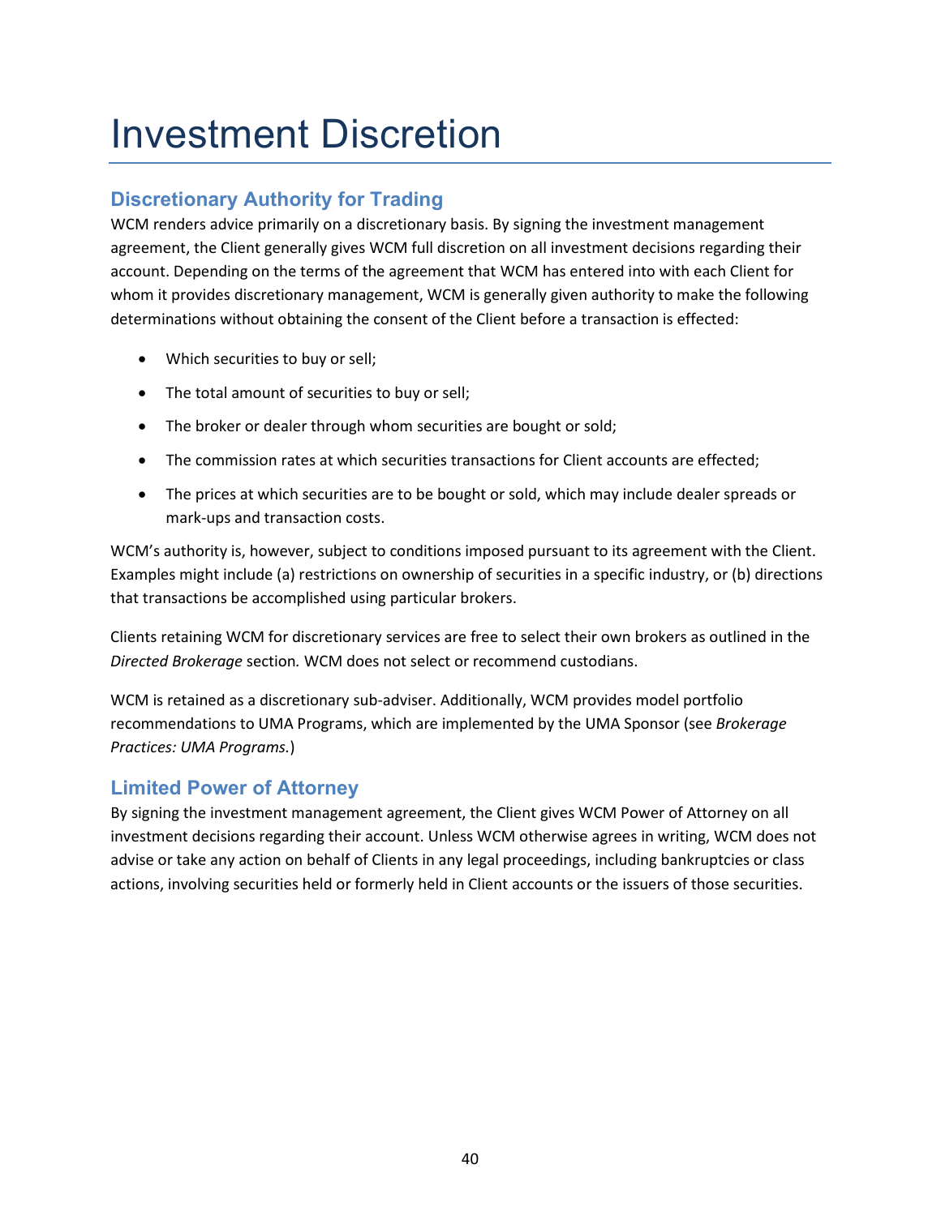# Investment Discretion

## Discretionary Authority for Trading

WCM renders advice primarily on a discretionary basis. By signing the investment management agreement, the Client generally gives WCM full discretion on all investment decisions regarding their account. Depending on the terms of the agreement that WCM has entered into with each Client for whom it provides discretionary management, WCM is generally given authority to make the following determinations without obtaining the consent of the Client before a transaction is effected:

- Which securities to buy or sell;
- The total amount of securities to buy or sell;
- The broker or dealer through whom securities are bought or sold;
- The commission rates at which securities transactions for Client accounts are effected;
- The prices at which securities are to be bought or sold, which may include dealer spreads or mark-ups and transaction costs.

WCM's authority is, however, subject to conditions imposed pursuant to its agreement with the Client. Examples might include (a) restrictions on ownership of securities in a specific industry, or (b) directions that transactions be accomplished using particular brokers.

Clients retaining WCM for discretionary services are free to select their own brokers as outlined in the *Directed Brokerage* section. WCM does not select or recommend custodians.

WCM is retained as a discretionary sub-adviser. Additionally, WCM provides model portfolio recommendations to UMA Programs, which are implemented by the UMA Sponsor (see *Brokerage Practices: UMA Programs.*)

## Limited Power of Attorney

By signing the investment management agreement, the Client gives WCM Power of Attorney on all investment decisions regarding their account. Unless WCM otherwise agrees in writing, WCM does not advise or take any action on behalf of Clients in any legal proceedings, including bankruptcies or class actions, involving securities held or formerly held in Client accounts or the issuers of those securities.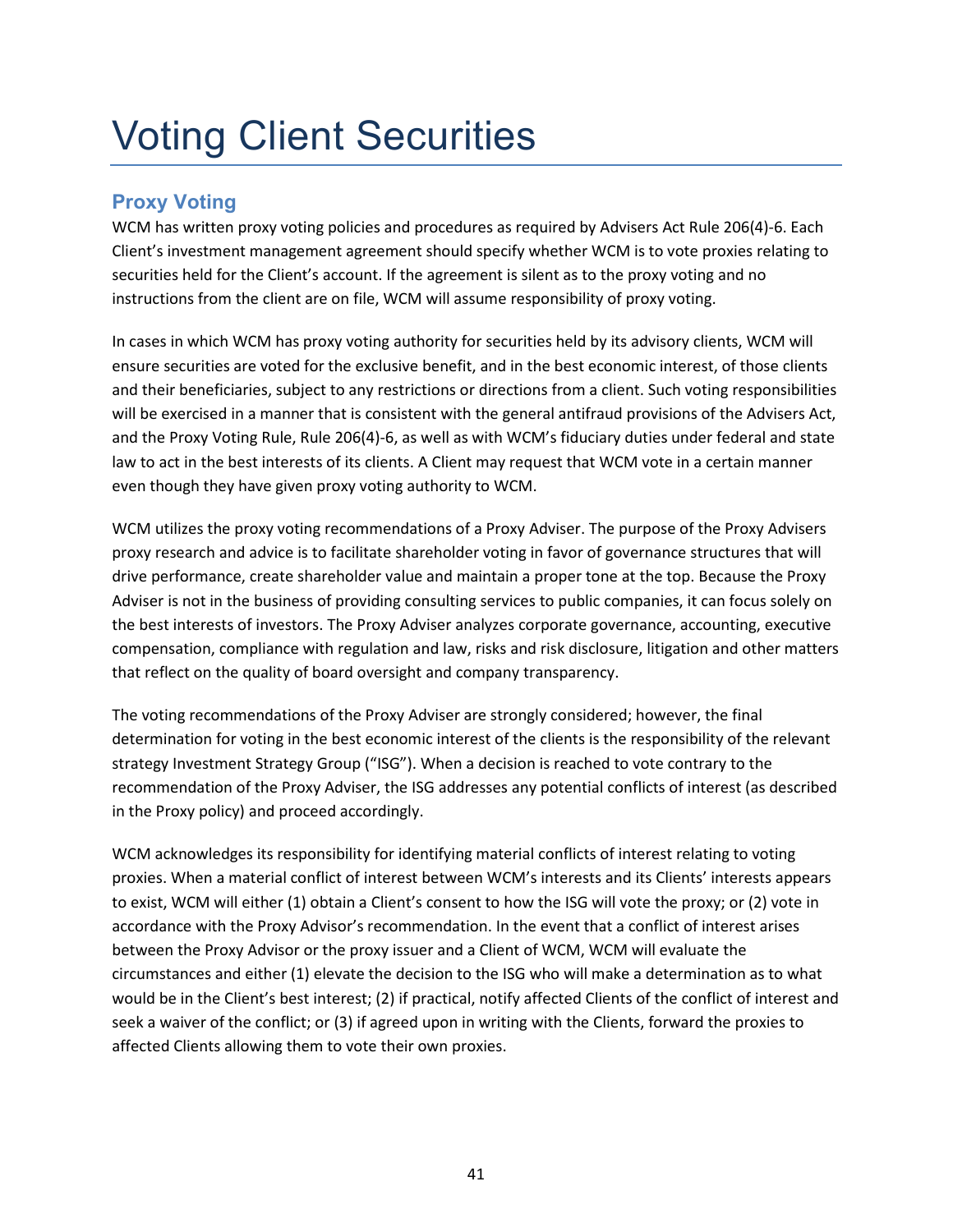# Voting Client Securities

## Proxy Voting

WCM has written proxy voting policies and procedures as required by Advisers Act Rule 206(4)-6. Each Client's investment management agreement should specify whether WCM is to vote proxies relating to securities held for the Client's account. If the agreement is silent as to the proxy voting and no instructions from the client are on file, WCM will assume responsibility of proxy voting.

In cases in which WCM has proxy voting authority for securities held by its advisory clients, WCM will ensure securities are voted for the exclusive benefit, and in the best economic interest, of those clients and their beneficiaries, subject to any restrictions or directions from a client. Such voting responsibilities will be exercised in a manner that is consistent with the general antifraud provisions of the Advisers Act, and the Proxy Voting Rule, Rule 206(4)-6, as well as with WCM's fiduciary duties under federal and state law to act in the best interests of its clients. A Client may request that WCM vote in a certain manner even though they have given proxy voting authority to WCM.

WCM utilizes the proxy voting recommendations of a Proxy Adviser. The purpose of the Proxy Advisers proxy research and advice is to facilitate shareholder voting in favor of governance structures that will drive performance, create shareholder value and maintain a proper tone at the top. Because the Proxy Adviser is not in the business of providing consulting services to public companies, it can focus solely on the best interests of investors. The Proxy Adviser analyzes corporate governance, accounting, executive compensation, compliance with regulation and law, risks and risk disclosure, litigation and other matters that reflect on the quality of board oversight and company transparency.

The voting recommendations of the Proxy Adviser are strongly considered; however, the final determination for voting in the best economic interest of the clients is the responsibility of the relevant strategy Investment Strategy Group ("ISG"). When a decision is reached to vote contrary to the recommendation of the Proxy Adviser, the ISG addresses any potential conflicts of interest (as described in the Proxy policy) and proceed accordingly.

WCM acknowledges its responsibility for identifying material conflicts of interest relating to voting proxies. When a material conflict of interest between WCM's interests and its Clients' interests appears to exist, WCM will either (1) obtain a Client's consent to how the ISG will vote the proxy; or (2) vote in accordance with the Proxy Advisor's recommendation. In the event that a conflict of interest arises between the Proxy Advisor or the proxy issuer and a Client of WCM, WCM will evaluate the circumstances and either (1) elevate the decision to the ISG who will make a determination as to what would be in the Client's best interest; (2) if practical, notify affected Clients of the conflict of interest and seek a waiver of the conflict; or (3) if agreed upon in writing with the Clients, forward the proxies to affected Clients allowing them to vote their own proxies.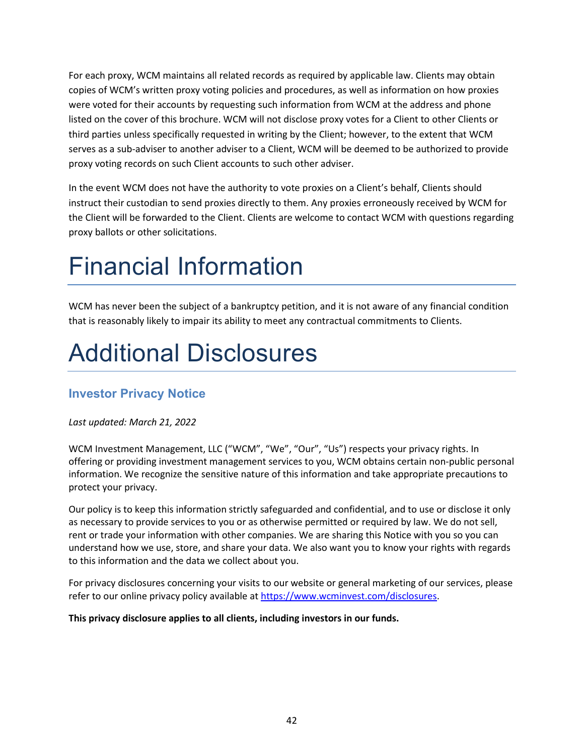For each proxy, WCM maintains all related records as required by applicable law. Clients may obtain copies of WCM's written proxy voting policies and procedures, as well as information on how proxies were voted for their accounts by requesting such information from WCM at the address and phone listed on the cover of this brochure. WCM will not disclose proxy votes for a Client to other Clients or third parties unless specifically requested in writing by the Client; however, to the extent that WCM serves as a sub-adviser to another adviser to a Client, WCM will be deemed to be authorized to provide proxy voting records on such Client accounts to such other adviser.

In the event WCM does not have the authority to vote proxies on a Client's behalf, Clients should instruct their custodian to send proxies directly to them. Any proxies erroneously received by WCM for the Client will be forwarded to the Client. Clients are welcome to contact WCM with questions regarding proxy ballots or other solicitations.

# Financial Information

WCM has never been the subject of a bankruptcy petition, and it is not aware of any financial condition that is reasonably likely to impair its ability to meet any contractual commitments to Clients.

# Additional Disclosures

## Investor Privacy Notice

*Last updated: March 21, 2022*

WCM Investment Management, LLC ("WCM", "We", "Our", "Us") respects your privacy rights. In offering or providing investment management services to you, WCM obtains certain non-public personal information. We recognize the sensitive nature of this information and take appropriate precautions to protect your privacy.

Our policy is to keep this information strictly safeguarded and confidential, and to use or disclose it only as necessary to provide services to you or as otherwise permitted or required by law. We do not sell, rent or trade your information with other companies. We are sharing this Notice with you so you can understand how we use, store, and share your data. We also want you to know your rights with regards to this information and the data we collect about you.

For privacy disclosures concerning your visits to our website or general marketing of our services, please refer to our online privacy policy available at https://www.wcminvest.com/disclosures.

**This privacy disclosure applies to all clients, including investors in our funds.**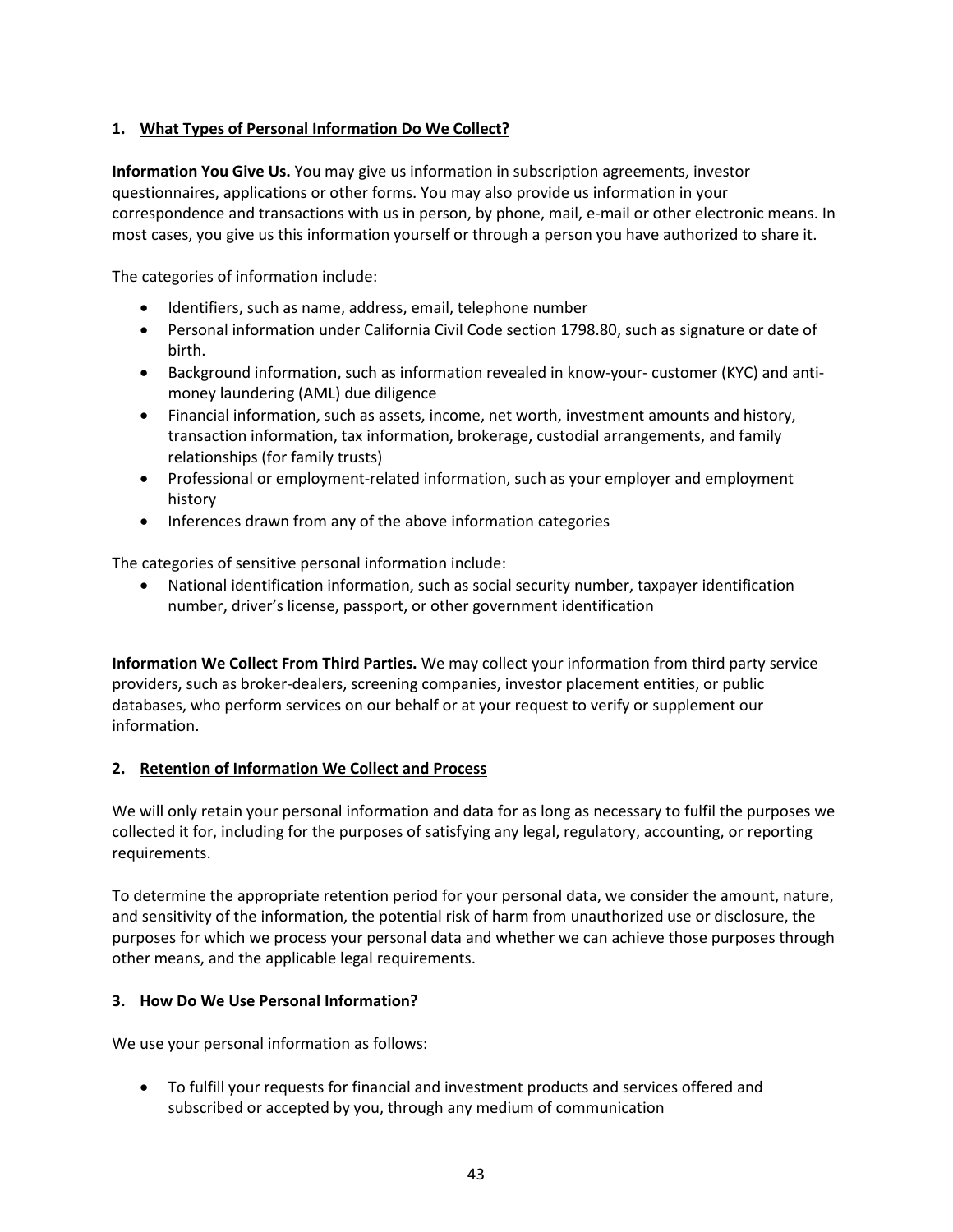## 1. What Types of Personal Information Do We Collect?

**Information You Give Us.** You may give us information in subscription agreements, investor questionnaires, applications or other forms. You may also provide us information in your correspondence and transactions with us in person, by phone, mail, e-mail or other electronic means. In most cases, you give us this information yourself or through a person you have authorized to share it.

The categories of information include:

- Identifiers, such as name, address, email, telephone number
- Personal information under California Civil Code section 1798.80, such as signature or date of birth.
- Background information, such as information revealed in know-your- customer (KYC) and anti-money laundering (AML) due diligence
- Financial information, such as assets, income, net worth, investment amounts and history, transaction information, tax information, brokerage, custodial arrangements, and family relationships (for family trusts)
- Professional or employment-related information, such as your employer and employment history
- Inferences drawn from any of the above information categories

The categories of sensitive personal information include:

- National identification information, such as social security number, taxpayer identification number, driver's license, passport, or other government identification

**Information We Collect From Third Parties.** We may collect your information from third party service providers, such as broker-dealers, screening companies, investor placement entities, or public databases, who perform services on our behalf or at your request to verify or supplement our information.

## 2. Retention of Information We Collect and Process

We will only retain your personal information and data for as long as necessary to fulfil the purposes we collected it for, including for the purposes of satisfying any legal, regulatory, accounting, or reporting requirements.

To determine the appropriate retention period for your personal data, we consider the amount, nature, and sensitivity of the information, the potential risk of harm from unauthorized use or disclosure, the purposes for which we process your personal data and whether we can achieve those purposes through other means, and the applicable legal requirements.

## 3. How Do We Use Personal Information?

We use your personal information as follows:

- To fulfill your requests for financial and investment products and services offered and subscribed or accepted by you, through any medium of communication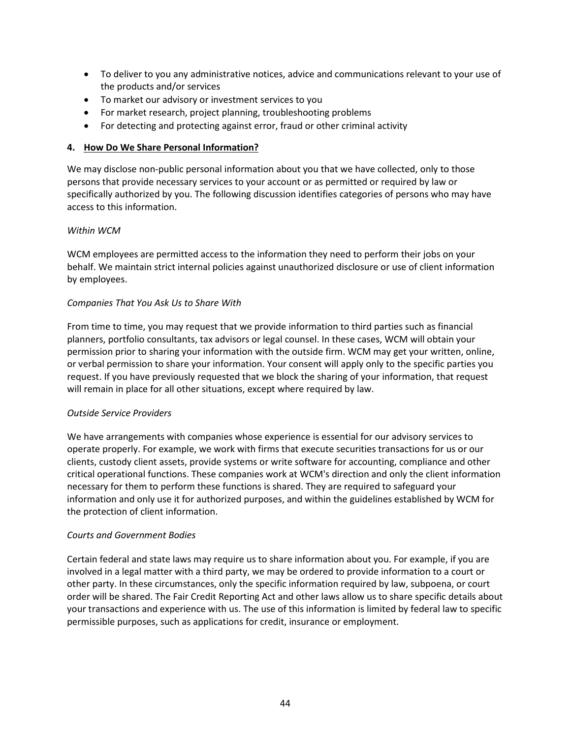- To deliver to you any administrative notices, advice and communications relevant to your use of the products and/or services
- To market our advisory or investment services to you
- For market research, project planning, troubleshooting problems
- For detecting and protecting against error, fraud or other criminal activity

#### 4. **How Do We Share Personal Information?**

We may disclose non-public personal information about you that we have collected, only to those persons that provide necessary services to your account or as permitted or required by law or specifically authorized by you. The following discussion identifies categories of persons who may have access to this information.

*Within WCM*

WCM employees are permitted access to the information they need to perform their jobs on your behalf. We maintain strict internal policies against unauthorized disclosure or use of client information by employees.

*Companies That You Ask Us to Share With*

From time to time, you may request that we provide information to third parties such as financial planners, portfolio consultants, tax advisors or legal counsel. In these cases, WCM will obtain your permission prior to sharing your information with the outside firm. WCM may get your written, online, or verbal permission to share your information. Your consent will apply only to the specific parties you request. If you have previously requested that we block the sharing of your information, that request will remain in place for all other situations, except where required by law.

*Outside Service Providers*

We have arrangements with companies whose experience is essential for our advisory services to operate properly. For example, we work with firms that execute securities transactions for us or our clients, custody client assets, provide systems or write software for accounting, compliance and other critical operational functions. These companies work at WCM's direction and only the client information necessary for them to perform these functions is shared. They are required to safeguard your information and only use it for authorized purposes, and within the guidelines established by WCM for the protection of client information.

*Courts and Government Bodies*

Certain federal and state laws may require us to share information about you. For example, if you are involved in a legal matter with a third party, we may be ordered to provide information to a court or other party. In these circumstances, only the specific information required by law, subpoena, or court order will be shared. The Fair Credit Reporting Act and other laws allow us to share specific details about your transactions and experience with us. The use of this information is limited by federal law to specific permissible purposes, such as applications for credit, insurance or employment.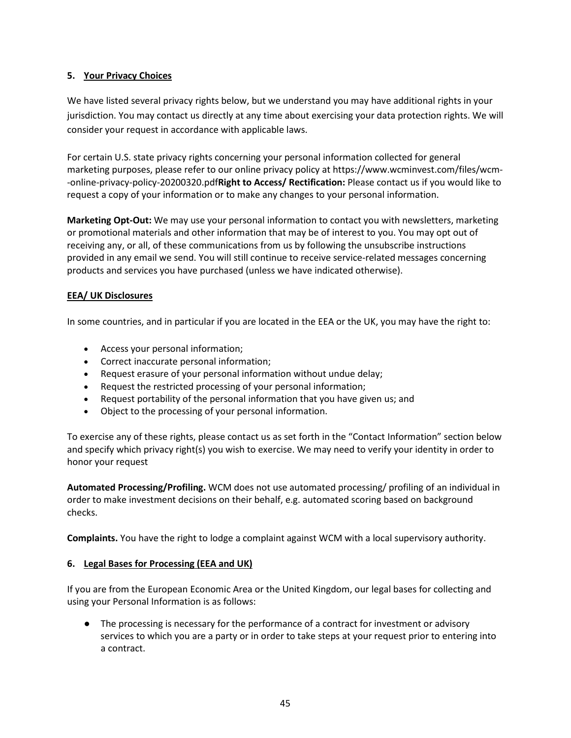**5. Your Privacy Choices**

We have listed several privacy rights below, but we understand you may have additional rights in your jurisdiction. You may contact us directly at any time about exercising your data protection rights. We will consider your request in accordance with applicable laws.

For certain U.S. state privacy rights concerning your personal information collected for general marketing purposes, please refer to our online privacy policy at https://www.wcminvest.com/files/wcm--online-privacy-policy-20200320.pdf**Right to Access/ Rectification:** Please contact us if you would like to request a copy of your information or to make any changes to your personal information.

**Marketing Opt-Out:** We may use your personal information to contact you with newsletters, marketing or promotional materials and other information that may be of interest to you. You may opt out of receiving any, or all, of these communications from us by following the unsubscribe instructions provided in any email we send. You will still continue to receive service-related messages concerning products and services you have purchased (unless we have indicated otherwise).

**EEA/ UK Disclosures**

In some countries, and in particular if you are located in the EEA or the UK, you may have the right to:

- Access your personal information;
- Correct inaccurate personal information;
- Request erasure of your personal information without undue delay;
- Request the restricted processing of your personal information;
- Request portability of the personal information that you have given us; and
- Object to the processing of your personal information.

To exercise any of these rights, please contact us as set forth in the "Contact Information" section below and specify which privacy right(s) you wish to exercise. We may need to verify your identity in order to honor your request

**Automated Processing/Profiling.** WCM does not use automated processing/ profiling of an individual in order to make investment decisions on their behalf, e.g. automated scoring based on background checks.

**Complaints.** You have the right to lodge a complaint against WCM with a local supervisory authority.

**6. Legal Bases for Processing (EEA and UK)**

If you are from the European Economic Area or the United Kingdom, our legal bases for collecting and using your Personal Information is as follows:

- The processing is necessary for the performance of a contract for investment or advisory services to which you are a party or in order to take steps at your request prior to entering into a contract.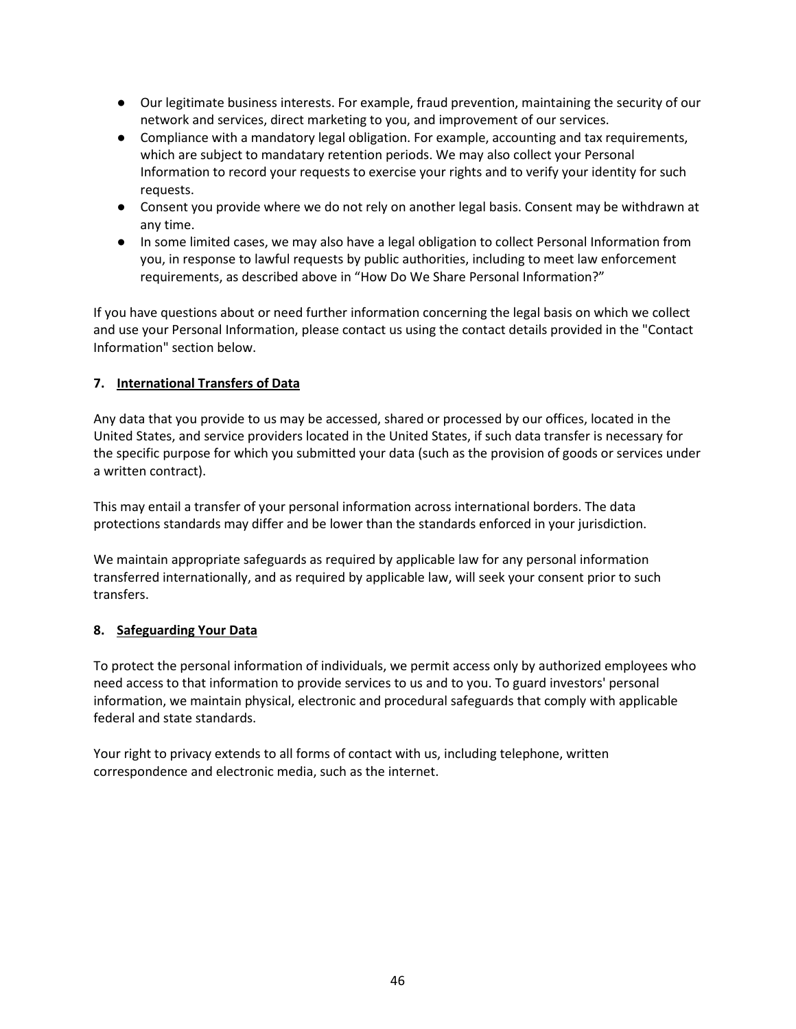- Our legitimate business interests. For example, fraud prevention, maintaining the security of our network and services, direct marketing to you, and improvement of our services.
- Compliance with a mandatory legal obligation. For example, accounting and tax requirements, which are subject to mandatary retention periods. We may also collect your Personal Information to record your requests to exercise your rights and to verify your identity for such requests.
- Consent you provide where we do not rely on another legal basis. Consent may be withdrawn at any time.
- In some limited cases, we may also have a legal obligation to collect Personal Information from you, in response to lawful requests by public authorities, including to meet law enforcement requirements, as described above in "How Do We Share Personal Information?"

If you have questions about or need further information concerning the legal basis on which we collect and use your Personal Information, please contact us using the contact details provided in the "Contact Information" section below.

**7. International Transfers of Data**

Any data that you provide to us may be accessed, shared or processed by our offices, located in the United States, and service providers located in the United States, if such data transfer is necessary for the specific purpose for which you submitted your data (such as the provision of goods or services under a written contract).

This may entail a transfer of your personal information across international borders. The data protections standards may differ and be lower than the standards enforced in your jurisdiction.

We maintain appropriate safeguards as required by applicable law for any personal information transferred internationally, and as required by applicable law, will seek your consent prior to such transfers.

**8. Safeguarding Your Data**

To protect the personal information of individuals, we permit access only by authorized employees who need access to that information to provide services to us and to you. To guard investors' personal information, we maintain physical, electronic and procedural safeguards that comply with applicable federal and state standards.

Your right to privacy extends to all forms of contact with us, including telephone, written correspondence and electronic media, such as the internet.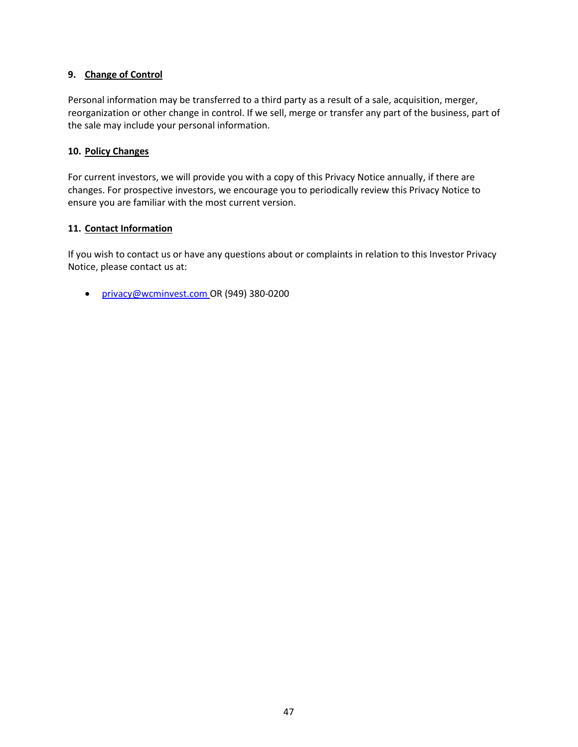**9. Change of Control**

Personal information may be transferred to a third party as a result of a sale, acquisition, merger, reorganization or other change in control. If we sell, merge or transfer any part of the business, part of the sale may include your personal information.

**10. Policy Changes**

For current investors, we will provide you with a copy of this Privacy Notice annually, if there are changes. For prospective investors, we encourage you to periodically review this Privacy Notice to ensure you are familiar with the most current version.

**11. Contact Information**

If you wish to contact us or have any questions about or complaints in relation to this Investor Privacy Notice, please contact us at:

- privacy@wcminvest.com OR (949) 380-0200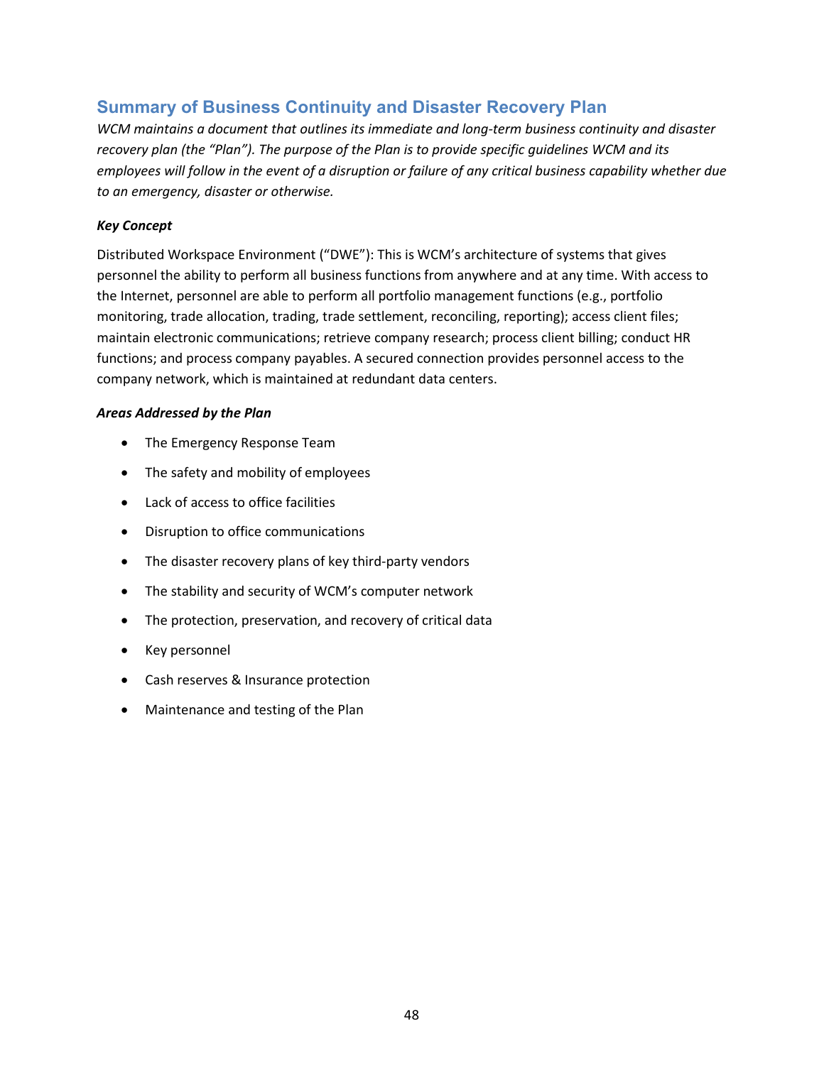## Summary of Business Continuity and Disaster Recovery Plan

*WCM maintains a document that outlines its immediate and long-term business continuity and disaster recovery plan (the "Plan"). The purpose of the Plan is to provide specific guidelines WCM and its employees will follow in the event of a disruption or failure of any critical business capability whether due to an emergency, disaster or otherwise.*

***Key Concept***

Distributed Workspace Environment ("DWE"): This is WCM's architecture of systems that gives personnel the ability to perform all business functions from anywhere and at any time. With access to the Internet, personnel are able to perform all portfolio management functions (e.g., portfolio monitoring, trade allocation, trading, trade settlement, reconciling, reporting); access client files; maintain electronic communications; retrieve company research; process client billing; conduct HR functions; and process company payables. A secured connection provides personnel access to the company network, which is maintained at redundant data centers.

***Areas Addressed by the Plan***

- The Emergency Response Team
- The safety and mobility of employees
- Lack of access to office facilities
- Disruption to office communications
- The disaster recovery plans of key third-party vendors
- The stability and security of WCM's computer network
- The protection, preservation, and recovery of critical data
- Key personnel
- Cash reserves & Insurance protection
- Maintenance and testing of the Plan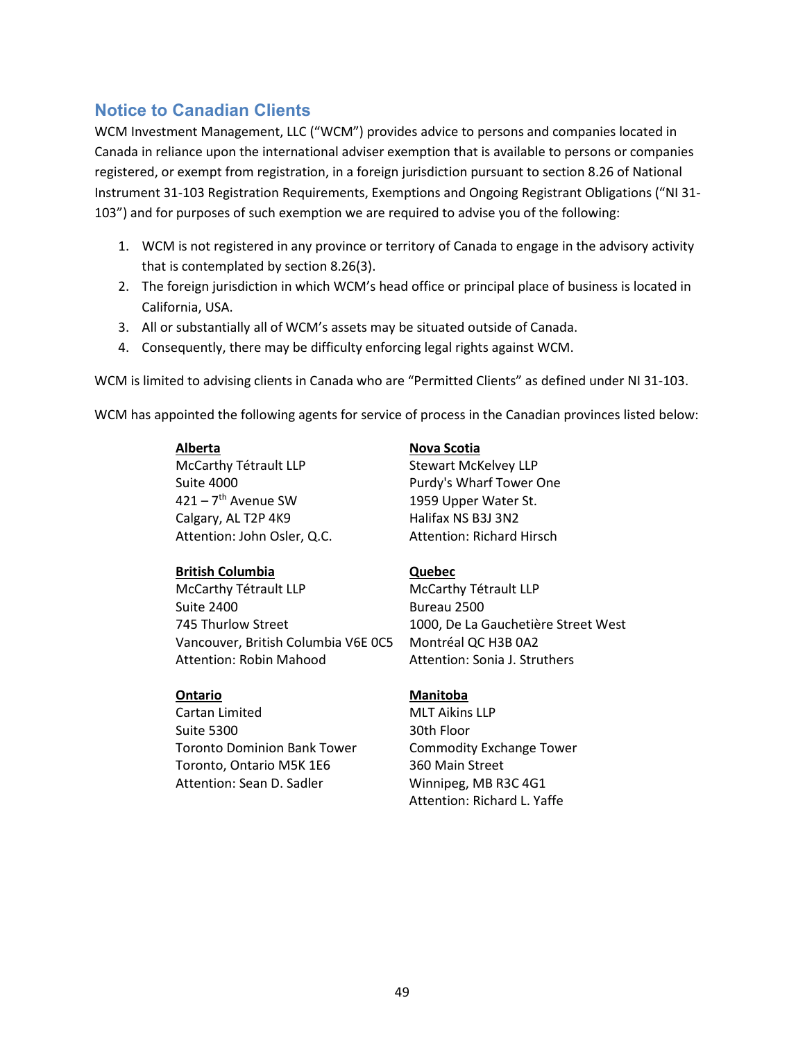## Notice to Canadian Clients

WCM Investment Management, LLC ("WCM") provides advice to persons and companies located in Canada in reliance upon the international adviser exemption that is available to persons or companies registered, or exempt from registration, in a foreign jurisdiction pursuant to section 8.26 of National Instrument 31-103 Registration Requirements, Exemptions and Ongoing Registrant Obligations ("NI 31-103") and for purposes of such exemption we are required to advise you of the following:

1. WCM is not registered in any province or territory of Canada to engage in the advisory activity that is contemplated by section 8.26(3).
2. The foreign jurisdiction in which WCM's head office or principal place of business is located in California, USA.
3. All or substantially all of WCM's assets may be situated outside of Canada.
4. Consequently, there may be difficulty enforcing legal rights against WCM.

WCM is limited to advising clients in Canada who are "Permitted Clients" as defined under NI 31-103.

WCM has appointed the following agents for service of process in the Canadian provinces listed below:

**Alberta**
McCarthy Tétrault LLP
Suite 4000
421 – 7th Avenue SW
Calgary, AL T2P 4K9
Attention: John Osler, Q.C.

**British Columbia**
McCarthy Tétrault LLP
Suite 2400
745 Thurlow Street
Vancouver, British Columbia V6E 0C5
Attention: Robin Mahood

**Ontario**
Cartan Limited
Suite 5300
Toronto Dominion Bank Tower
Toronto, Ontario M5K 1E6
Attention: Sean D. Sadler

**Nova Scotia**
Stewart McKelvey LLP
Purdy's Wharf Tower One
1959 Upper Water St.
Halifax NS B3J 3N2
Attention: Richard Hirsch

**Quebec**
McCarthy Tétrault LLP
Bureau 2500
1000, De La Gauchetière Street West
Montréal QC H3B 0A2
Attention: Sonia J. Struthers

**Manitoba**
MLT Aikins LLP
30th Floor
Commodity Exchange Tower
360 Main Street
Winnipeg, MB R3C 4G1
Attention: Richard L. Yaffe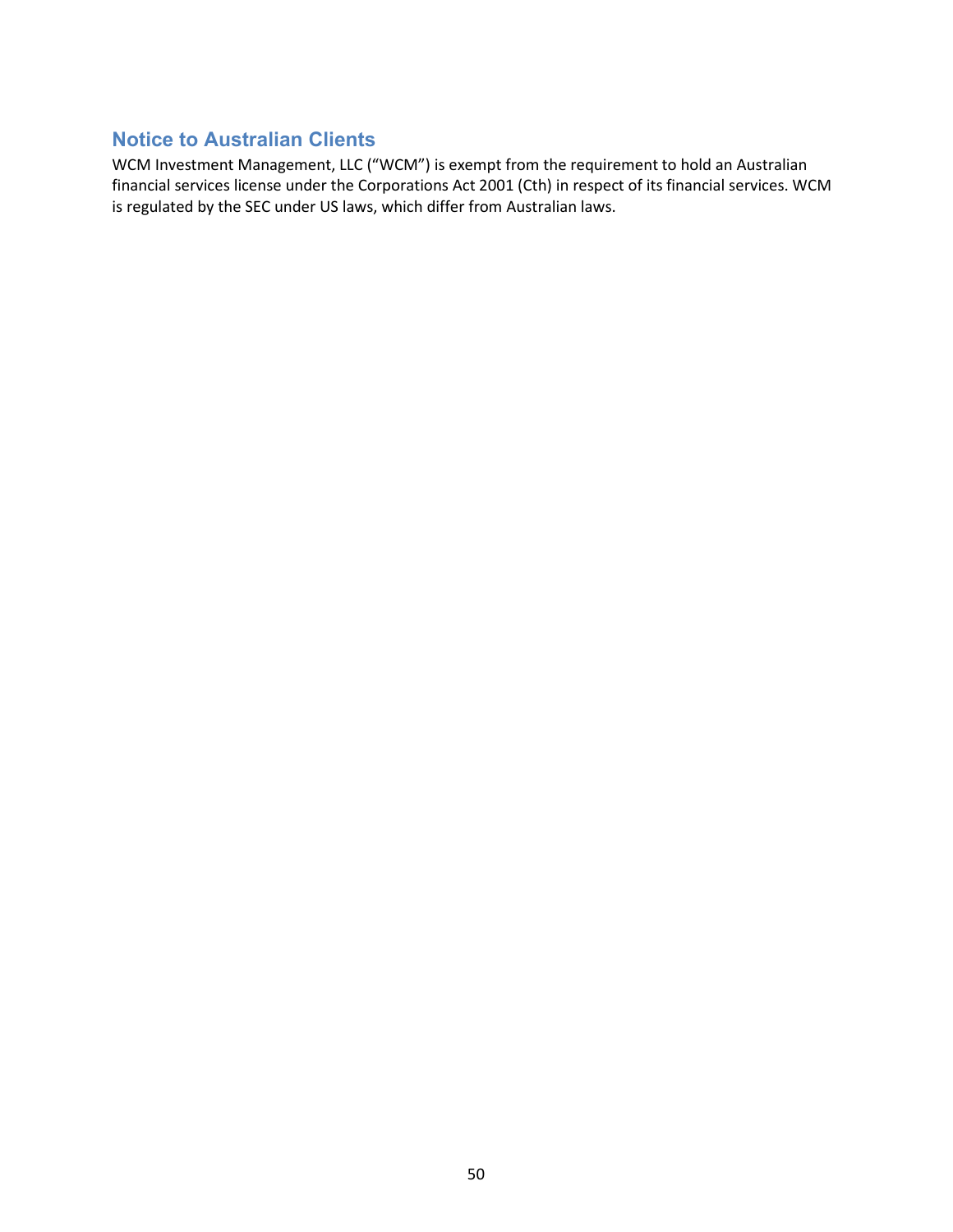## Notice to Australian Clients

WCM Investment Management, LLC ("WCM") is exempt from the requirement to hold an Australian financial services license under the Corporations Act 2001 (Cth) in respect of its financial services. WCM is regulated by the SEC under US laws, which differ from Australian laws.